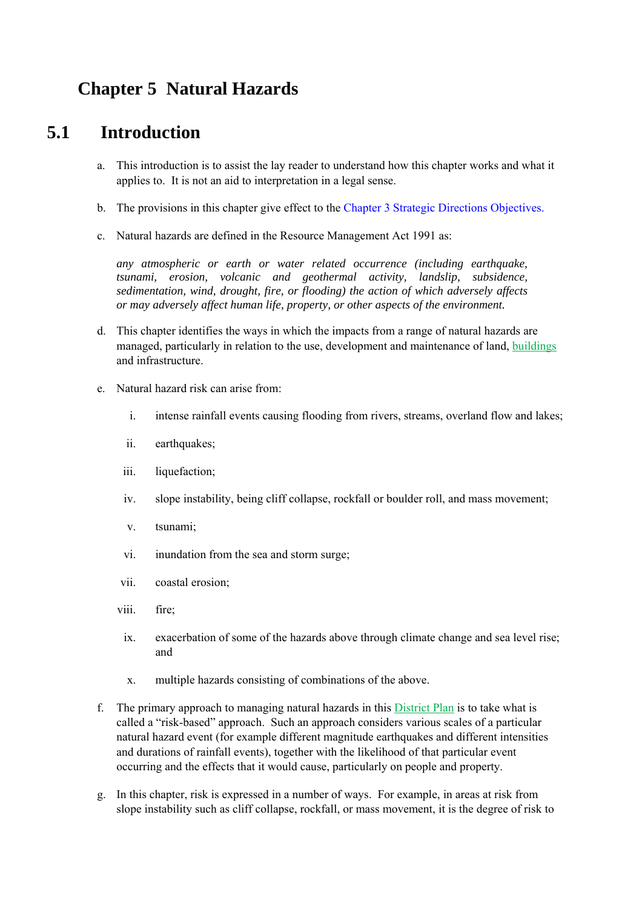# Chapter 5 Natural Hazards

## 5.1 Introduction

a. This introduction is to assist the lay reader to understand how this chapter works and what it applies to. It is not an aid to interpretation in a legal sense.

b. The provisions in this chapter give effect to the Chapter 3 Strategic Directions Objectives.

c. Natural hazards are defined in the Resource Management Act 1991 as:

   *any atmospheric or earth or water related occurrence (including earthquake, tsunami, erosion, volcanic and geothermal activity, landslip, subsidence, sedimentation, wind, drought, fire, or flooding) the action of which adversely affects or may adversely affect human life, property, or other aspects of the environment.*

d. This chapter identifies the ways in which the impacts from a range of natural hazards are managed, particularly in relation to the use, development and maintenance of land, buildings and infrastructure.

e. Natural hazard risk can arise from:

   i. intense rainfall events causing flooding from rivers, streams, overland flow and lakes;

   ii. earthquakes;

   iii. liquefaction;

   iv. slope instability, being cliff collapse, rockfall or boulder roll, and mass movement;

   v. tsunami;

   vi. inundation from the sea and storm surge;

   vii. coastal erosion;

   viii. fire;

   ix. exacerbation of some of the hazards above through climate change and sea level rise; and

   x. multiple hazards consisting of combinations of the above.

f. The primary approach to managing natural hazards in this District Plan is to take what is called a "risk-based" approach. Such an approach considers various scales of a particular natural hazard event (for example different magnitude earthquakes and different intensities and durations of rainfall events), together with the likelihood of that particular event occurring and the effects that it would cause, particularly on people and property.

g. In this chapter, risk is expressed in a number of ways. For example, in areas at risk from slope instability such as cliff collapse, rockfall, or mass movement, it is the degree of risk to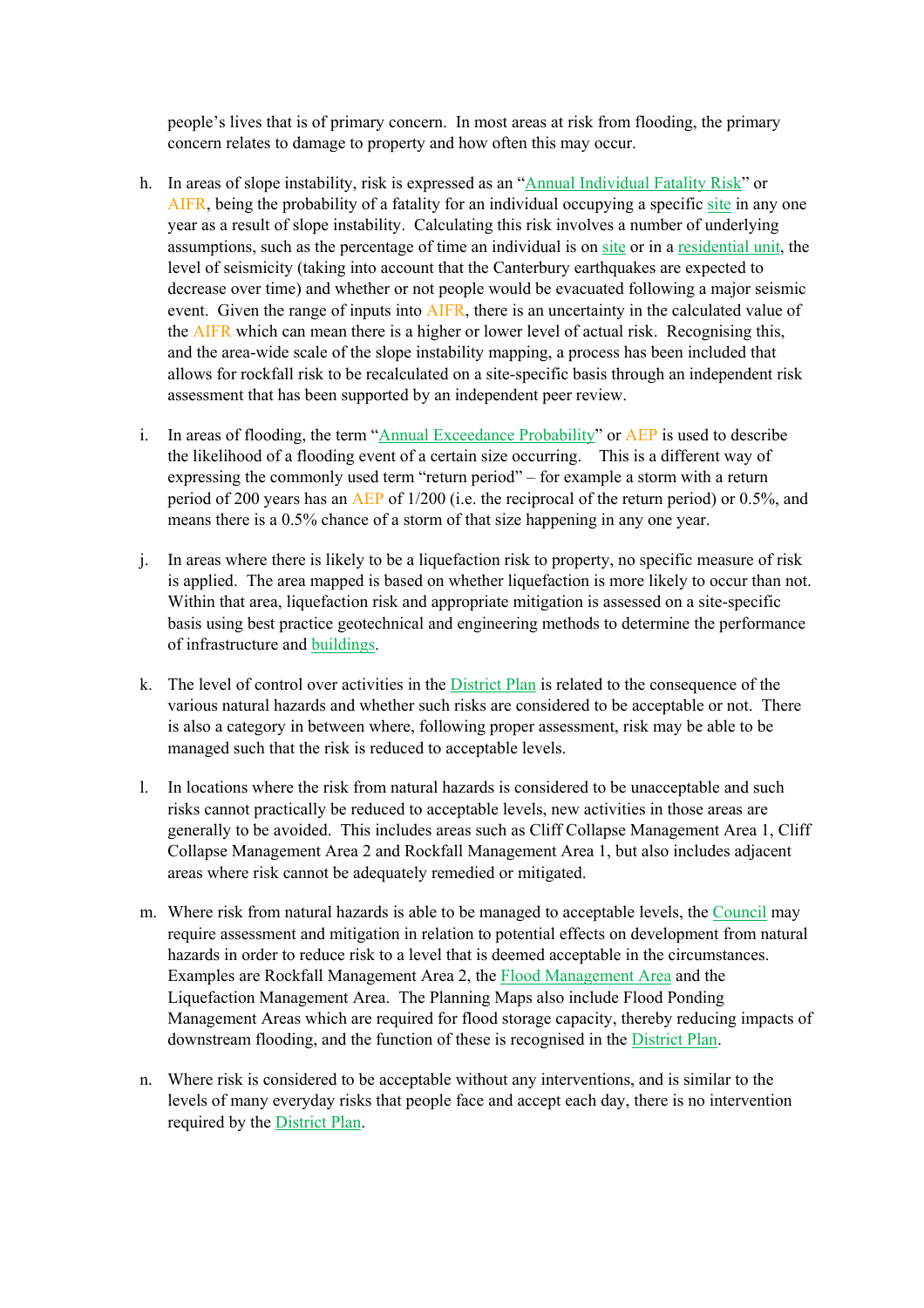people's lives that is of primary concern. In most areas at risk from flooding, the primary concern relates to damage to property and how often this may occur.

h. In areas of slope instability, risk is expressed as an "Annual Individual Fatality Risk" or AIFR, being the probability of a fatality for an individual occupying a specific site in any one year as a result of slope instability. Calculating this risk involves a number of underlying assumptions, such as the percentage of time an individual is on site or in a residential unit, the level of seismicity (taking into account that the Canterbury earthquakes are expected to decrease over time) and whether or not people would be evacuated following a major seismic event. Given the range of inputs into AIFR, there is an uncertainty in the calculated value of the AIFR which can mean there is a higher or lower level of actual risk. Recognising this, and the area-wide scale of the slope instability mapping, a process has been included that allows for rockfall risk to be recalculated on a site-specific basis through an independent risk assessment that has been supported by an independent peer review.

i. In areas of flooding, the term "Annual Exceedance Probability" or AEP is used to describe the likelihood of a flooding event of a certain size occurring. This is a different way of expressing the commonly used term "return period" – for example a storm with a return period of 200 years has an AEP of 1/200 (i.e. the reciprocal of the return period) or 0.5%, and means there is a 0.5% chance of a storm of that size happening in any one year.

j. In areas where there is likely to be a liquefaction risk to property, no specific measure of risk is applied. The area mapped is based on whether liquefaction is more likely to occur than not. Within that area, liquefaction risk and appropriate mitigation is assessed on a site-specific basis using best practice geotechnical and engineering methods to determine the performance of infrastructure and buildings.

k. The level of control over activities in the District Plan is related to the consequence of the various natural hazards and whether such risks are considered to be acceptable or not. There is also a category in between where, following proper assessment, risk may be able to be managed such that the risk is reduced to acceptable levels.

l. In locations where the risk from natural hazards is considered to be unacceptable and such risks cannot practically be reduced to acceptable levels, new activities in those areas are generally to be avoided. This includes areas such as Cliff Collapse Management Area 1, Cliff Collapse Management Area 2 and Rockfall Management Area 1, but also includes adjacent areas where risk cannot be adequately remedied or mitigated.

m. Where risk from natural hazards is able to be managed to acceptable levels, the Council may require assessment and mitigation in relation to potential effects on development from natural hazards in order to reduce risk to a level that is deemed acceptable in the circumstances. Examples are Rockfall Management Area 2, the Flood Management Area and the Liquefaction Management Area. The Planning Maps also include Flood Ponding Management Areas which are required for flood storage capacity, thereby reducing impacts of downstream flooding, and the function of these is recognised in the District Plan.

n. Where risk is considered to be acceptable without any interventions, and is similar to the levels of many everyday risks that people face and accept each day, there is no intervention required by the District Plan.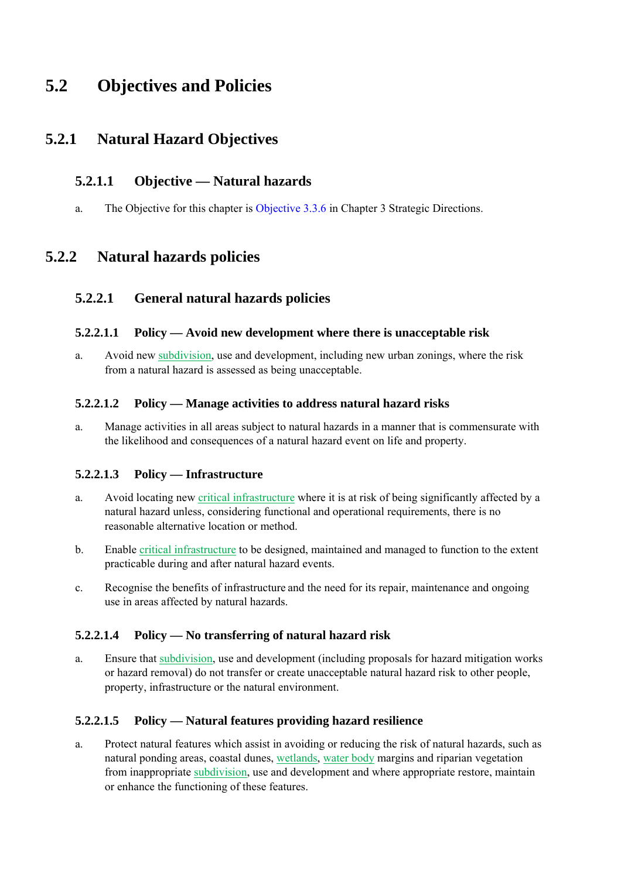# 5.2 Objectives and Policies

## 5.2.1 Natural Hazard Objectives

### 5.2.1.1 Objective — Natural hazards

a. The Objective for this chapter is Objective 3.3.6 in Chapter 3 Strategic Directions.

## 5.2.2 Natural hazards policies

### 5.2.2.1 General natural hazards policies

#### 5.2.2.1.1 Policy — Avoid new development where there is unacceptable risk

a. Avoid new subdivision, use and development, including new urban zonings, where the risk from a natural hazard is assessed as being unacceptable.

#### 5.2.2.1.2 Policy — Manage activities to address natural hazard risks

a. Manage activities in all areas subject to natural hazards in a manner that is commensurate with the likelihood and consequences of a natural hazard event on life and property.

#### 5.2.2.1.3 Policy — Infrastructure

a. Avoid locating new critical infrastructure where it is at risk of being significantly affected by a natural hazard unless, considering functional and operational requirements, there is no reasonable alternative location or method.

b. Enable critical infrastructure to be designed, maintained and managed to function to the extent practicable during and after natural hazard events.

c. Recognise the benefits of infrastructure and the need for its repair, maintenance and ongoing use in areas affected by natural hazards.

#### 5.2.2.1.4 Policy — No transferring of natural hazard risk

a. Ensure that subdivision, use and development (including proposals for hazard mitigation works or hazard removal) do not transfer or create unacceptable natural hazard risk to other people, property, infrastructure or the natural environment.

#### 5.2.2.1.5 Policy — Natural features providing hazard resilience

a. Protect natural features which assist in avoiding or reducing the risk of natural hazards, such as natural ponding areas, coastal dunes, wetlands, water body margins and riparian vegetation from inappropriate subdivision, use and development and where appropriate restore, maintain or enhance the functioning of these features.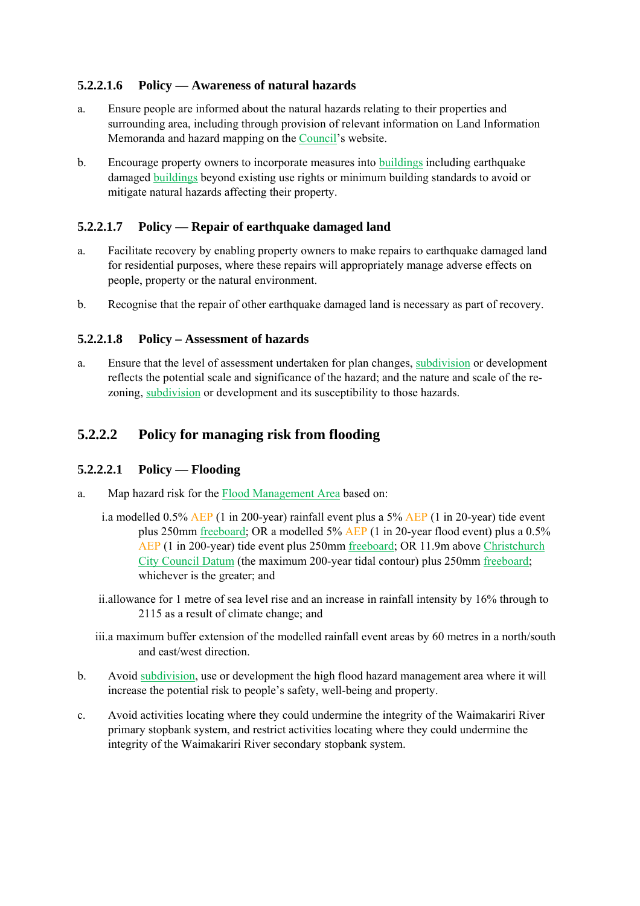### 5.2.2.1.6 Policy — Awareness of natural hazards

a. Ensure people are informed about the natural hazards relating to their properties and surrounding area, including through provision of relevant information on Land Information Memoranda and hazard mapping on the Council's website.

b. Encourage property owners to incorporate measures into buildings including earthquake damaged buildings beyond existing use rights or minimum building standards to avoid or mitigate natural hazards affecting their property.

### 5.2.2.1.7 Policy — Repair of earthquake damaged land

a. Facilitate recovery by enabling property owners to make repairs to earthquake damaged land for residential purposes, where these repairs will appropriately manage adverse effects on people, property or the natural environment.

b. Recognise that the repair of other earthquake damaged land is necessary as part of recovery.

### 5.2.2.1.8 Policy – Assessment of hazards

a. Ensure that the level of assessment undertaken for plan changes, subdivision or development reflects the potential scale and significance of the hazard; and the nature and scale of the re-zoning, subdivision or development and its susceptibility to those hazards.

## 5.2.2.2 Policy for managing risk from flooding

### 5.2.2.2.1 Policy — Flooding

a. Map hazard risk for the Flood Management Area based on:

   i. a modelled 0.5% AEP (1 in 200-year) rainfall event plus a 5% AEP (1 in 20-year) tide event plus 250mm freeboard; OR a modelled 5% AEP (1 in 20-year flood event) plus a 0.5% AEP (1 in 200-year) tide event plus 250mm freeboard; OR 11.9m above Christchurch City Council Datum (the maximum 200-year tidal contour) plus 250mm freeboard; whichever is the greater; and

   ii. allowance for 1 metre of sea level rise and an increase in rainfall intensity by 16% through to 2115 as a result of climate change; and

   iii. a maximum buffer extension of the modelled rainfall event areas by 60 metres in a north/south and east/west direction.

b. Avoid subdivision, use or development the high flood hazard management area where it will increase the potential risk to people's safety, well-being and property.

c. Avoid activities locating where they could undermine the integrity of the Waimakariri River primary stopbank system, and restrict activities locating where they could undermine the integrity of the Waimakariri River secondary stopbank system.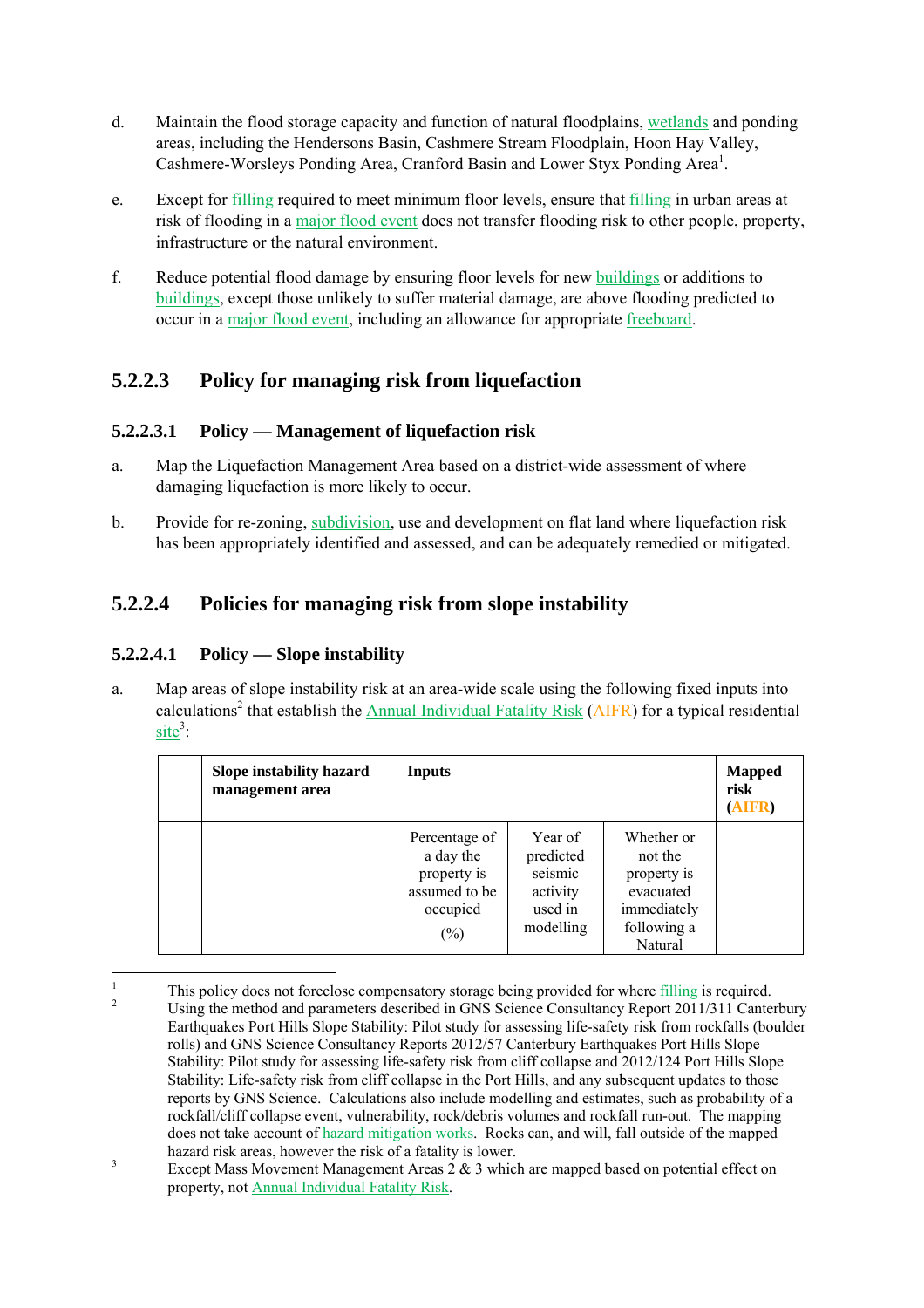d. Maintain the flood storage capacity and function of natural floodplains, wetlands and ponding areas, including the Hendersons Basin, Cashmere Stream Floodplain, Hoon Hay Valley, Cashmere-Worsleys Ponding Area, Cranford Basin and Lower Styx Ponding Area[1].

e. Except for filling required to meet minimum floor levels, ensure that filling in urban areas at risk of flooding in a major flood event does not transfer flooding risk to other people, property, infrastructure or the natural environment.

f. Reduce potential flood damage by ensuring floor levels for new buildings or additions to buildings, except those unlikely to suffer material damage, are above flooding predicted to occur in a major flood event, including an allowance for appropriate freeboard.

## 5.2.2.3 Policy for managing risk from liquefaction

### 5.2.2.3.1 Policy — Management of liquefaction risk

a. Map the Liquefaction Management Area based on a district-wide assessment of where damaging liquefaction is more likely to occur.

b. Provide for re-zoning, subdivision, use and development on flat land where liquefaction risk has been appropriately identified and assessed, and can be adequately remedied or mitigated.

## 5.2.2.4 Policies for managing risk from slope instability

### 5.2.2.4.1 Policy — Slope instability

a. Map areas of slope instability risk at an area-wide scale using the following fixed inputs into calculations[2] that establish the Annual Individual Fatality Risk (AIFR) for a typical residential site[3]:

| | **Slope instability hazard management area** | **Inputs** | | | **Mapped risk (AIFR)** |
|---|---|---|---|---|---|
| | | Percentage of a day the property is assumed to be occupied (%) | Year of predicted seismic activity used in modelling | Whether or not the property is evacuated immediately following a Natural | |

---

1 This policy does not foreclose compensatory storage being provided for where filling is required.

2 Using the method and parameters described in GNS Science Consultancy Report 2011/311 Canterbury Earthquakes Port Hills Slope Stability: Pilot study for assessing life-safety risk from rockfalls (boulder rolls) and GNS Science Consultancy Reports 2012/57 Canterbury Earthquakes Port Hills Slope Stability: Pilot study for assessing life-safety risk from cliff collapse and 2012/124 Port Hills Slope Stability: Life-safety risk from cliff collapse in the Port Hills, and any subsequent updates to those reports by GNS Science. Calculations also include modelling and estimates, such as probability of a rockfall/cliff collapse event, vulnerability, rock/debris volumes and rockfall run-out. The mapping does not take account of hazard mitigation works. Rocks can, and will, fall outside of the mapped hazard risk areas, however the risk of a fatality is lower.

3 Except Mass Movement Management Areas 2 & 3 which are mapped based on potential effect on property, not Annual Individual Fatality Risk.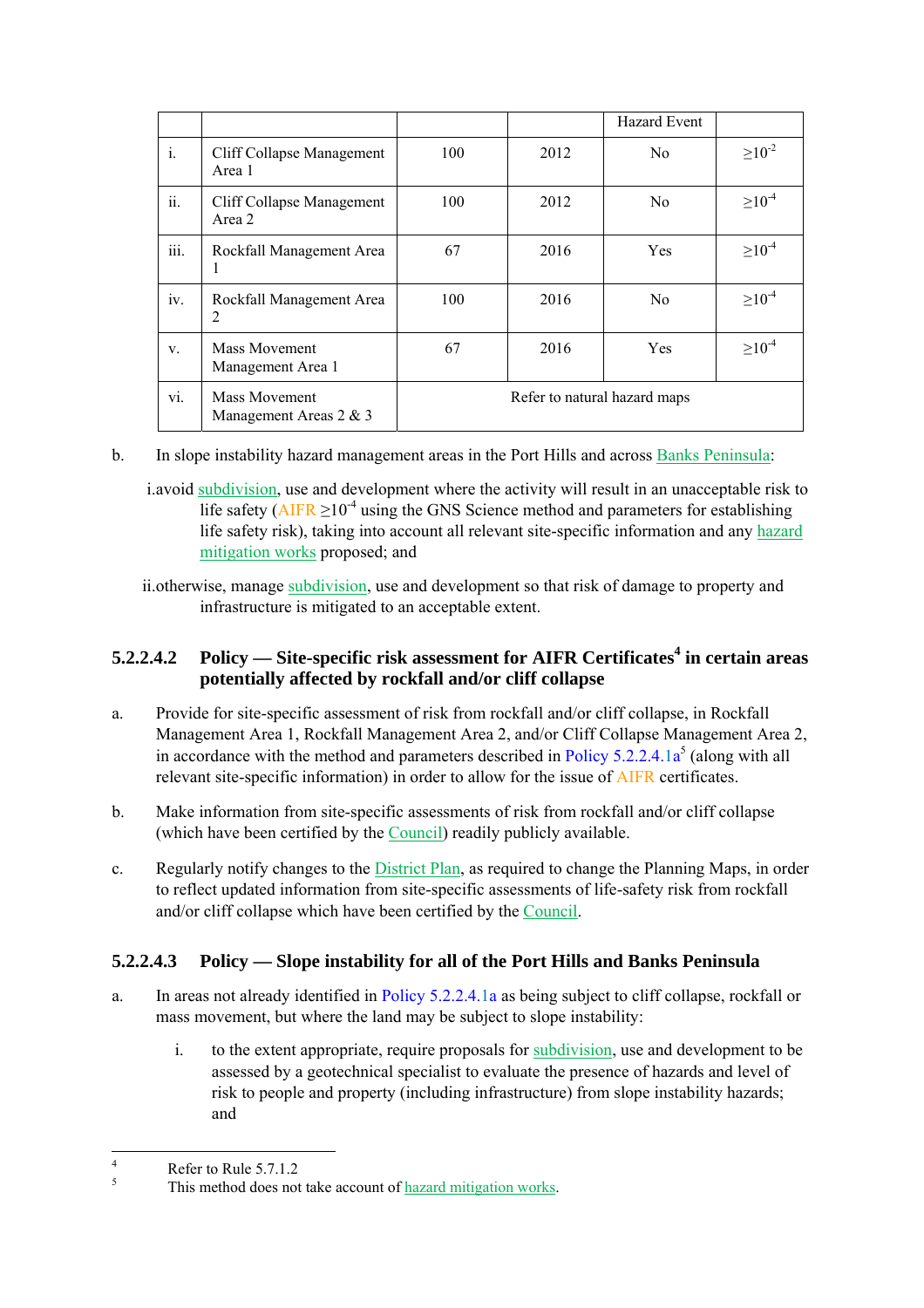| | | | | Hazard Event | |
|---|---|---|---|---|---|
| i. | Cliff Collapse Management Area 1 | 100 | 2012 | No | $\geq 10^{-2}$ |
| ii. | Cliff Collapse Management Area 2 | 100 | 2012 | No | $\geq 10^{-4}$ |
| iii. | Rockfall Management Area 1 | 67 | 2016 | Yes | $\geq 10^{-4}$ |
| iv. | Rockfall Management Area 2 | 100 | 2016 | No | $\geq 10^{-4}$ |
| v. | Mass Movement Management Area 1 | 67 | 2016 | Yes | $\geq 10^{-4}$ |
| vi. | Mass Movement Management Areas 2 & 3 | Refer to natural hazard maps | | | |

b. In slope instability hazard management areas in the Port Hills and across Banks Peninsula:

i. avoid subdivision, use and development where the activity will result in an unacceptable risk to life safety (AIFR $\geq 10^{-4}$ using the GNS Science method and parameters for establishing life safety risk), taking into account all relevant site-specific information and any hazard mitigation works proposed; and

ii. otherwise, manage subdivision, use and development so that risk of damage to property and infrastructure is mitigated to an acceptable extent.

### 5.2.2.4.2 Policy — Site-specific risk assessment for AIFR Certificates[4] in certain areas potentially affected by rockfall and/or cliff collapse

a. Provide for site-specific assessment of risk from rockfall and/or cliff collapse, in Rockfall Management Area 1, Rockfall Management Area 2, and/or Cliff Collapse Management Area 2, in accordance with the method and parameters described in Policy 5.2.2.4.1a[5] (along with all relevant site-specific information) in order to allow for the issue of AIFR certificates.

b. Make information from site-specific assessments of risk from rockfall and/or cliff collapse (which have been certified by the Council) readily publicly available.

c. Regularly notify changes to the District Plan, as required to change the Planning Maps, in order to reflect updated information from site-specific assessments of life-safety risk from rockfall and/or cliff collapse which have been certified by the Council.

### 5.2.2.4.3 Policy — Slope instability for all of the Port Hills and Banks Peninsula

a. In areas not already identified in Policy 5.2.2.4.1a as being subject to cliff collapse, rockfall or mass movement, but where the land may be subject to slope instability:

   i. to the extent appropriate, require proposals for subdivision, use and development to be assessed by a geotechnical specialist to evaluate the presence of hazards and level of risk to people and property (including infrastructure) from slope instability hazards; and

---

[4] Refer to Rule 5.7.1.2

[5] This method does not take account of hazard mitigation works.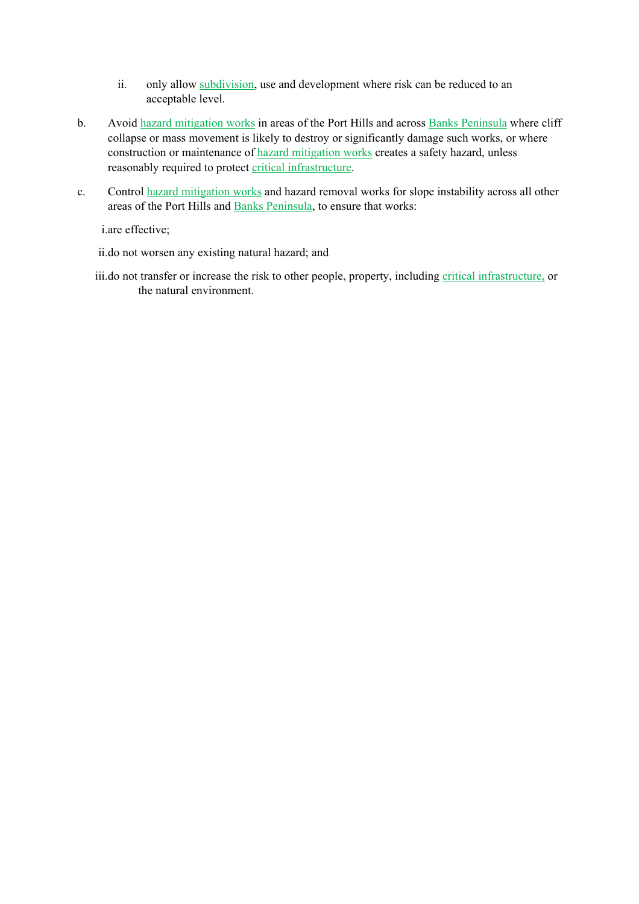ii. only allow subdivision, use and development where risk can be reduced to an acceptable level.

b. Avoid hazard mitigation works in areas of the Port Hills and across Banks Peninsula where cliff collapse or mass movement is likely to destroy or significantly damage such works, or where construction or maintenance of hazard mitigation works creates a safety hazard, unless reasonably required to protect critical infrastructure.

c. Control hazard mitigation works and hazard removal works for slope instability across all other areas of the Port Hills and Banks Peninsula, to ensure that works:

   i. are effective;

   ii. do not worsen any existing natural hazard; and

   iii. do not transfer or increase the risk to other people, property, including critical infrastructure, or the natural environment.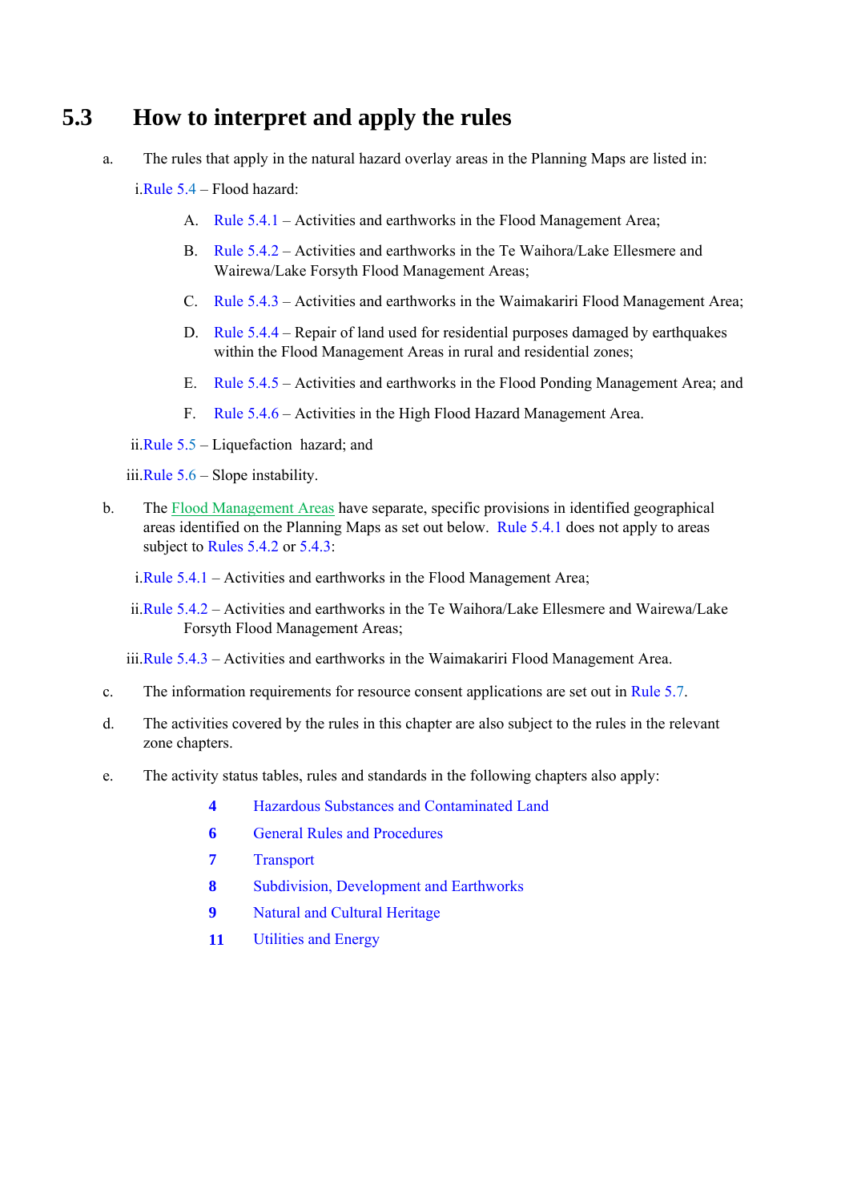## 5.3 How to interpret and apply the rules

a. The rules that apply in the natural hazard overlay areas in the Planning Maps are listed in:

   i. Rule 5.4 – Flood hazard:

      A. Rule 5.4.1 – Activities and earthworks in the Flood Management Area;

      B. Rule 5.4.2 – Activities and earthworks in the Te Waihora/Lake Ellesmere and Wairewa/Lake Forsyth Flood Management Areas;

      C. Rule 5.4.3 – Activities and earthworks in the Waimakariri Flood Management Area;

      D. Rule 5.4.4 – Repair of land used for residential purposes damaged by earthquakes within the Flood Management Areas in rural and residential zones;

      E. Rule 5.4.5 – Activities and earthworks in the Flood Ponding Management Area; and

      F. Rule 5.4.6 – Activities in the High Flood Hazard Management Area.

   ii. Rule 5.5 – Liquefaction hazard; and

   iii. Rule 5.6 – Slope instability.

b. The Flood Management Areas have separate, specific provisions in identified geographical areas identified on the Planning Maps as set out below. Rule 5.4.1 does not apply to areas subject to Rules 5.4.2 or 5.4.3:

   i. Rule 5.4.1 – Activities and earthworks in the Flood Management Area;

   ii. Rule 5.4.2 – Activities and earthworks in the Te Waihora/Lake Ellesmere and Wairewa/Lake Forsyth Flood Management Areas;

   iii. Rule 5.4.3 – Activities and earthworks in the Waimakariri Flood Management Area.

c. The information requirements for resource consent applications are set out in Rule 5.7.

d. The activities covered by the rules in this chapter are also subject to the rules in the relevant zone chapters.

e. The activity status tables, rules and standards in the following chapters also apply:

   **4** Hazardous Substances and Contaminated Land

   **6** General Rules and Procedures

   **7** Transport

   **8** Subdivision, Development and Earthworks

   **9** Natural and Cultural Heritage

   **11** Utilities and Energy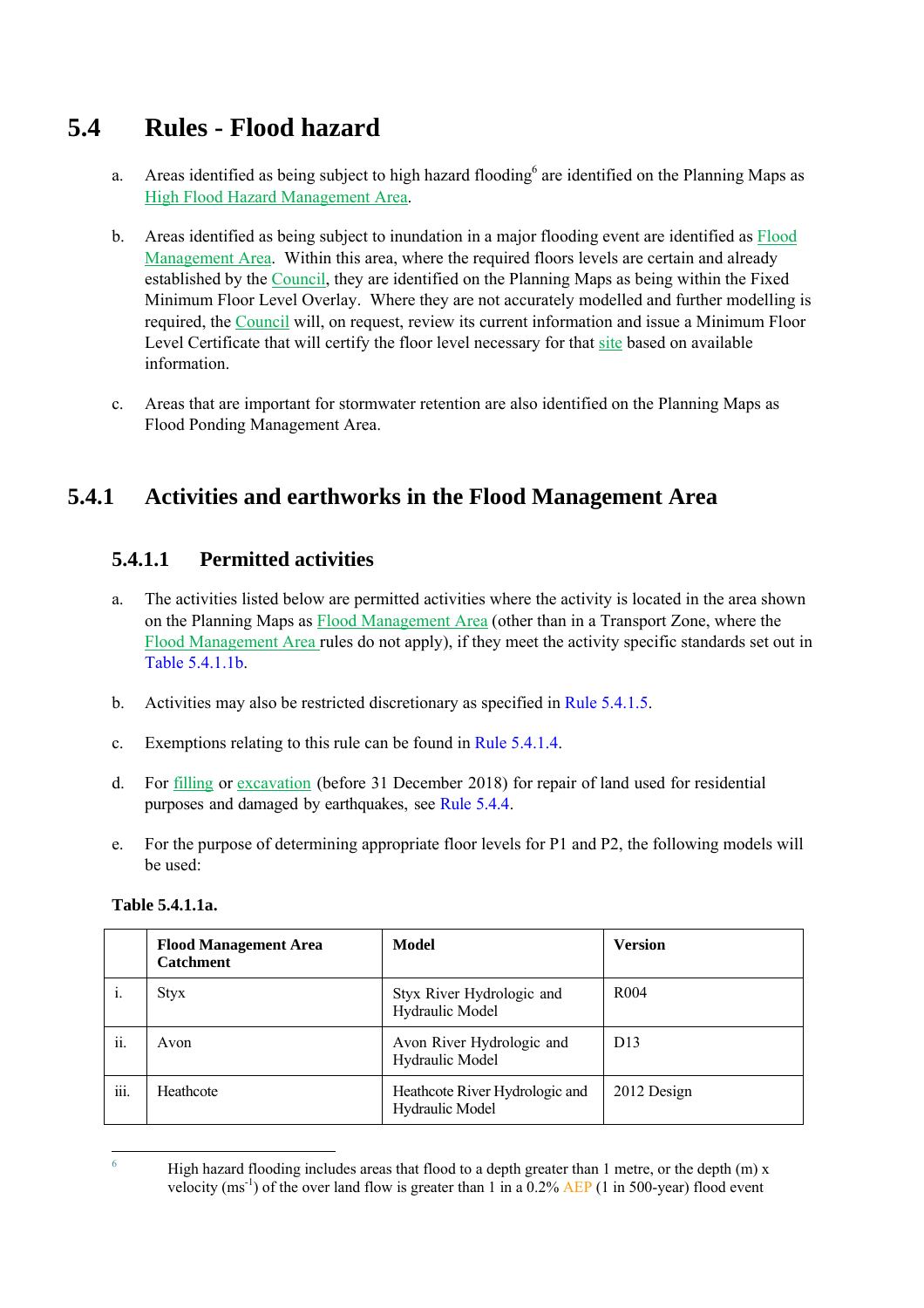# 5.4 Rules - Flood hazard

a. Areas identified as being subject to high hazard flooding[6] are identified on the Planning Maps as High Flood Hazard Management Area.

b. Areas identified as being subject to inundation in a major flooding event are identified as Flood Management Area. Within this area, where the required floors levels are certain and already established by the Council, they are identified on the Planning Maps as being within the Fixed Minimum Floor Level Overlay. Where they are not accurately modelled and further modelling is required, the Council will, on request, review its current information and issue a Minimum Floor Level Certificate that will certify the floor level necessary for that site based on available information.

c. Areas that are important for stormwater retention are also identified on the Planning Maps as Flood Ponding Management Area.

## 5.4.1 Activities and earthworks in the Flood Management Area

### 5.4.1.1 Permitted activities

a. The activities listed below are permitted activities where the activity is located in the area shown on the Planning Maps as Flood Management Area (other than in a Transport Zone, where the Flood Management Area rules do not apply), if they meet the activity specific standards set out in Table 5.4.1.1b.

b. Activities may also be restricted discretionary as specified in Rule 5.4.1.5.

c. Exemptions relating to this rule can be found in Rule 5.4.1.4.

d. For filling or excavation (before 31 December 2018) for repair of land used for residential purposes and damaged by earthquakes, see Rule 5.4.4.

e. For the purpose of determining appropriate floor levels for P1 and P2, the following models will be used:

**Table 5.4.1.1a.**

| | Flood Management Area Catchment | Model | Version |
|---|---|---|---|
| i. | Styx | Styx River Hydrologic and Hydraulic Model | R004 |
| ii. | Avon | Avon River Hydrologic and Hydraulic Model | D13 |
| iii. | Heathcote | Heathcote River Hydrologic and Hydraulic Model | 2012 Design |

---

[6] High hazard flooding includes areas that flood to a depth greater than 1 metre, or the depth (m) x velocity ($ms^{-1}$) of the over land flow is greater than 1 in a 0.2% AEP (1 in 500-year) flood event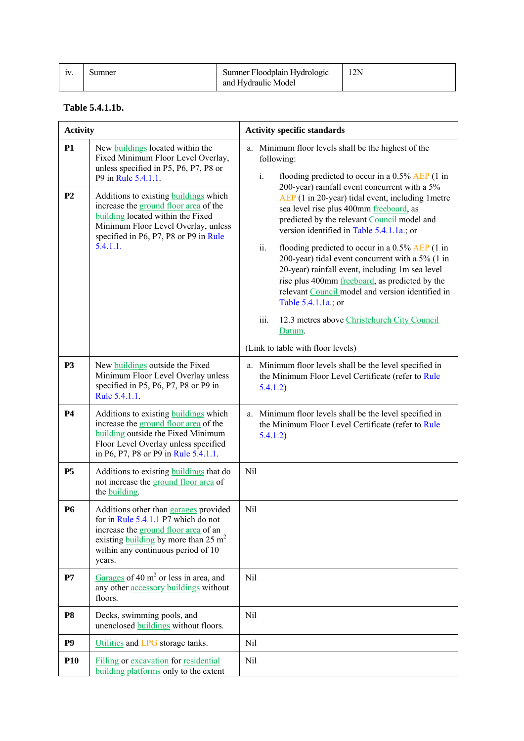| iv. | Sumner | Sumner Floodplain Hydrologic and Hydraulic Model | 12N |
|---|---|---|---|

**Table 5.4.1.1b.**

| Activity | | Activity specific standards |
|---|---|---|
| **P1** | New buildings located within the Fixed Minimum Floor Level Overlay, unless specified in P5, P6, P7, P8 or P9 in Rule 5.4.1.1. | a. Minimum floor levels shall be the highest of the following:<br>i. flooding predicted to occur in a 0.5% AEP (1 in 200-year) rainfall event concurrent with a 5% AEP (1 in 20-year) tidal event, including 1metre sea level rise plus 400mm freeboard, as predicted by the relevant Council model and version identified in Table 5.4.1.1a.; or<br>ii. flooding predicted to occur in a 0.5% AEP (1 in 200-year) tidal event concurrent with a 5% (1 in 20-year) rainfall event, including 1m sea level rise plus 400mm freeboard, as predicted by the relevant Council model and version identified in Table 5.4.1.1a.; or<br>iii. 12.3 metres above Christchurch City Council Datum.<br>(Link to table with floor levels) |
| **P2** | Additions to existing buildings which increase the ground floor area of the building located within the Fixed Minimum Floor Level Overlay, unless specified in P6, P7, P8 or P9 in Rule 5.4.1.1. | |
| **P3** | New buildings outside the Fixed Minimum Floor Level Overlay unless specified in P5, P6, P7, P8 or P9 in Rule 5.4.1.1. | a. Minimum floor levels shall be the level specified in the Minimum Floor Level Certificate (refer to Rule 5.4.1.2) |
| **P4** | Additions to existing buildings which increase the ground floor area of the building outside the Fixed Minimum Floor Level Overlay unless specified in P6, P7, P8 or P9 in Rule 5.4.1.1. | a. Minimum floor levels shall be the level specified in the Minimum Floor Level Certificate (refer to Rule 5.4.1.2) |
| **P5** | Additions to existing buildings that do not increase the ground floor area of the building. | Nil |
| **P6** | Additions other than garages provided for in Rule 5.4.1.1 P7 which do not increase the ground floor area of an existing building by more than 25 $m^2$ within any continuous period of 10 years. | Nil |
| **P7** | Garages of 40 $m^2$ or less in area, and any other accessory buildings without floors. | Nil |
| **P8** | Decks, swimming pools, and unenclosed buildings without floors. | Nil |
| **P9** | Utilities and LPG storage tanks. | Nil |
| **P10** | Filling or excavation for residential building platforms only to the extent | Nil |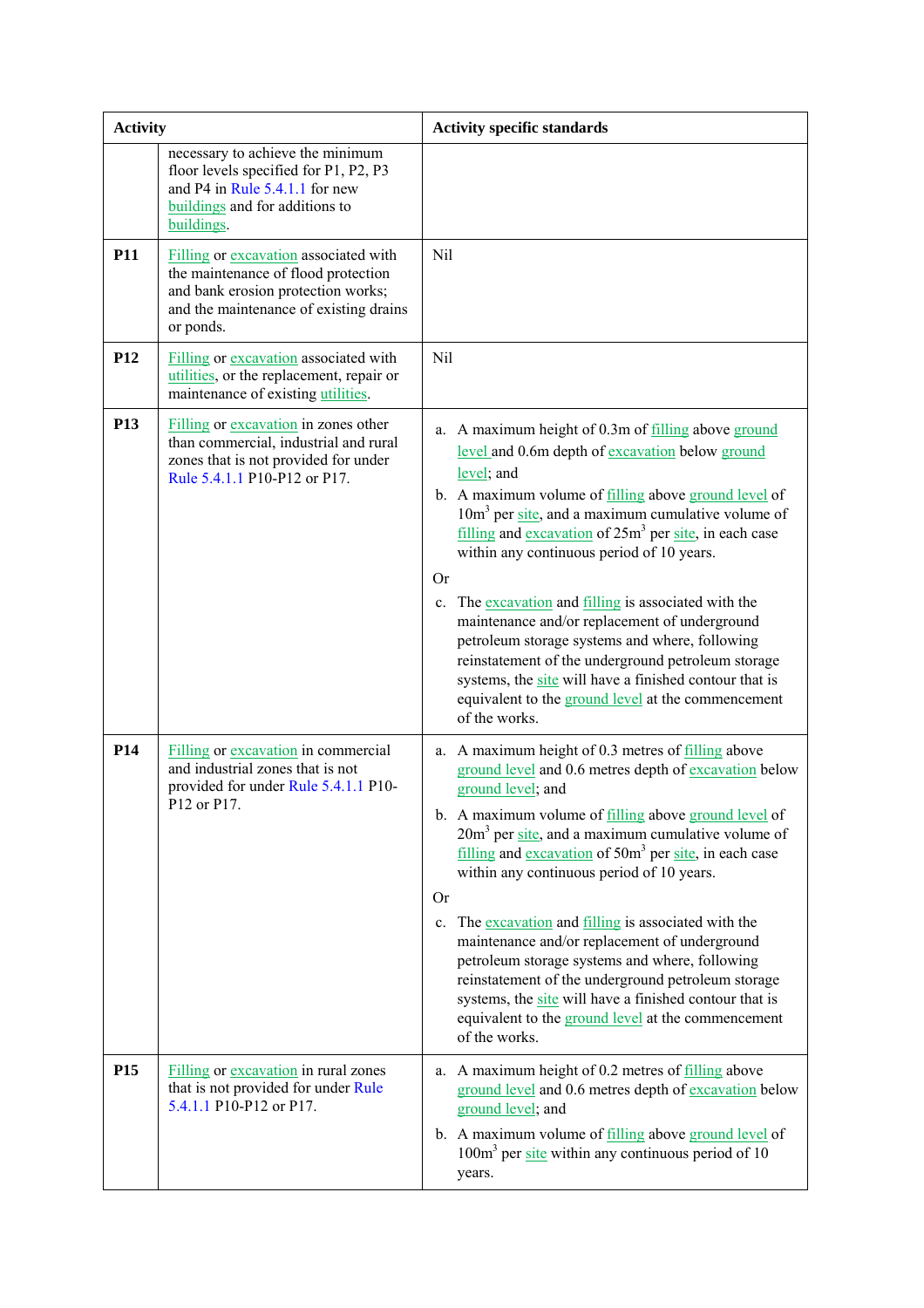| Activity | | Activity specific standards |
|---|---|---|
| | necessary to achieve the minimum floor levels specified for P1, P2, P3 and P4 in Rule 5.4.1.1 for new buildings and for additions to buildings. | |
| **P11** | Filling or excavation associated with the maintenance of flood protection and bank erosion protection works; and the maintenance of existing drains or ponds. | Nil |
| **P12** | Filling or excavation associated with utilities, or the replacement, repair or maintenance of existing utilities. | Nil |
| **P13** | Filling or excavation in zones other than commercial, industrial and rural zones that is not provided for under Rule 5.4.1.1 P10-P12 or P17. | a. A maximum height of 0.3m of filling above ground level and 0.6m depth of excavation below ground level; and<br>b. A maximum volume of filling above ground level of 10m$^3$ per site, and a maximum cumulative volume of filling and excavation of 25m$^3$ per site, in each case within any continuous period of 10 years.<br>Or<br>c. The excavation and filling is associated with the maintenance and/or replacement of underground petroleum storage systems and where, following reinstatement of the underground petroleum storage systems, the site will have a finished contour that is equivalent to the ground level at the commencement of the works. |
| **P14** | Filling or excavation in commercial and industrial zones that is not provided for under Rule 5.4.1.1 P10-P12 or P17. | a. A maximum height of 0.3 metres of filling above ground level and 0.6 metres depth of excavation below ground level; and<br>b. A maximum volume of filling above ground level of 20m$^3$ per site, and a maximum cumulative volume of filling and excavation of 50m$^3$ per site, in each case within any continuous period of 10 years.<br>Or<br>c. The excavation and filling is associated with the maintenance and/or replacement of underground petroleum storage systems and where, following reinstatement of the underground petroleum storage systems, the site will have a finished contour that is equivalent to the ground level at the commencement of the works. |
| **P15** | Filling or excavation in rural zones that is not provided for under Rule 5.4.1.1 P10-P12 or P17. | a. A maximum height of 0.2 metres of filling above ground level and 0.6 metres depth of excavation below ground level; and<br>b. A maximum volume of filling above ground level of 100m$^3$ per site within any continuous period of 10 years. |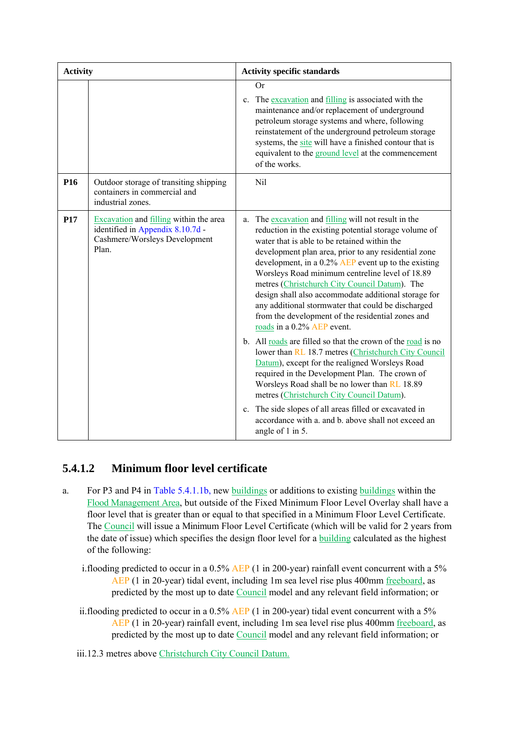| Activity | | Activity specific standards |
|---|---|---|
| | | Or<br>c. The excavation and filling is associated with the maintenance and/or replacement of underground petroleum storage systems and where, following reinstatement of the underground petroleum storage systems, the site will have a finished contour that is equivalent to the ground level at the commencement of the works. |
| **P16** | Outdoor storage of transiting shipping containers in commercial and industrial zones. | Nil |
| **P17** | Excavation and filling within the area identified in Appendix 8.10.7d - Cashmere/Worsleys Development Plan. | a. The excavation and filling will not result in the reduction in the existing potential storage volume of water that is able to be retained within the development plan area, prior to any residential zone development, in a 0.2% AEP event up to the existing Worsleys Road minimum centreline level of 18.89 metres (Christchurch City Council Datum). The design shall also accommodate additional storage for any additional stormwater that could be discharged from the development of the residential zones and roads in a 0.2% AEP event.<br>b. All roads are filled so that the crown of the road is no lower than RL 18.7 metres (Christchurch City Council Datum), except for the realigned Worsleys Road required in the Development Plan. The crown of Worsleys Road shall be no lower than RL 18.89 metres (Christchurch City Council Datum).<br>c. The side slopes of all areas filled or excavated in accordance with a. and b. above shall not exceed an angle of 1 in 5. |

### 5.4.1.2 Minimum floor level certificate

a. For P3 and P4 in Table 5.4.1.1b, new buildings or additions to existing buildings within the Flood Management Area, but outside of the Fixed Minimum Floor Level Overlay shall have a floor level that is greater than or equal to that specified in a Minimum Floor Level Certificate. The Council will issue a Minimum Floor Level Certificate (which will be valid for 2 years from the date of issue) which specifies the design floor level for a building calculated as the highest of the following:

i. flooding predicted to occur in a 0.5% AEP (1 in 200-year) rainfall event concurrent with a 5% AEP (1 in 20-year) tidal event, including 1m sea level rise plus 400mm freeboard, as predicted by the most up to date Council model and any relevant field information; or

ii. flooding predicted to occur in a 0.5% AEP (1 in 200-year) tidal event concurrent with a 5% AEP (1 in 20-year) rainfall event, including 1m sea level rise plus 400mm freeboard, as predicted by the most up to date Council model and any relevant field information; or

iii. 12.3 metres above Christchurch City Council Datum.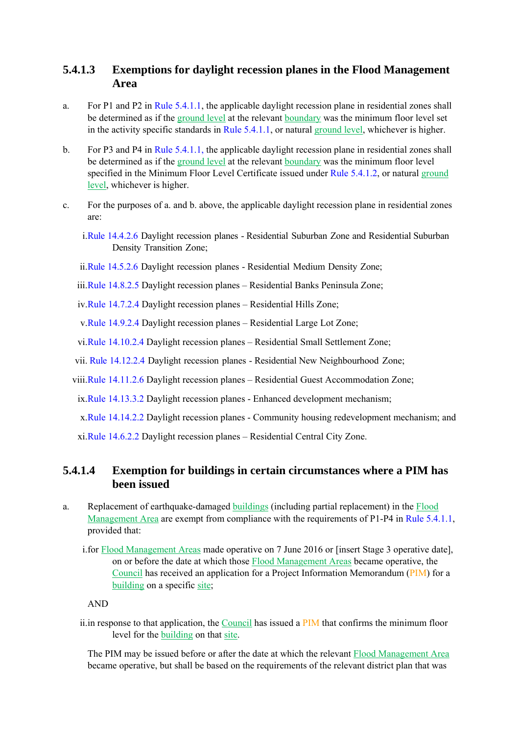### 5.4.1.3 Exemptions for daylight recession planes in the Flood Management Area

a. For P1 and P2 in Rule 5.4.1.1, the applicable daylight recession plane in residential zones shall be determined as if the ground level at the relevant boundary was the minimum floor level set in the activity specific standards in Rule 5.4.1.1, or natural ground level, whichever is higher.

b. For P3 and P4 in Rule 5.4.1.1, the applicable daylight recession plane in residential zones shall be determined as if the ground level at the relevant boundary was the minimum floor level specified in the Minimum Floor Level Certificate issued under Rule 5.4.1.2, or natural ground level, whichever is higher.

c. For the purposes of a. and b. above, the applicable daylight recession plane in residential zones are:

   i. Rule 14.4.2.6 Daylight recession planes - Residential Suburban Zone and Residential Suburban Density Transition Zone;

   ii. Rule 14.5.2.6 Daylight recession planes - Residential Medium Density Zone;

   iii. Rule 14.8.2.5 Daylight recession planes – Residential Banks Peninsula Zone;

   iv. Rule 14.7.2.4 Daylight recession planes – Residential Hills Zone;

   v. Rule 14.9.2.4 Daylight recession planes – Residential Large Lot Zone;

   vi. Rule 14.10.2.4 Daylight recession planes – Residential Small Settlement Zone;

   vii. Rule 14.12.2.4 Daylight recession planes - Residential New Neighbourhood Zone;

   viii. Rule 14.11.2.6 Daylight recession planes – Residential Guest Accommodation Zone;

   ix. Rule 14.13.3.2 Daylight recession planes - Enhanced development mechanism;

   x. Rule 14.14.2.2 Daylight recession planes - Community housing redevelopment mechanism; and

   xi. Rule 14.6.2.2 Daylight recession planes – Residential Central City Zone.

### 5.4.1.4 Exemption for buildings in certain circumstances where a PIM has been issued

a. Replacement of earthquake-damaged buildings (including partial replacement) in the Flood Management Area are exempt from compliance with the requirements of P1-P4 in Rule 5.4.1.1, provided that:

   i. for Flood Management Areas made operative on 7 June 2016 or [insert Stage 3 operative date], on or before the date at which those Flood Management Areas became operative, the Council has received an application for a Project Information Memorandum (PIM) for a building on a specific site;

   AND

   ii. in response to that application, the Council has issued a PIM that confirms the minimum floor level for the building on that site.

   The PIM may be issued before or after the date at which the relevant Flood Management Area became operative, but shall be based on the requirements of the relevant district plan that was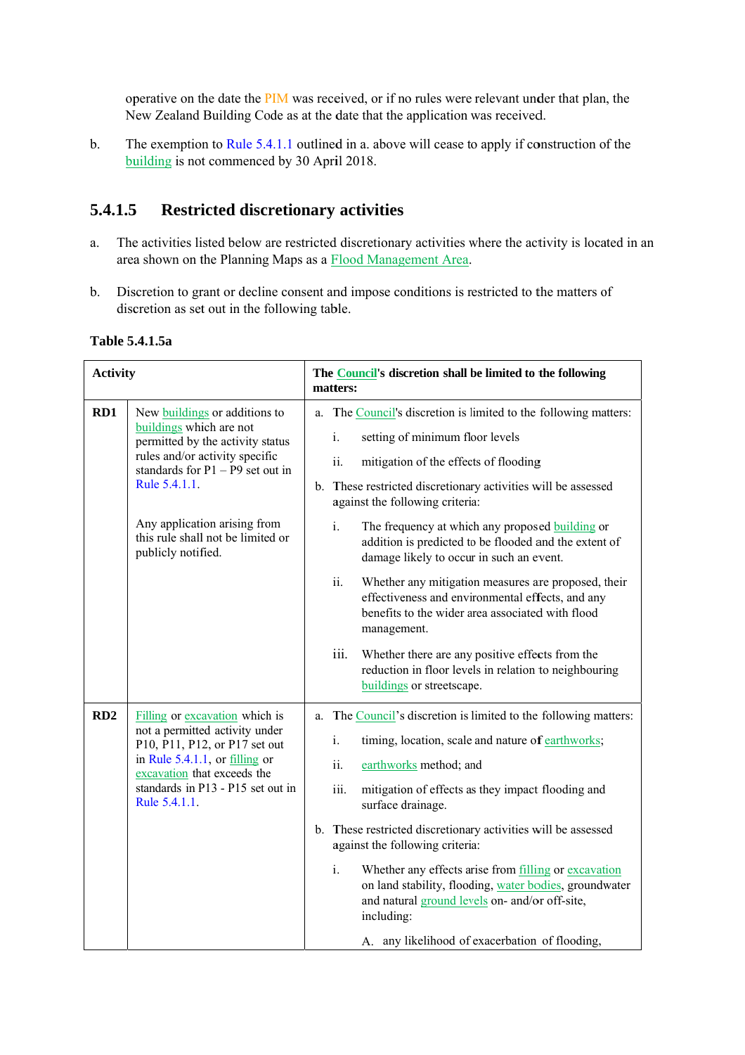operative on the date the PIM was received, or if no rules were relevant under that plan, the New Zealand Building Code as at the date that the application was received.

b. The exemption to Rule 5.4.1.1 outlined in a. above will cease to apply if construction of the building is not commenced by 30 April 2018.

### 5.4.1.5 Restricted discretionary activities

a. The activities listed below are restricted discretionary activities where the activity is located in an area shown on the Planning Maps as a Flood Management Area.

b. Discretion to grant or decline consent and impose conditions is restricted to the matters of discretion as set out in the following table.

**Table 5.4.1.5a**

| Activity | | The Council's discretion shall be limited to the following matters: |
|---|---|---|
| **RD1** | New buildings or additions to buildings which are not permitted by the activity status rules and/or activity specific standards for P1 – P9 set out in Rule 5.4.1.1.<br><br>Any application arising from this rule shall not be limited or publicly notified. | a. The Council's discretion is limited to the following matters:<br>i. setting of minimum floor levels<br>ii. mitigation of the effects of flooding<br>b. These restricted discretionary activities will be assessed against the following criteria:<br>i. The frequency at which any proposed building or addition is predicted to be flooded and the extent of damage likely to occur in such an event.<br>ii. Whether any mitigation measures are proposed, their effectiveness and environmental effects, and any benefits to the wider area associated with flood management.<br>iii. Whether there are any positive effects from the reduction in floor levels in relation to neighbouring buildings or streetscape. |
| **RD2** | Filling or excavation which is not a permitted activity under P10, P11, P12, or P17 set out in Rule 5.4.1.1, or filling or excavation that exceeds the standards in P13 - P15 set out in Rule 5.4.1.1. | a. The Council's discretion is limited to the following matters:<br>i. timing, location, scale and nature of earthworks;<br>ii. earthworks method; and<br>iii. mitigation of effects as they impact flooding and surface drainage.<br>b. These restricted discretionary activities will be assessed against the following criteria:<br>i. Whether any effects arise from filling or excavation on land stability, flooding, water bodies, groundwater and natural ground levels on- and/or off-site, including:<br>A. any likelihood of exacerbation of flooding, |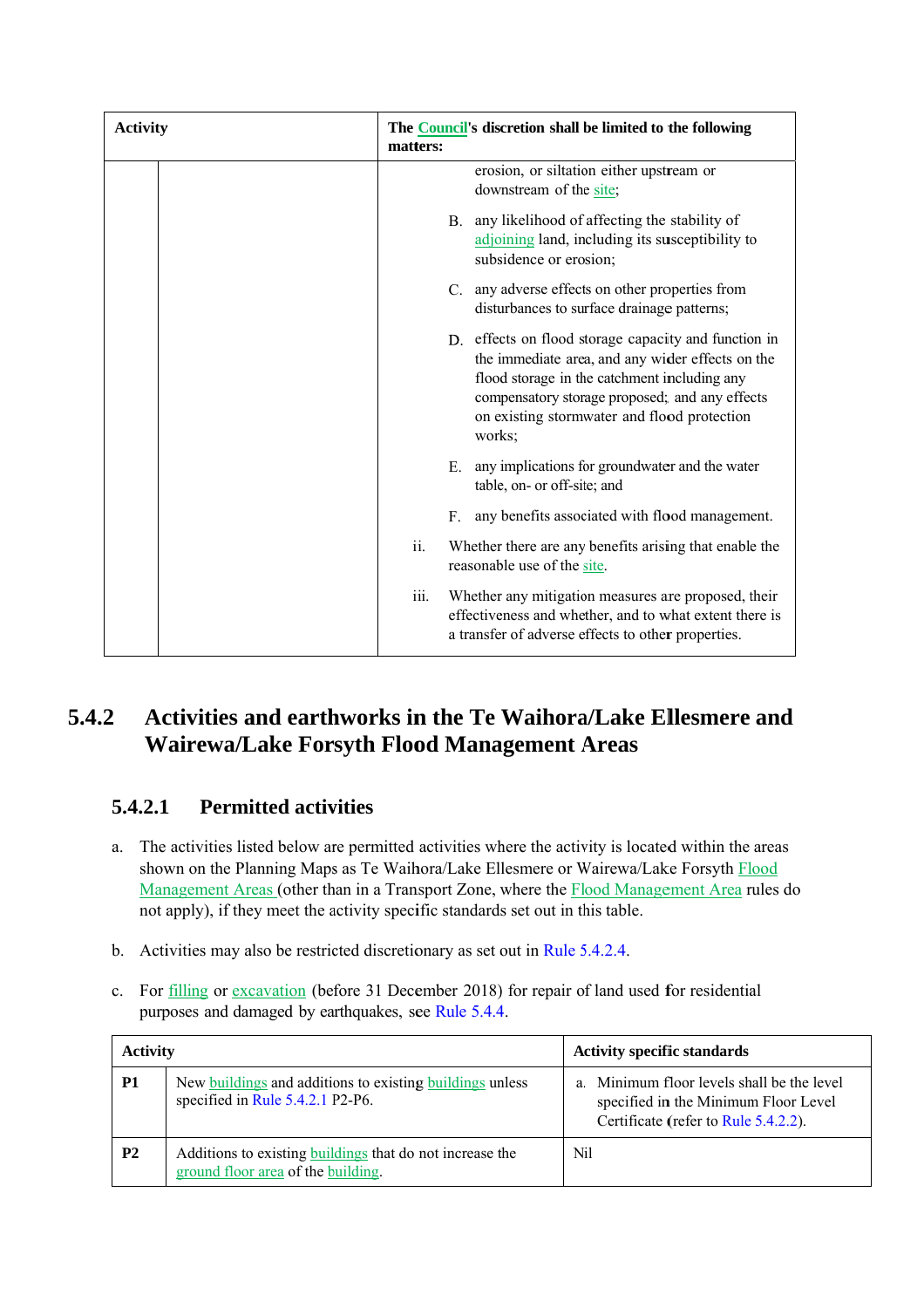| Activity | | The Council's discretion shall be limited to the following matters: |
|---|---|---|
| | | erosion, or siltation either upstream or downstream of the site;<br><br>B. any likelihood of affecting the stability of adjoining land, including its susceptibility to subsidence or erosion;<br><br>C. any adverse effects on other properties from disturbances to surface drainage patterns;<br><br>D. effects on flood storage capacity and function in the immediate area, and any wider effects on the flood storage in the catchment including any compensatory storage proposed; and any effects on existing stormwater and flood protection works;<br><br>E. any implications for groundwater and the water table, on- or off-site; and<br><br>F. any benefits associated with flood management.<br><br>ii. Whether there are any benefits arising that enable the reasonable use of the site.<br><br>iii. Whether any mitigation measures are proposed, their effectiveness and whether, and to what extent there is a transfer of adverse effects to other properties. |

## 5.4.2 Activities and earthworks in the Te Waihora/Lake Ellesmere and Wairewa/Lake Forsyth Flood Management Areas

### 5.4.2.1 Permitted activities

a. The activities listed below are permitted activities where the activity is located within the areas shown on the Planning Maps as Te Waihora/Lake Ellesmere or Wairewa/Lake Forsyth Flood Management Areas (other than in a Transport Zone, where the Flood Management Area rules do not apply), if they meet the activity specific standards set out in this table.

b. Activities may also be restricted discretionary as set out in Rule 5.4.2.4.

c. For filling or excavation (before 31 December 2018) for repair of land used for residential purposes and damaged by earthquakes, see Rule 5.4.4.

| Activity | | Activity specific standards |
|---|---|---|
| **P1** | New buildings and additions to existing buildings unless specified in Rule 5.4.2.1 P2-P6. | a. Minimum floor levels shall be the level specified in the Minimum Floor Level Certificate (refer to Rule 5.4.2.2). |
| **P2** | Additions to existing buildings that do not increase the ground floor area of the building. | Nil |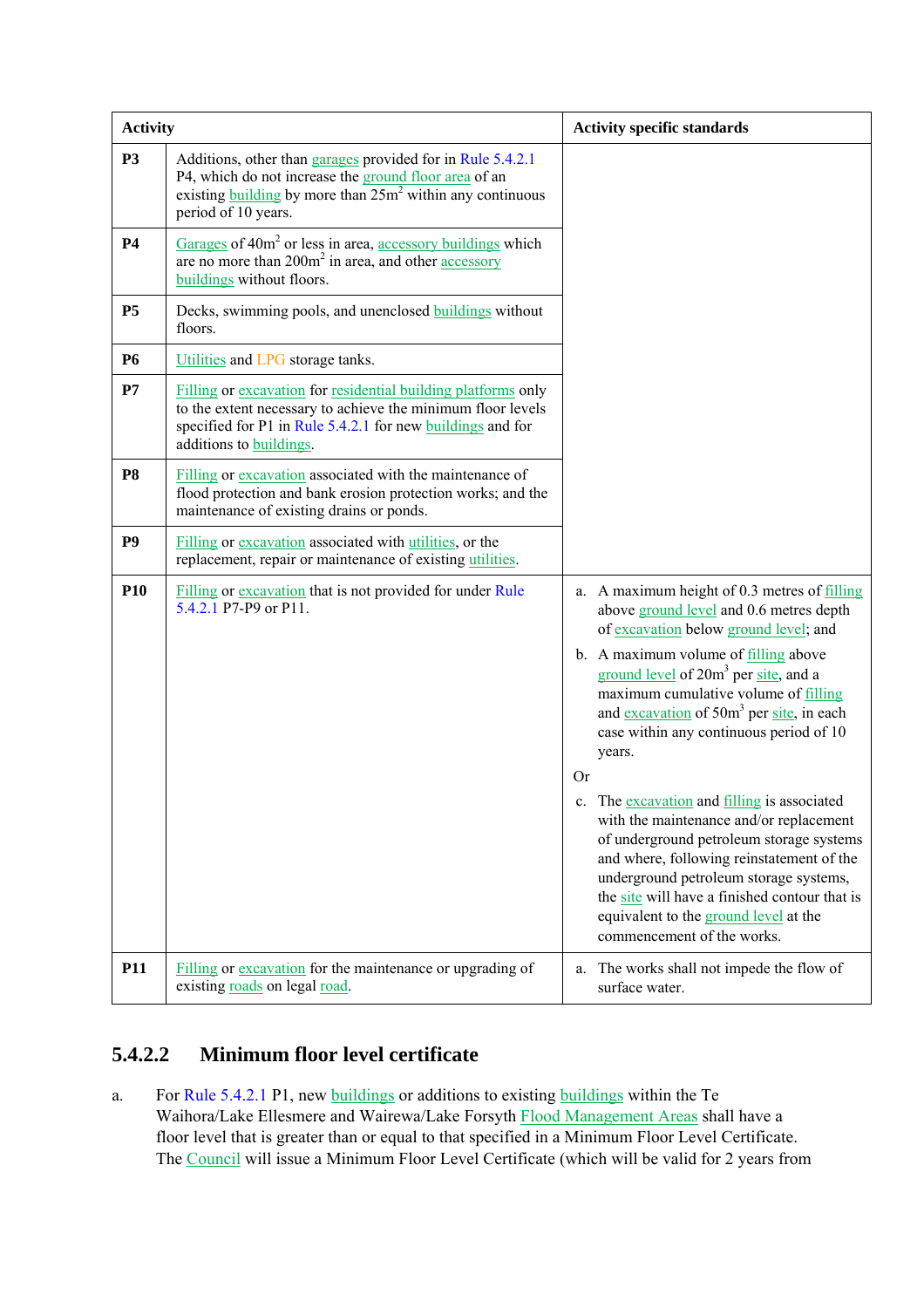| Activity | | Activity specific standards |
|---|---|---|
| **P3** | Additions, other than garages provided for in Rule 5.4.2.1 P4, which do not increase the ground floor area of an existing building by more than $25m^2$ within any continuous period of 10 years. | |
| **P4** | Garages of $40m^2$ or less in area, accessory buildings which are no more than $200m^2$ in area, and other accessory buildings without floors. | |
| **P5** | Decks, swimming pools, and unenclosed buildings without floors. | |
| **P6** | Utilities and LPG storage tanks. | |
| **P7** | Filling or excavation for residential building platforms only to the extent necessary to achieve the minimum floor levels specified for P1 in Rule 5.4.2.1 for new buildings and for additions to buildings. | |
| **P8** | Filling or excavation associated with the maintenance of flood protection and bank erosion protection works; and the maintenance of existing drains or ponds. | |
| **P9** | Filling or excavation associated with utilities, or the replacement, repair or maintenance of existing utilities. | |
| **P10** | Filling or excavation that is not provided for under Rule 5.4.2.1 P7-P9 or P11. | a. A maximum height of 0.3 metres of filling above ground level and 0.6 metres depth of excavation below ground level; and<br>b. A maximum volume of filling above ground level of $20m^3$ per site, and a maximum cumulative volume of filling and excavation of $50m^3$ per site, in each case within any continuous period of 10 years.<br>Or<br>c. The excavation and filling is associated with the maintenance and/or replacement of underground petroleum storage systems and where, following reinstatement of the underground petroleum storage systems, the site will have a finished contour that is equivalent to the ground level at the commencement of the works. |
| **P11** | Filling or excavation for the maintenance or upgrading of existing roads on legal road. | a. The works shall not impede the flow of surface water. |

## 5.4.2.2 Minimum floor level certificate

a. For Rule 5.4.2.1 P1, new buildings or additions to existing buildings within the Te Waihora/Lake Ellesmere and Wairewa/Lake Forsyth Flood Management Areas shall have a floor level that is greater than or equal to that specified in a Minimum Floor Level Certificate. The Council will issue a Minimum Floor Level Certificate (which will be valid for 2 years from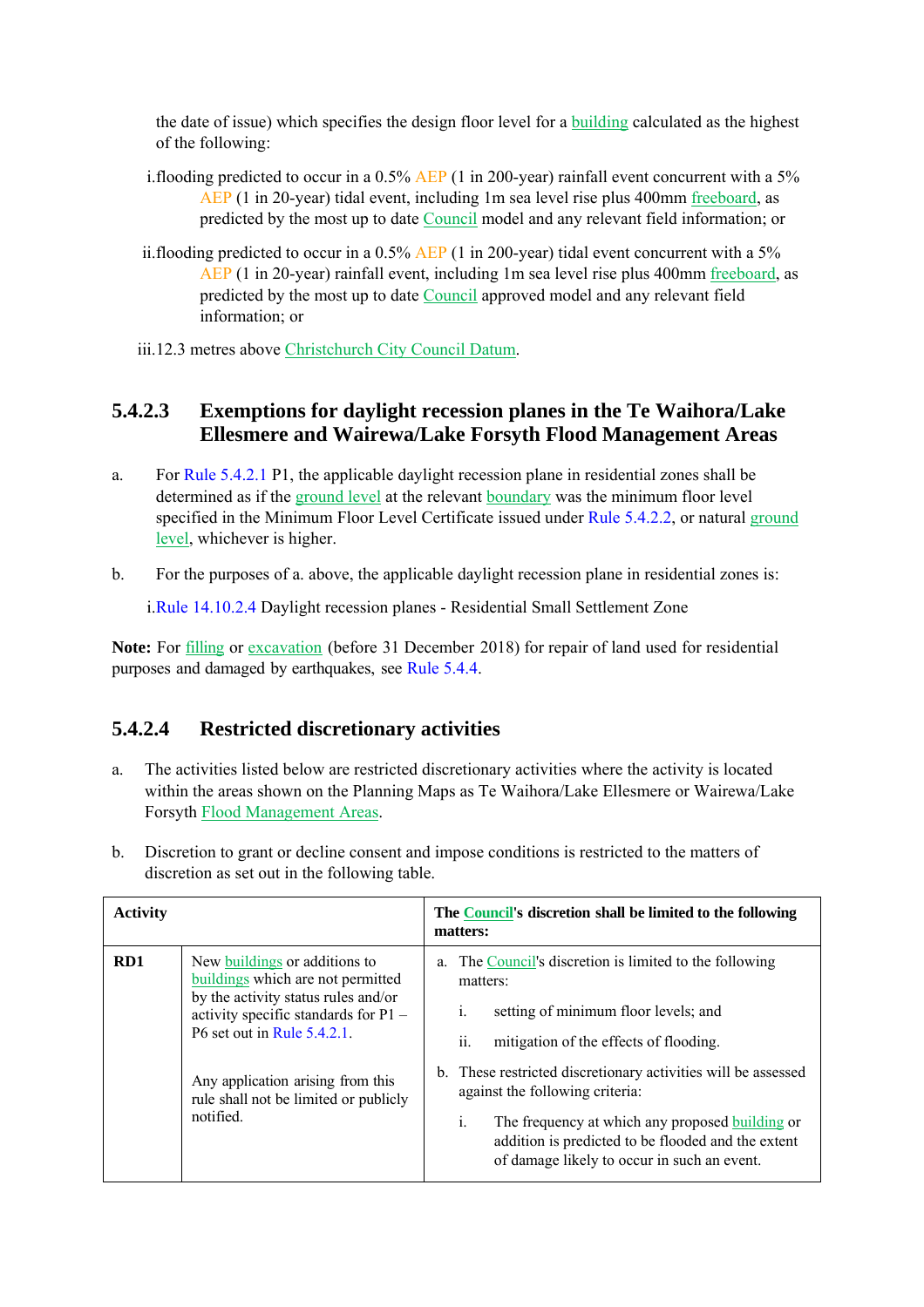the date of issue) which specifies the design floor level for a building calculated as the highest of the following:

i. flooding predicted to occur in a 0.5% AEP (1 in 200-year) rainfall event concurrent with a 5% AEP (1 in 20-year) tidal event, including 1m sea level rise plus 400mm freeboard, as predicted by the most up to date Council model and any relevant field information; or

ii. flooding predicted to occur in a 0.5% AEP (1 in 200-year) tidal event concurrent with a 5% AEP (1 in 20-year) rainfall event, including 1m sea level rise plus 400mm freeboard, as predicted by the most up to date Council approved model and any relevant field information; or

iii. 12.3 metres above Christchurch City Council Datum.

### 5.4.2.3 Exemptions for daylight recession planes in the Te Waihora/Lake Ellesmere and Wairewa/Lake Forsyth Flood Management Areas

a. For Rule 5.4.2.1 P1, the applicable daylight recession plane in residential zones shall be determined as if the ground level at the relevant boundary was the minimum floor level specified in the Minimum Floor Level Certificate issued under Rule 5.4.2.2, or natural ground level, whichever is higher.

b. For the purposes of a. above, the applicable daylight recession plane in residential zones is:

i. Rule 14.10.2.4 Daylight recession planes - Residential Small Settlement Zone

**Note:** For filling or excavation (before 31 December 2018) for repair of land used for residential purposes and damaged by earthquakes, see Rule 5.4.4.

### 5.4.2.4 Restricted discretionary activities

a. The activities listed below are restricted discretionary activities where the activity is located within the areas shown on the Planning Maps as Te Waihora/Lake Ellesmere or Wairewa/Lake Forsyth Flood Management Areas.

b. Discretion to grant or decline consent and impose conditions is restricted to the matters of discretion as set out in the following table.

| **Activity** | | **The Council's discretion shall be limited to the following matters:** |
|---|---|---|
| **RD1** | New buildings or additions to buildings which are not permitted by the activity status rules and/or activity specific standards for P1 – P6 set out in Rule 5.4.2.1.<br><br>Any application arising from this rule shall not be limited or publicly notified. | a. The Council's discretion is limited to the following matters:<br>i. setting of minimum floor levels; and<br>ii. mitigation of the effects of flooding.<br>b. These restricted discretionary activities will be assessed against the following criteria:<br>i. The frequency at which any proposed building or addition is predicted to be flooded and the extent of damage likely to occur in such an event. |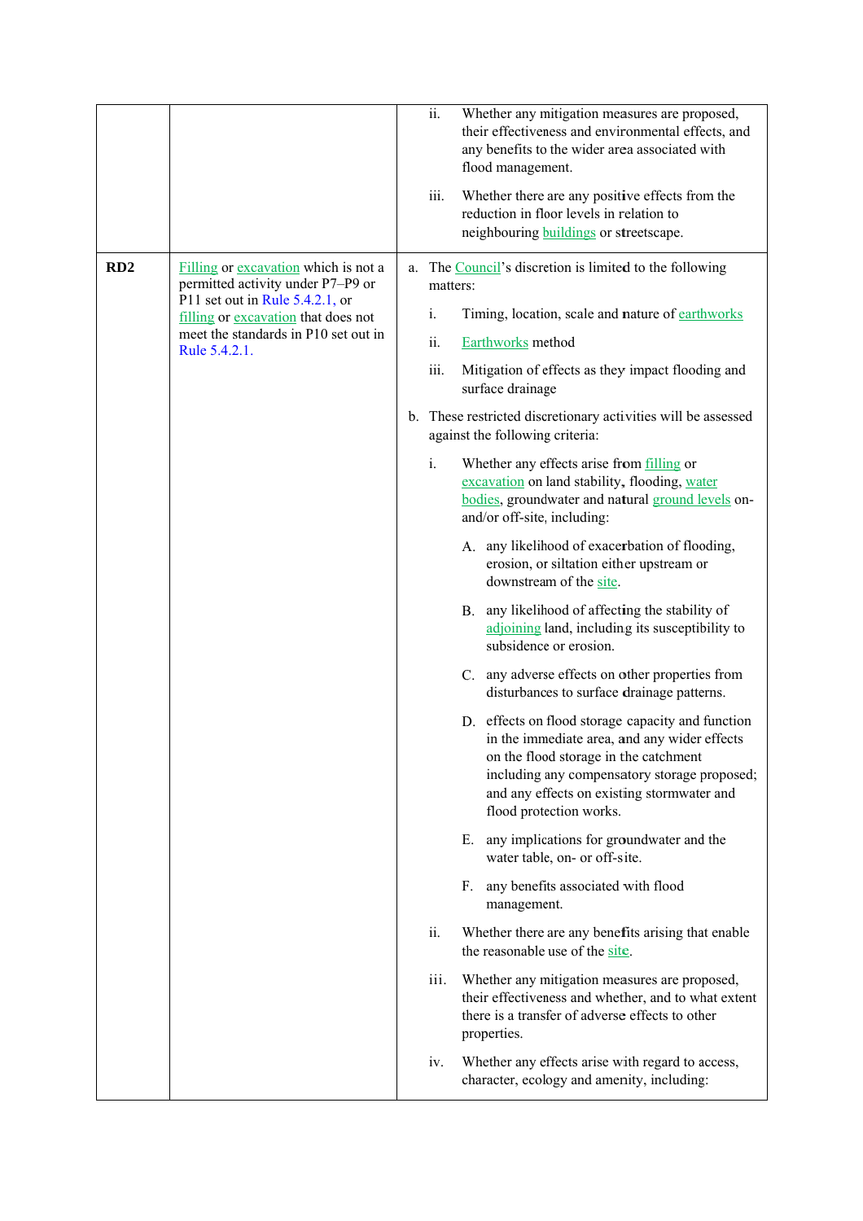| | | |
|---|---|---|
| | | ii. Whether any mitigation measures are proposed, their effectiveness and environmental effects, and any benefits to the wider area associated with flood management.<br><br>iii. Whether there are any positive effects from the reduction in floor levels in relation to neighbouring buildings or streetscape. |
| **RD2** | Filling or excavation which is not a permitted activity under P7–P9 or P11 set out in Rule 5.4.2.1, or filling or excavation that does not meet the standards in P10 set out in Rule 5.4.2.1. | a. The Council's discretion is limited to the following matters:<br><br>i. Timing, location, scale and nature of earthworks<br><br>ii. Earthworks method<br><br>iii. Mitigation of effects as they impact flooding and surface drainage<br><br>b. These restricted discretionary activities will be assessed against the following criteria:<br><br>i. Whether any effects arise from filling or excavation on land stability, flooding, water bodies, groundwater and natural ground levels on- and/or off-site, including:<br><br>A. any likelihood of exacerbation of flooding, erosion, or siltation either upstream or downstream of the site.<br><br>B. any likelihood of affecting the stability of adjoining land, including its susceptibility to subsidence or erosion.<br><br>C. any adverse effects on other properties from disturbances to surface drainage patterns.<br><br>D. effects on flood storage capacity and function in the immediate area, and any wider effects on the flood storage in the catchment including any compensatory storage proposed; and any effects on existing stormwater and flood protection works.<br><br>E. any implications for groundwater and the water table, on- or off-site.<br><br>F. any benefits associated with flood management.<br><br>ii. Whether there are any benefits arising that enable the reasonable use of the site.<br><br>iii. Whether any mitigation measures are proposed, their effectiveness and whether, and to what extent there is a transfer of adverse effects to other properties.<br><br>iv. Whether any effects arise with regard to access, character, ecology and amenity, including: |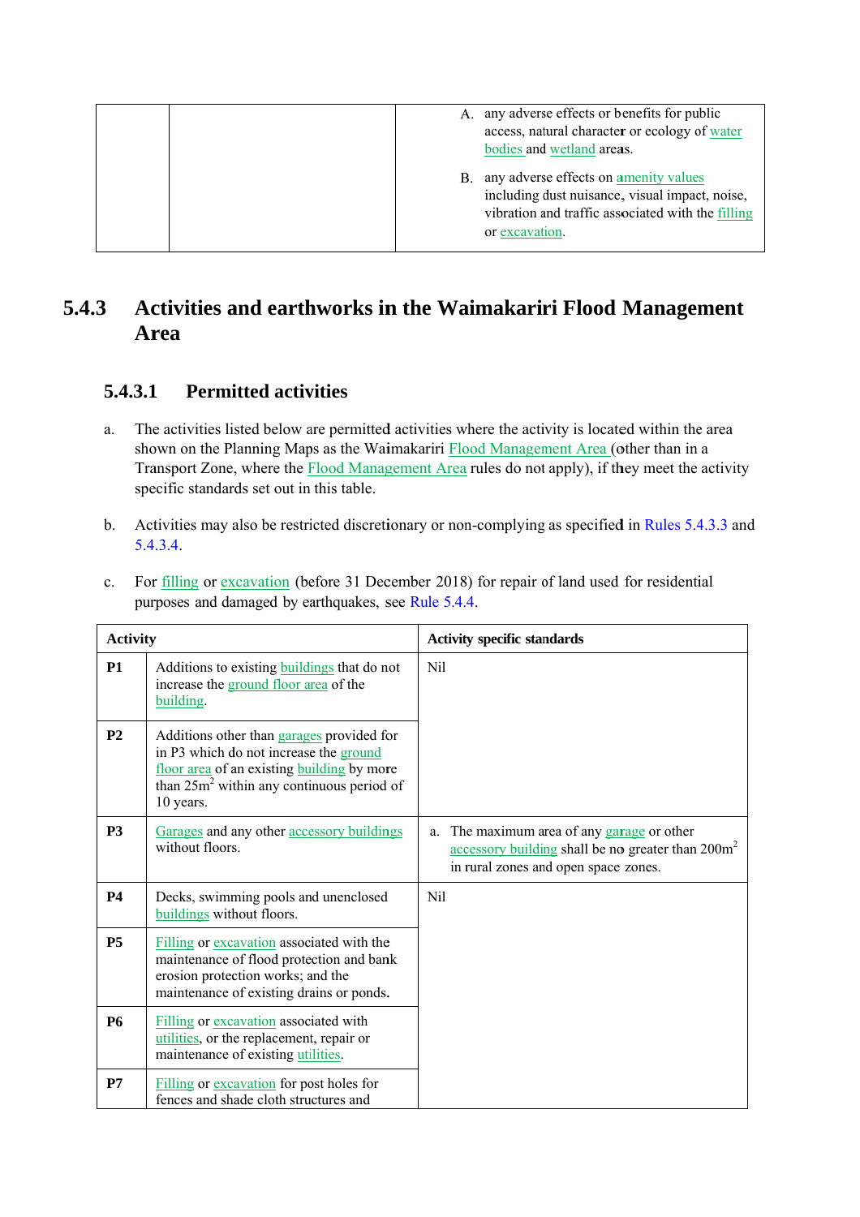| | | A. any adverse effects or benefits for public access, natural character or ecology of water bodies and wetland areas.<br><br>B. any adverse effects on amenity values including dust nuisance, visual impact, noise, vibration and traffic associated with the filling or excavation. |
|---|---|---|

## 5.4.3 Activities and earthworks in the Waimakariri Flood Management Area

### 5.4.3.1 Permitted activities

a. The activities listed below are permitted activities where the activity is located within the area shown on the Planning Maps as the Waimakariri Flood Management Area (other than in a Transport Zone, where the Flood Management Area rules do not apply), if they meet the activity specific standards set out in this table.

b. Activities may also be restricted discretionary or non-complying as specified in Rules 5.4.3.3 and 5.4.3.4.

c. For filling or excavation (before 31 December 2018) for repair of land used for residential purposes and damaged by earthquakes, see Rule 5.4.4.

| Activity | | Activity specific standards |
|---|---|---|
| **P1** | Additions to existing buildings that do not increase the ground floor area of the building. | Nil |
| **P2** | Additions other than garages provided for in P3 which do not increase the ground floor area of an existing building by more than 25m$^2$ within any continuous period of 10 years. | |
| **P3** | Garages and any other accessory buildings without floors. | a. The maximum area of any garage or other accessory building shall be no greater than 200m$^2$ in rural zones and open space zones. |
| **P4** | Decks, swimming pools and unenclosed buildings without floors. | Nil |
| **P5** | Filling or excavation associated with the maintenance of flood protection and bank erosion protection works; and the maintenance of existing drains or ponds. | |
| **P6** | Filling or excavation associated with utilities, or the replacement, repair or maintenance of existing utilities. | |
| **P7** | Filling or excavation for post holes for fences and shade cloth structures and | |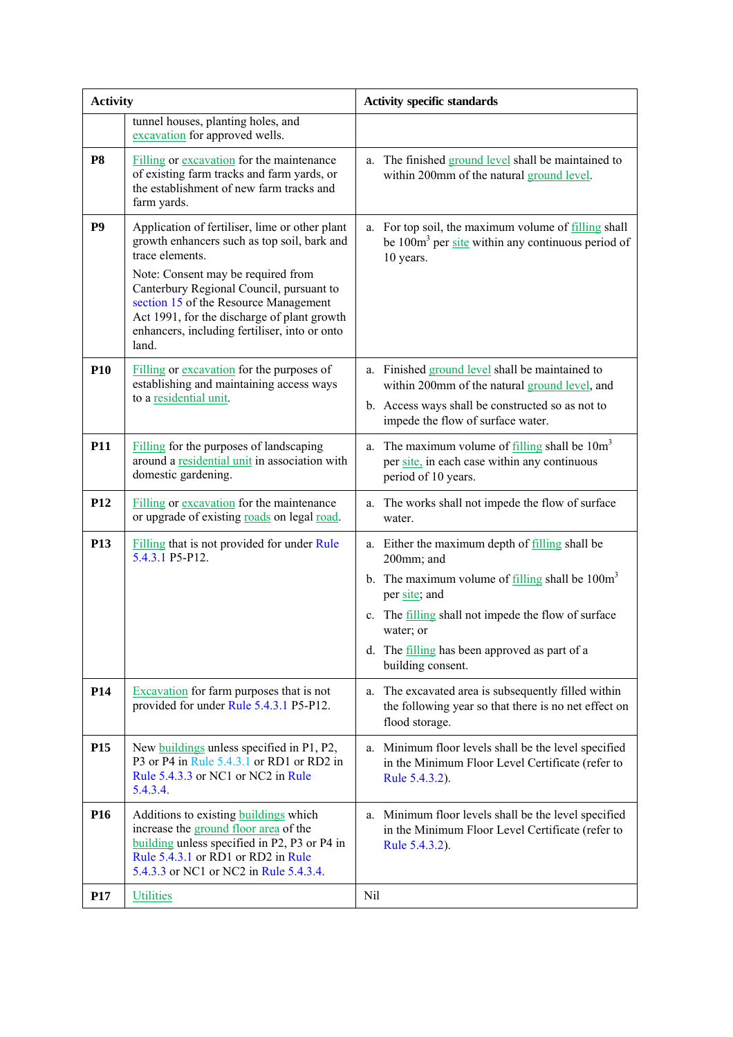| Activity | | Activity specific standards |
|---|---|---|
| | tunnel houses, planting holes, and excavation for approved wells. | |
| **P8** | Filling or excavation for the maintenance of existing farm tracks and farm yards, or the establishment of new farm tracks and farm yards. | a. The finished ground level shall be maintained to within 200mm of the natural ground level. |
| **P9** | Application of fertiliser, lime or other plant growth enhancers such as top soil, bark and trace elements.<br><br>Note: Consent may be required from Canterbury Regional Council, pursuant to section 15 of the Resource Management Act 1991, for the discharge of plant growth enhancers, including fertiliser, into or onto land. | a. For top soil, the maximum volume of filling shall be $100m^3$ per site within any continuous period of 10 years. |
| **P10** | Filling or excavation for the purposes of establishing and maintaining access ways to a residential unit. | a. Finished ground level shall be maintained to within 200mm of the natural ground level, and<br><br>b. Access ways shall be constructed so as not to impede the flow of surface water. |
| **P11** | Filling for the purposes of landscaping around a residential unit in association with domestic gardening. | a. The maximum volume of filling shall be $10m^3$ per site, in each case within any continuous period of 10 years. |
| **P12** | Filling or excavation for the maintenance or upgrade of existing roads on legal road. | a. The works shall not impede the flow of surface water. |
| **P13** | Filling that is not provided for under Rule 5.4.3.1 P5-P12. | a. Either the maximum depth of filling shall be 200mm; and<br><br>b. The maximum volume of filling shall be $100m^3$ per site; and<br><br>c. The filling shall not impede the flow of surface water; or<br><br>d. The filling has been approved as part of a building consent. |
| **P14** | Excavation for farm purposes that is not provided for under Rule 5.4.3.1 P5-P12. | a. The excavated area is subsequently filled within the following year so that there is no net effect on flood storage. |
| **P15** | New buildings unless specified in P1, P2, P3 or P4 in Rule 5.4.3.1 or RD1 or RD2 in Rule 5.4.3.3 or NC1 or NC2 in Rule 5.4.3.4. | a. Minimum floor levels shall be the level specified in the Minimum Floor Level Certificate (refer to Rule 5.4.3.2). |
| **P16** | Additions to existing buildings which increase the ground floor area of the building unless specified in P2, P3 or P4 in Rule 5.4.3.1 or RD1 or RD2 in Rule 5.4.3.3 or NC1 or NC2 in Rule 5.4.3.4. | a. Minimum floor levels shall be the level specified in the Minimum Floor Level Certificate (refer to Rule 5.4.3.2). |
| **P17** | Utilities | Nil |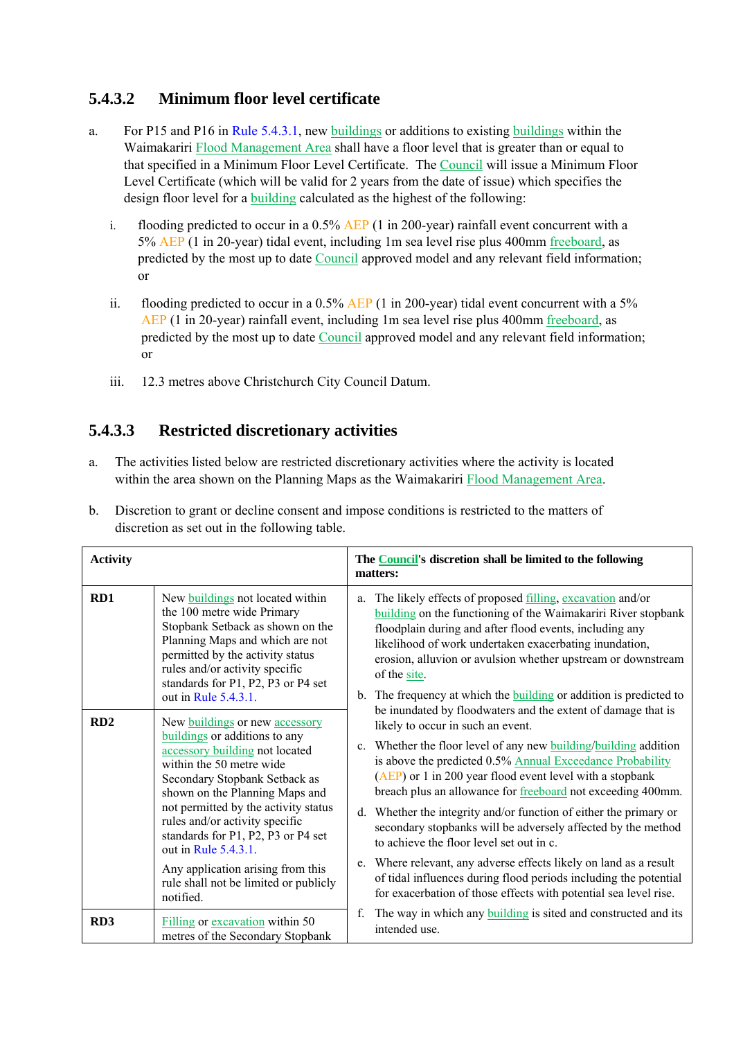### 5.4.3.2 Minimum floor level certificate

a. For P15 and P16 in Rule 5.4.3.1, new buildings or additions to existing buildings within the Waimakariri Flood Management Area shall have a floor level that is greater than or equal to that specified in a Minimum Floor Level Certificate. The Council will issue a Minimum Floor Level Certificate (which will be valid for 2 years from the date of issue) which specifies the design floor level for a building calculated as the highest of the following:

   i. flooding predicted to occur in a 0.5% AEP (1 in 200-year) rainfall event concurrent with a 5% AEP (1 in 20-year) tidal event, including 1m sea level rise plus 400mm freeboard, as predicted by the most up to date Council approved model and any relevant field information; or

   ii. flooding predicted to occur in a 0.5% AEP (1 in 200-year) tidal event concurrent with a 5% AEP (1 in 20-year) rainfall event, including 1m sea level rise plus 400mm freeboard, as predicted by the most up to date Council approved model and any relevant field information; or

   iii. 12.3 metres above Christchurch City Council Datum.

### 5.4.3.3 Restricted discretionary activities

a. The activities listed below are restricted discretionary activities where the activity is located within the area shown on the Planning Maps as the Waimakariri Flood Management Area.

b. Discretion to grant or decline consent and impose conditions is restricted to the matters of discretion as set out in the following table.

| Activity | | The Council's discretion shall be limited to the following matters: |
|---|---|---|
| **RD1** | New buildings not located within the 100 metre wide Primary Stopbank Setback as shown on the Planning Maps and which are not permitted by the activity status rules and/or activity specific standards for P1, P2, P3 or P4 set out in Rule 5.4.3.1. | a. The likely effects of proposed filling, excavation and/or building on the functioning of the Waimakariri River stopbank floodplain during and after flood events, including any likelihood of work undertaken exacerbating inundation, erosion, alluvion or avulsion whether upstream or downstream of the site.<br>b. The frequency at which the building or addition is predicted to be inundated by floodwaters and the extent of damage that is likely to occur in such an event.<br>c. Whether the floor level of any new building/building addition is above the predicted 0.5% Annual Exceedance Probability (AEP) or 1 in 200 year flood event level with a stopbank breach plus an allowance for freeboard not exceeding 400mm.<br>d. Whether the integrity and/or function of either the primary or secondary stopbanks will be adversely affected by the method to achieve the floor level set out in c.<br>e. Where relevant, any adverse effects likely on land as a result of tidal influences during flood periods including the potential for exacerbation of those effects with potential sea level rise.<br>f. The way in which any building is sited and constructed and its intended use. |
| **RD2** | New buildings or new accessory buildings or additions to any accessory building not located within the 50 metre wide Secondary Stopbank Setback as shown on the Planning Maps and not permitted by the activity status rules and/or activity specific standards for P1, P2, P3 or P4 set out in Rule 5.4.3.1.<br><br>Any application arising from this rule shall not be limited or publicly notified. | |
| **RD3** | Filling or excavation within 50 metres of the Secondary Stopbank | |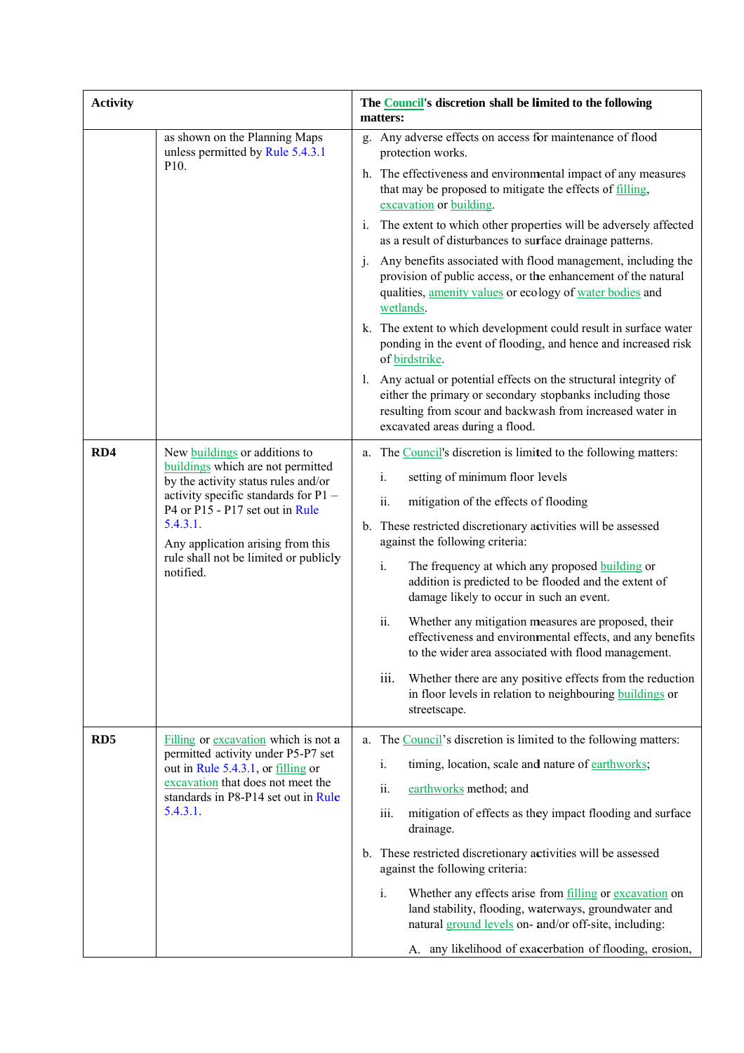| Activity | | The Council's discretion shall be limited to the following matters: |
|---|---|---|
| | as shown on the Planning Maps unless permitted by Rule 5.4.3.1 P10. | g. Any adverse effects on access for maintenance of flood protection works.<br><br>h. The effectiveness and environmental impact of any measures that may be proposed to mitigate the effects of filling, excavation or building.<br><br>i. The extent to which other properties will be adversely affected as a result of disturbances to surface drainage patterns.<br><br>j. Any benefits associated with flood management, including the provision of public access, or the enhancement of the natural qualities, amenity values or ecology of water bodies and wetlands.<br><br>k. The extent to which development could result in surface water ponding in the event of flooding, and hence and increased risk of birdstrike.<br><br>l. Any actual or potential effects on the structural integrity of either the primary or secondary stopbanks including those resulting from scour and backwash from increased water in excavated areas during a flood. |
| **RD4** | New buildings or additions to buildings which are not permitted by the activity status rules and/or activity specific standards for P1 – P4 or P15 - P17 set out in Rule 5.4.3.1.<br><br>Any application arising from this rule shall not be limited or publicly notified. | a. The Council's discretion is limited to the following matters:<br><br>i. setting of minimum floor levels<br><br>ii. mitigation of the effects of flooding<br><br>b. These restricted discretionary activities will be assessed against the following criteria:<br><br>i. The frequency at which any proposed building or addition is predicted to be flooded and the extent of damage likely to occur in such an event.<br><br>ii. Whether any mitigation measures are proposed, their effectiveness and environmental effects, and any benefits to the wider area associated with flood management.<br><br>iii. Whether there are any positive effects from the reduction in floor levels in relation to neighbouring buildings or streetscape. |
| **RD5** | Filling or excavation which is not a permitted activity under P5-P7 set out in Rule 5.4.3.1, or filling or excavation that does not meet the standards in P8-P14 set out in Rule 5.4.3.1. | a. The Council's discretion is limited to the following matters:<br><br>i. timing, location, scale and nature of earthworks;<br><br>ii. earthworks method; and<br><br>iii. mitigation of effects as they impact flooding and surface drainage.<br><br>b. These restricted discretionary activities will be assessed against the following criteria:<br><br>i. Whether any effects arise from filling or excavation on land stability, flooding, waterways, groundwater and natural ground levels on- and/or off-site, including:<br><br>A. any likelihood of exacerbation of flooding, erosion, |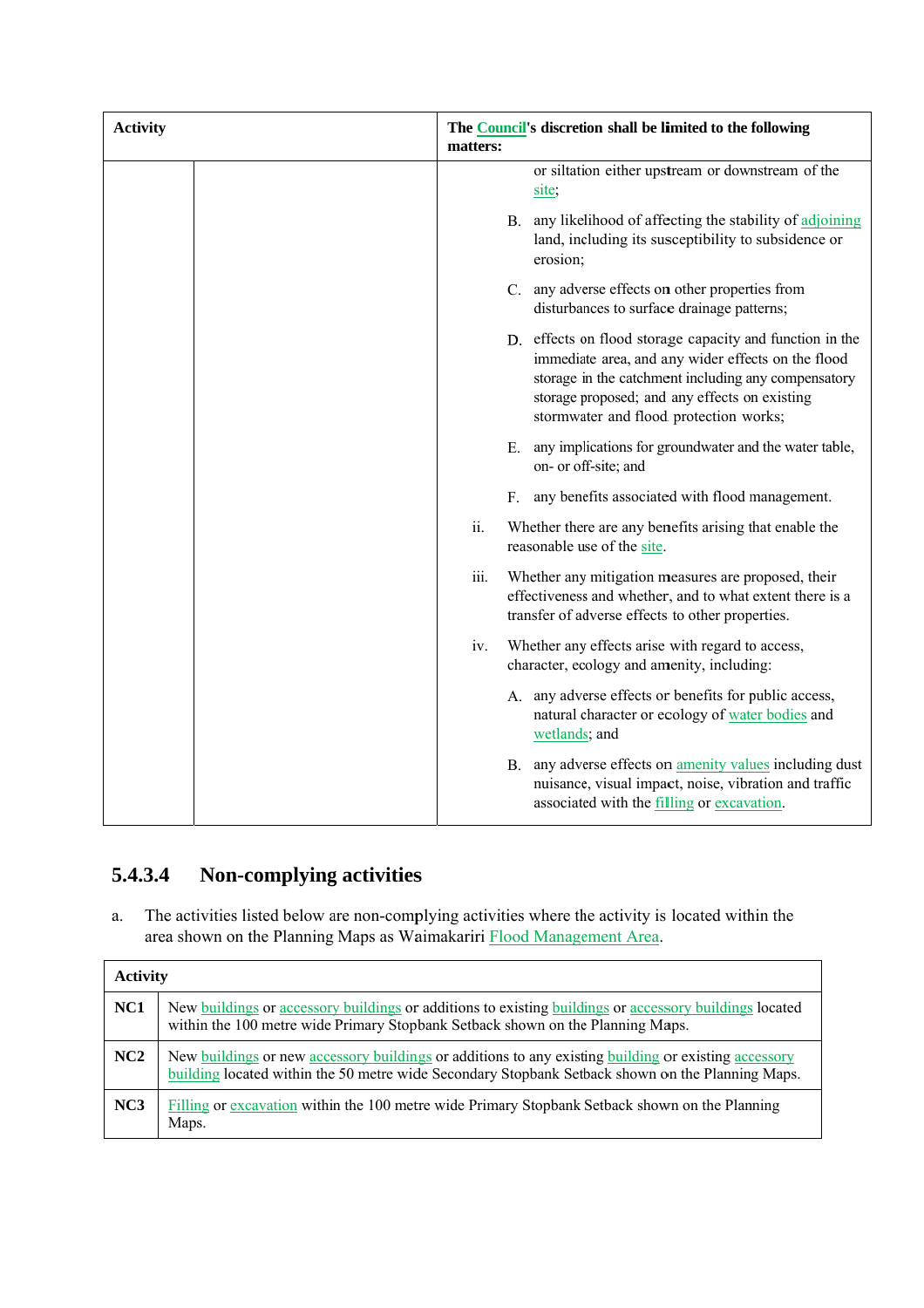| Activity | | The Council's discretion shall be limited to the following matters: |
|---|---|---|
| | | or siltation either upstream or downstream of the site;<br><br>B. any likelihood of affecting the stability of adjoining land, including its susceptibility to subsidence or erosion;<br><br>C. any adverse effects on other properties from disturbances to surface drainage patterns;<br><br>D. effects on flood storage capacity and function in the immediate area, and any wider effects on the flood storage in the catchment including any compensatory storage proposed; and any effects on existing stormwater and flood protection works;<br><br>E. any implications for groundwater and the water table, on- or off-site; and<br><br>F. any benefits associated with flood management.<br><br>ii. Whether there are any benefits arising that enable the reasonable use of the site.<br><br>iii. Whether any mitigation measures are proposed, their effectiveness and whether, and to what extent there is a transfer of adverse effects to other properties.<br><br>iv. Whether any effects arise with regard to access, character, ecology and amenity, including:<br><br>A. any adverse effects or benefits for public access, natural character or ecology of water bodies and wetlands; and<br><br>B. any adverse effects on amenity values including dust nuisance, visual impact, noise, vibration and traffic associated with the filling or excavation. |

### 5.4.3.4 Non-complying activities

a. The activities listed below are non-complying activities where the activity is located within the area shown on the Planning Maps as Waimakariri Flood Management Area.

| Activity | |
|---|---|
| NC1 | New buildings or accessory buildings or additions to existing buildings or accessory buildings located within the 100 metre wide Primary Stopbank Setback shown on the Planning Maps. |
| NC2 | New buildings or new accessory buildings or additions to any existing building or existing accessory building located within the 50 metre wide Secondary Stopbank Setback shown on the Planning Maps. |
| NC3 | Filling or excavation within the 100 metre wide Primary Stopbank Setback shown on the Planning Maps. |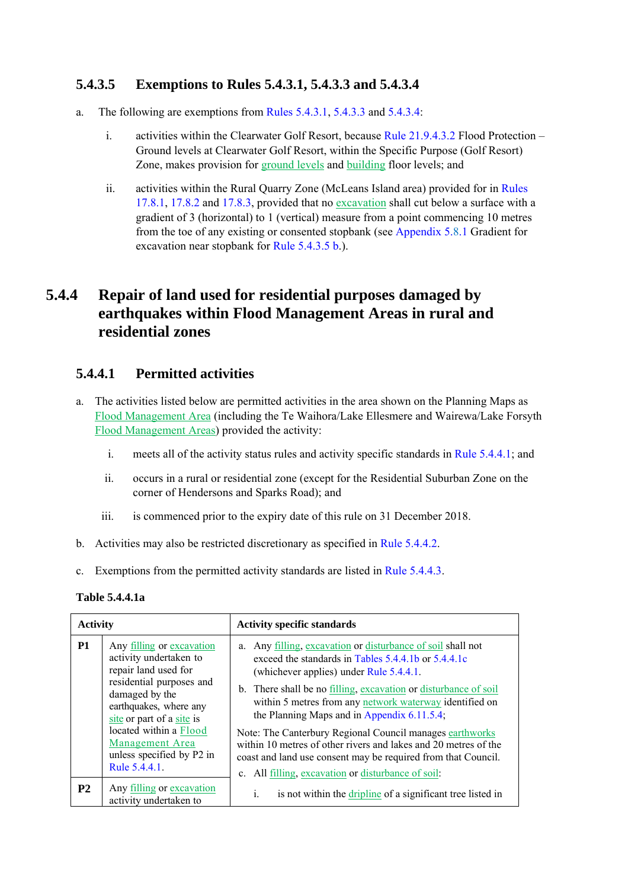### 5.4.3.5 Exemptions to Rules 5.4.3.1, 5.4.3.3 and 5.4.3.4

a. The following are exemptions from Rules 5.4.3.1, 5.4.3.3 and 5.4.3.4:

   i. activities within the Clearwater Golf Resort, because Rule 21.9.4.3.2 Flood Protection – Ground levels at Clearwater Golf Resort, within the Specific Purpose (Golf Resort) Zone, makes provision for ground levels and building floor levels; and

   ii. activities within the Rural Quarry Zone (McLeans Island area) provided for in Rules 17.8.1, 17.8.2 and 17.8.3, provided that no excavation shall cut below a surface with a gradient of 3 (horizontal) to 1 (vertical) measure from a point commencing 10 metres from the toe of any existing or consented stopbank (see Appendix 5.8.1 Gradient for excavation near stopbank for Rule 5.4.3.5 b.).

## 5.4.4 Repair of land used for residential purposes damaged by earthquakes within Flood Management Areas in rural and residential zones

### 5.4.4.1 Permitted activities

a. The activities listed below are permitted activities in the area shown on the Planning Maps as Flood Management Area (including the Te Waihora/Lake Ellesmere and Wairewa/Lake Forsyth Flood Management Areas) provided the activity:

   i. meets all of the activity status rules and activity specific standards in Rule 5.4.4.1; and

   ii. occurs in a rural or residential zone (except for the Residential Suburban Zone on the corner of Hendersons and Sparks Road); and

   iii. is commenced prior to the expiry date of this rule on 31 December 2018.

b. Activities may also be restricted discretionary as specified in Rule 5.4.4.2.

c. Exemptions from the permitted activity standards are listed in Rule 5.4.4.3.

**Table 5.4.4.1a**

| Activity | | Activity specific standards |
|---|---|---|
| **P1** | Any filling or excavation activity undertaken to repair land used for residential purposes and damaged by the earthquakes, where any site or part of a site is located within a Flood Management Area unless specified by P2 in Rule 5.4.4.1. | a. Any filling, excavation or disturbance of soil shall not exceed the standards in Tables 5.4.4.1b or 5.4.4.1c (whichever applies) under Rule 5.4.4.1.<br>b. There shall be no filling, excavation or disturbance of soil within 5 metres from any network waterway identified on the Planning Maps and in Appendix 6.11.5.4;<br>Note: The Canterbury Regional Council manages earthworks within 10 metres of other rivers and lakes and 20 metres of the coast and land use consent may be required from that Council.<br>c. All filling, excavation or disturbance of soil:<br>i. is not within the dripline of a significant tree listed in |
| **P2** | Any filling or excavation activity undertaken to | |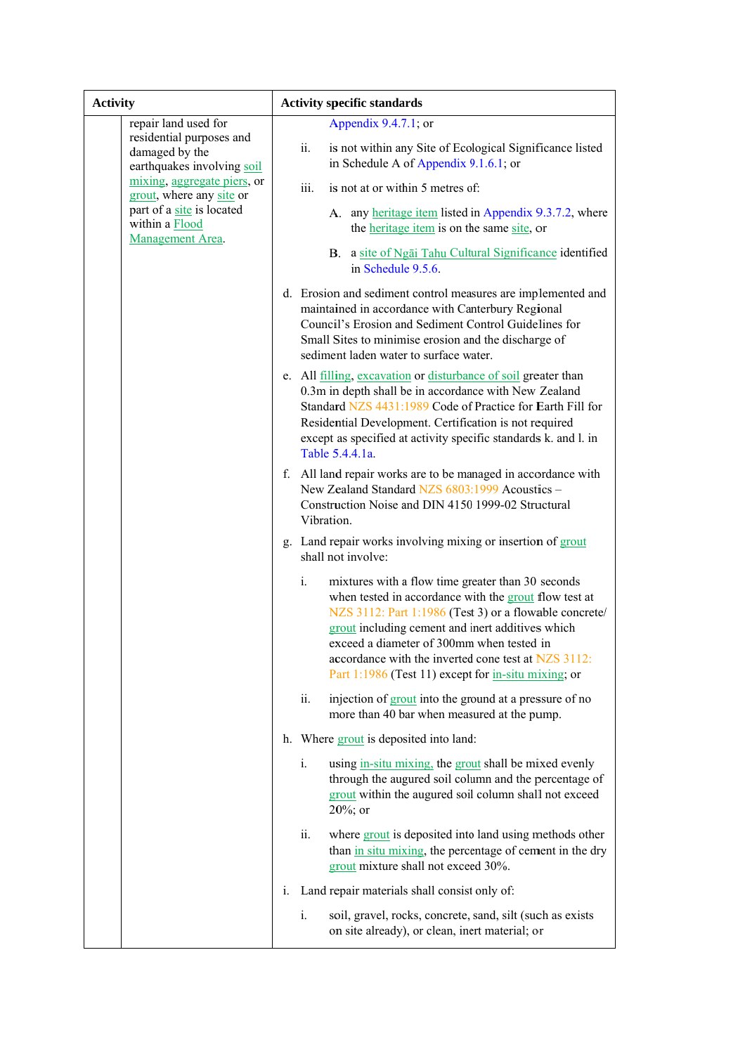| | Activity | Activity specific standards |
|---|---|---|
| | repair land used for residential purposes and damaged by the earthquakes involving soil mixing, aggregate piers, or grout, where any site or part of a site is located within a Flood Management Area. | Appendix 9.4.7.1; or<br><br>ii. is not within any Site of Ecological Significance listed in Schedule A of Appendix 9.1.6.1; or<br><br>iii. is not at or within 5 metres of:<br><br>A. any heritage item listed in Appendix 9.3.7.2, where the heritage item is on the same site, or<br><br>B. a site of Ngāi Tahu Cultural Significance identified in Schedule 9.5.6.<br><br>d. Erosion and sediment control measures are implemented and maintained in accordance with Canterbury Regional Council's Erosion and Sediment Control Guidelines for Small Sites to minimise erosion and the discharge of sediment laden water to surface water.<br><br>e. All filling, excavation or disturbance of soil greater than 0.3m in depth shall be in accordance with New Zealand Standard NZS 4431:1989 Code of Practice for Earth Fill for Residential Development. Certification is not required except as specified at activity specific standards k. and l. in Table 5.4.4.1a.<br><br>f. All land repair works are to be managed in accordance with New Zealand Standard NZS 6803:1999 Acoustics – Construction Noise and DIN 4150 1999-02 Structural Vibration.<br><br>g. Land repair works involving mixing or insertion of grout shall not involve:<br><br>i. mixtures with a flow time greater than 30 seconds when tested in accordance with the grout flow test at NZS 3112: Part 1:1986 (Test 3) or a flowable concrete/ grout including cement and inert additives which exceed a diameter of 300mm when tested in accordance with the inverted cone test at NZS 3112: Part 1:1986 (Test 11) except for in-situ mixing; or<br><br>ii. injection of grout into the ground at a pressure of no more than 40 bar when measured at the pump.<br><br>h. Where grout is deposited into land:<br><br>i. using in-situ mixing, the grout shall be mixed evenly through the augured soil column and the percentage of grout within the augured soil column shall not exceed 20%; or<br><br>ii. where grout is deposited into land using methods other than in situ mixing, the percentage of cement in the dry grout mixture shall not exceed 30%.<br><br>i. Land repair materials shall consist only of:<br><br>i. soil, gravel, rocks, concrete, sand, silt (such as exists on site already), or clean, inert material; or |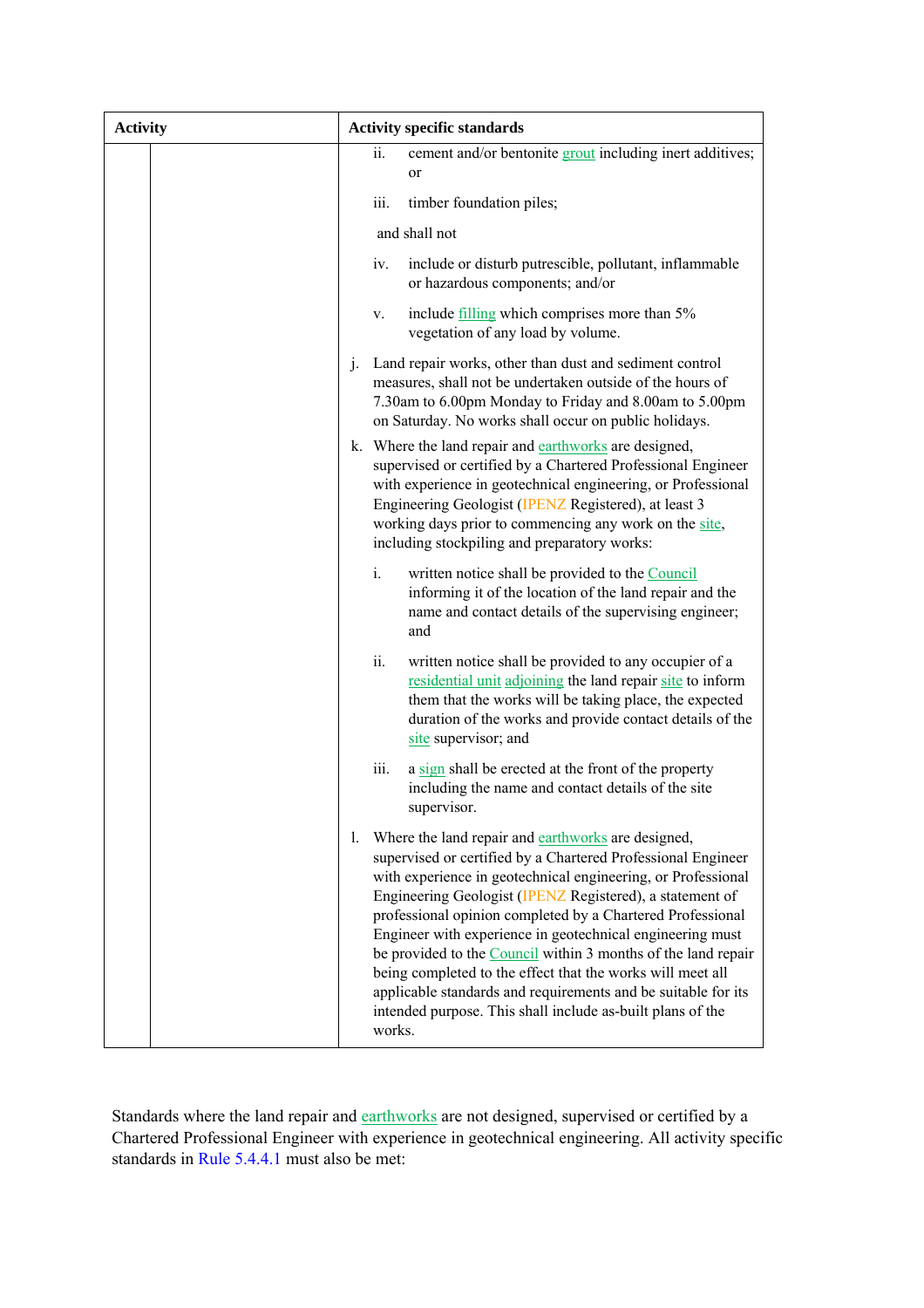| Activity | Activity specific standards |
| --- | --- |
| | ii. cement and/or bentonite grout including inert additives; or<br><br>iii. timber foundation piles;<br><br>and shall not<br><br>iv. include or disturb putrescible, pollutant, inflammable or hazardous components; and/or<br><br>v. include filling which comprises more than 5% vegetation of any load by volume.<br><br>j. Land repair works, other than dust and sediment control measures, shall not be undertaken outside of the hours of 7.30am to 6.00pm Monday to Friday and 8.00am to 5.00pm on Saturday. No works shall occur on public holidays.<br><br>k. Where the land repair and earthworks are designed, supervised or certified by a Chartered Professional Engineer with experience in geotechnical engineering, or Professional Engineering Geologist (IPENZ Registered), at least 3 working days prior to commencing any work on the site, including stockpiling and preparatory works:<br><br>i. written notice shall be provided to the Council informing it of the location of the land repair and the name and contact details of the supervising engineer; and<br><br>ii. written notice shall be provided to any occupier of a residential unit adjoining the land repair site to inform them that the works will be taking place, the expected duration of the works and provide contact details of the site supervisor; and<br><br>iii. a sign shall be erected at the front of the property including the name and contact details of the site supervisor.<br><br>l. Where the land repair and earthworks are designed, supervised or certified by a Chartered Professional Engineer with experience in geotechnical engineering, or Professional Engineering Geologist (IPENZ Registered), a statement of professional opinion completed by a Chartered Professional Engineer with experience in geotechnical engineering must be provided to the Council within 3 months of the land repair being completed to the effect that the works will meet all applicable standards and requirements and be suitable for its intended purpose. This shall include as-built plans of the works. |

Standards where the land repair and earthworks are not designed, supervised or certified by a Chartered Professional Engineer with experience in geotechnical engineering. All activity specific standards in Rule 5.4.4.1 must also be met: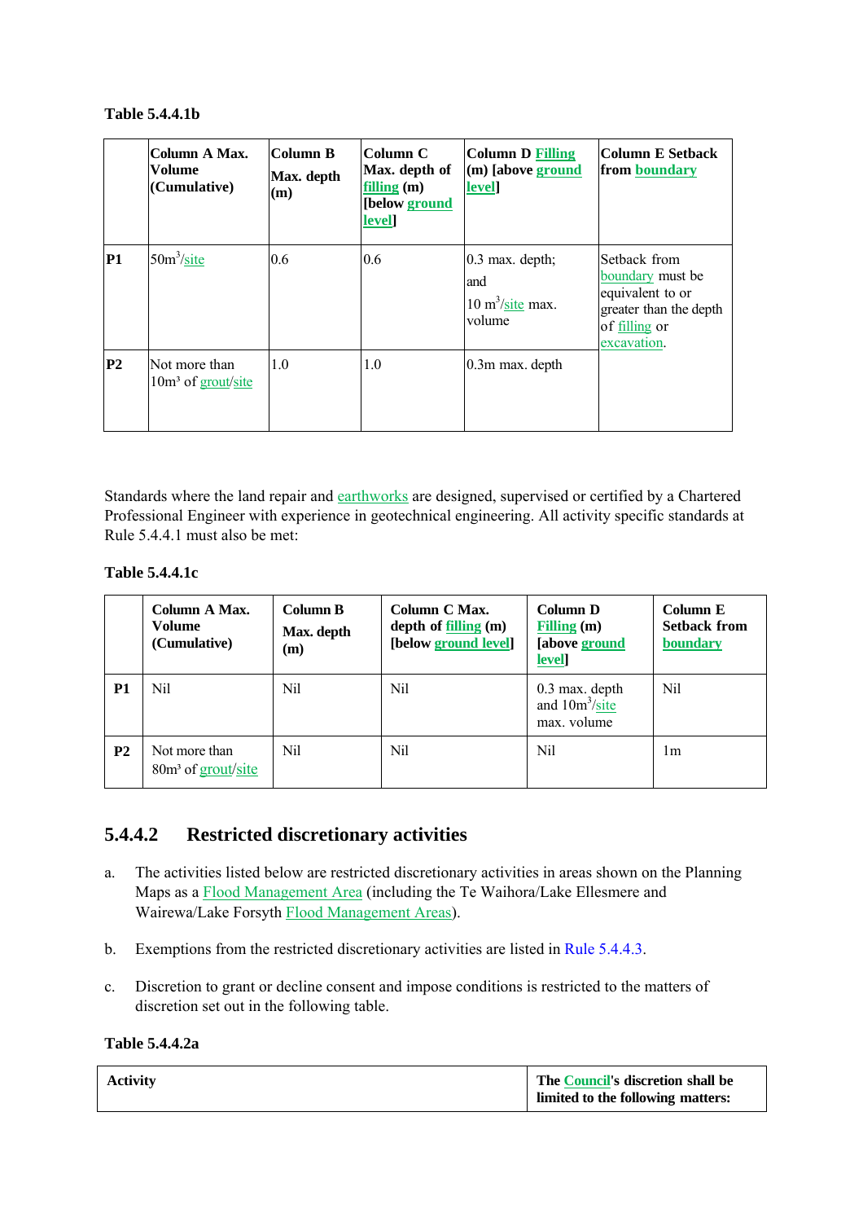**Table 5.4.4.1b**

| | Column A Max. Volume (Cumulative) | Column B Max. depth (m) | Column C Max. depth of filling (m) [below ground level] | Column D Filling (m) [above ground level] | Column E Setback from boundary |
|---|---|---|---|---|---|
| **P1** | 50m³/site | 0.6 | 0.6 | 0.3 max. depth; and 10 m³/site max. volume | Setback from boundary must be equivalent to or greater than the depth of filling or excavation. |
| **P2** | Not more than 10m³ of grout/site | 1.0 | 1.0 | 0.3m max. depth | |

Standards where the land repair and earthworks are designed, supervised or certified by a Chartered Professional Engineer with experience in geotechnical engineering. All activity specific standards at Rule 5.4.4.1 must also be met:

**Table 5.4.4.1c**

| | Column A Max. Volume (Cumulative) | Column B Max. depth (m) | Column C Max. depth of filling (m) [below ground level] | Column D Filling (m) [above ground level] | Column E Setback from boundary |
|---|---|---|---|---|---|
| **P1** | Nil | Nil | Nil | 0.3 max. depth and 10m³/site max. volume | Nil |
| **P2** | Not more than 80m³ of grout/site | Nil | Nil | Nil | 1m |

## 5.4.4.2 Restricted discretionary activities

a. The activities listed below are restricted discretionary activities in areas shown on the Planning Maps as a Flood Management Area (including the Te Waihora/Lake Ellesmere and Wairewa/Lake Forsyth Flood Management Areas).

b. Exemptions from the restricted discretionary activities are listed in Rule 5.4.4.3.

c. Discretion to grant or decline consent and impose conditions is restricted to the matters of discretion set out in the following table.

**Table 5.4.4.2a**

| Activity | The Council's discretion shall be limited to the following matters: |
|---|---|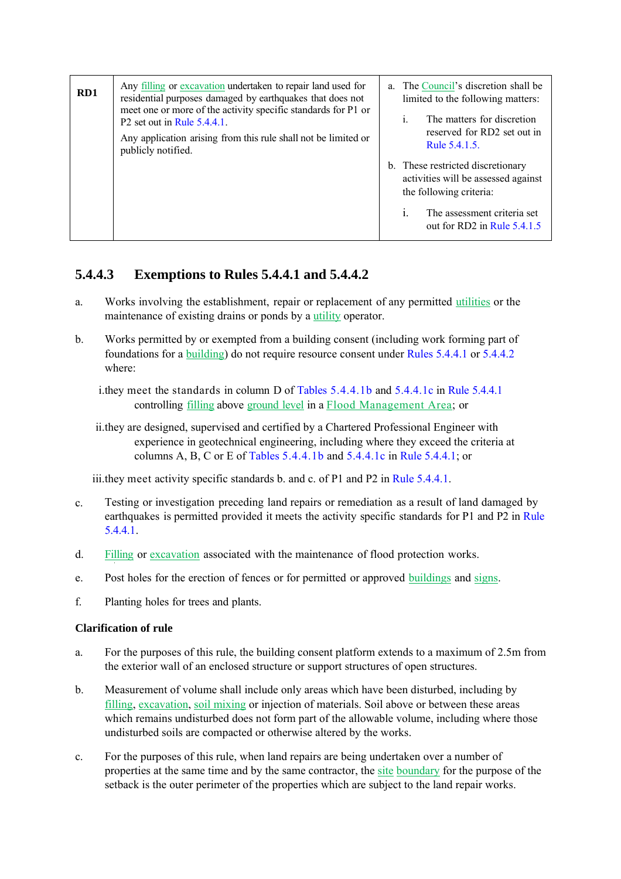| RD1 | Any filling or excavation undertaken to repair land used for residential purposes damaged by earthquakes that does not meet one or more of the activity specific standards for P1 or P2 set out in Rule 5.4.4.1.<br><br>Any application arising from this rule shall not be limited or publicly notified. | a. The Council's discretion shall be limited to the following matters:<br><br>i. The matters for discretion reserved for RD2 set out in Rule 5.4.1.5.<br><br>b. These restricted discretionary activities will be assessed against the following criteria:<br><br>i. The assessment criteria set out for RD2 in Rule 5.4.1.5 |
|---|---|---|

### 5.4.4.3 Exemptions to Rules 5.4.4.1 and 5.4.4.2

a. Works involving the establishment, repair or replacement of any permitted utilities or the maintenance of existing drains or ponds by a utility operator.

b. Works permitted by or exempted from a building consent (including work forming part of foundations for a building) do not require resource consent under Rules 5.4.4.1 or 5.4.4.2 where:

  i. they meet the standards in column D of Tables 5.4.4.1b and 5.4.4.1c in Rule 5.4.4.1 controlling filling above ground level in a Flood Management Area; or

  ii. they are designed, supervised and certified by a Chartered Professional Engineer with experience in geotechnical engineering, including where they exceed the criteria at columns A, B, C or E of Tables 5.4.4.1b and 5.4.4.1c in Rule 5.4.4.1; or

  iii. they meet activity specific standards b. and c. of P1 and P2 in Rule 5.4.4.1.

c. Testing or investigation preceding land repairs or remediation as a result of land damaged by earthquakes is permitted provided it meets the activity specific standards for P1 and P2 in Rule 5.4.4.1.

d. Filling or excavation associated with the maintenance of flood protection works.

e. Post holes for the erection of fences or for permitted or approved buildings and signs.

f. Planting holes for trees and plants.

**Clarification of rule**

a. For the purposes of this rule, the building consent platform extends to a maximum of 2.5m from the exterior wall of an enclosed structure or support structures of open structures.

b. Measurement of volume shall include only areas which have been disturbed, including by filling, excavation, soil mixing or injection of materials. Soil above or between these areas which remains undisturbed does not form part of the allowable volume, including where those undisturbed soils are compacted or otherwise altered by the works.

c. For the purposes of this rule, when land repairs are being undertaken over a number of properties at the same time and by the same contractor, the site boundary for the purpose of the setback is the outer perimeter of the properties which are subject to the land repair works.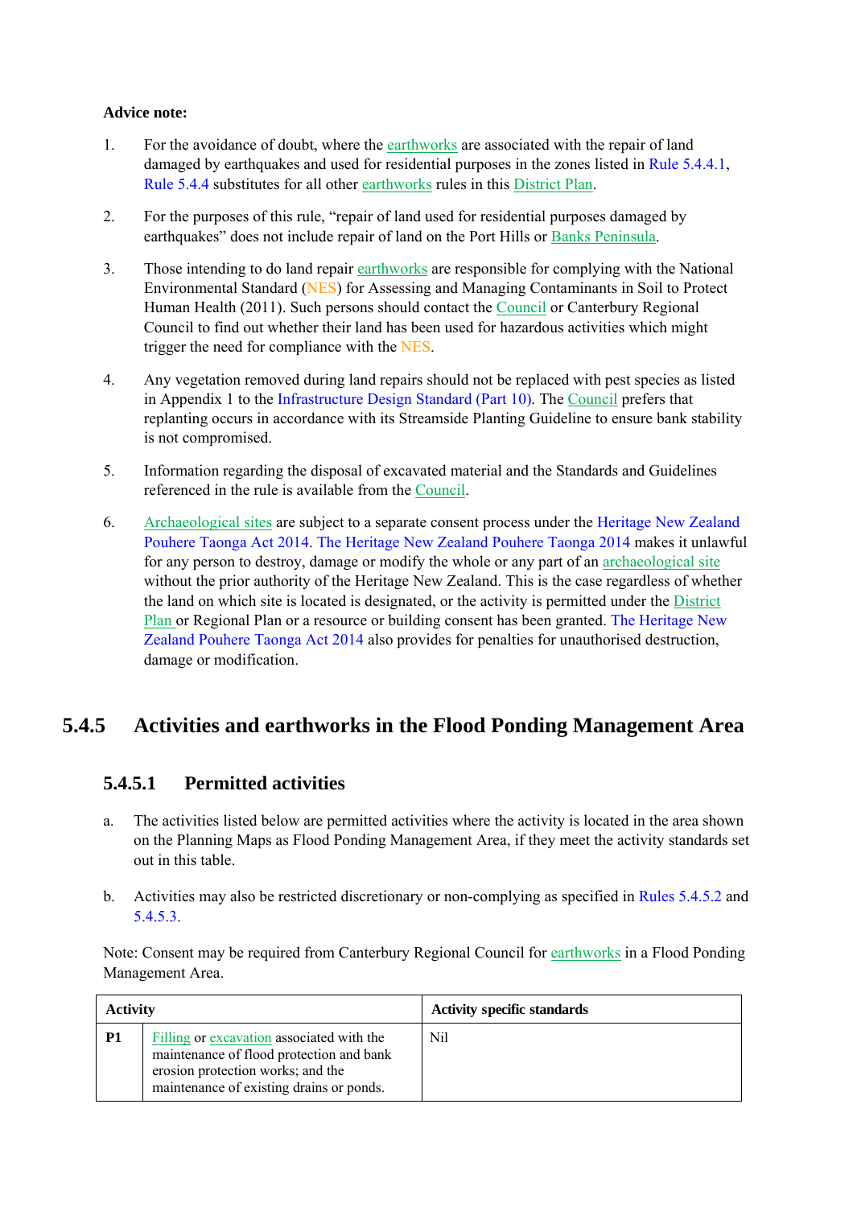**Advice note:**

1. For the avoidance of doubt, where the earthworks are associated with the repair of land damaged by earthquakes and used for residential purposes in the zones listed in Rule 5.4.4.1, Rule 5.4.4 substitutes for all other earthworks rules in this District Plan.

2. For the purposes of this rule, "repair of land used for residential purposes damaged by earthquakes" does not include repair of land on the Port Hills or Banks Peninsula.

3. Those intending to do land repair earthworks are responsible for complying with the National Environmental Standard (NES) for Assessing and Managing Contaminants in Soil to Protect Human Health (2011). Such persons should contact the Council or Canterbury Regional Council to find out whether their land has been used for hazardous activities which might trigger the need for compliance with the NES.

4. Any vegetation removed during land repairs should not be replaced with pest species as listed in Appendix 1 to the Infrastructure Design Standard (Part 10). The Council prefers that replanting occurs in accordance with its Streamside Planting Guideline to ensure bank stability is not compromised.

5. Information regarding the disposal of excavated material and the Standards and Guidelines referenced in the rule is available from the Council.

6. Archaeological sites are subject to a separate consent process under the Heritage New Zealand Pouhere Taonga Act 2014. The Heritage New Zealand Pouhere Taonga 2014 makes it unlawful for any person to destroy, damage or modify the whole or any part of an archaeological site without the prior authority of the Heritage New Zealand. This is the case regardless of whether the land on which site is located is designated, or the activity is permitted under the District Plan or Regional Plan or a resource or building consent has been granted. The Heritage New Zealand Pouhere Taonga Act 2014 also provides for penalties for unauthorised destruction, damage or modification.

## 5.4.5 Activities and earthworks in the Flood Ponding Management Area

### 5.4.5.1 Permitted activities

a. The activities listed below are permitted activities where the activity is located in the area shown on the Planning Maps as Flood Ponding Management Area, if they meet the activity standards set out in this table.

b. Activities may also be restricted discretionary or non-complying as specified in Rules 5.4.5.2 and 5.4.5.3.

Note: Consent may be required from Canterbury Regional Council for earthworks in a Flood Ponding Management Area.

| Activity | | Activity specific standards |
|---|---|---|
| **P1** | Filling or excavation associated with the maintenance of flood protection and bank erosion protection works; and the maintenance of existing drains or ponds. | Nil |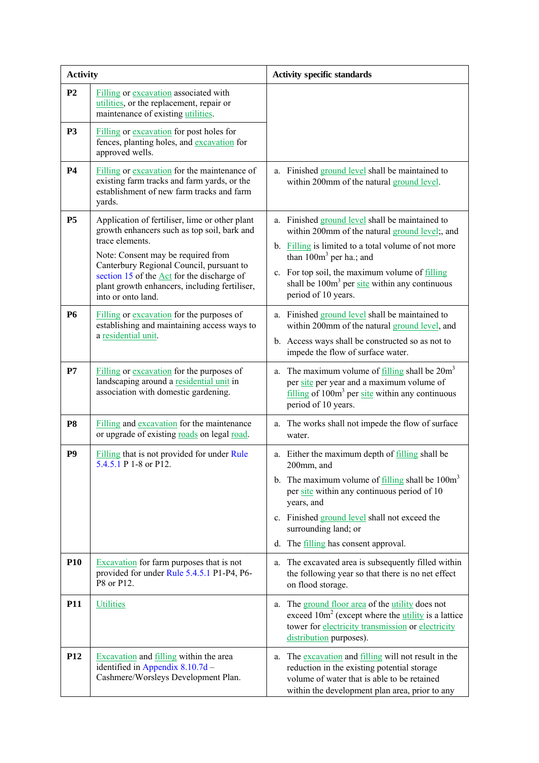| Activity | | Activity specific standards |
|---|---|---|
| **P2** | Filling or excavation associated with utilities, or the replacement, repair or maintenance of existing utilities. | |
| **P3** | Filling or excavation for post holes for fences, planting holes, and excavation for approved wells. | |
| **P4** | Filling or excavation for the maintenance of existing farm tracks and farm yards, or the establishment of new farm tracks and farm yards. | a. Finished ground level shall be maintained to within 200mm of the natural ground level. |
| **P5** | Application of fertiliser, lime or other plant growth enhancers such as top soil, bark and trace elements.<br><br>Note: Consent may be required from Canterbury Regional Council, pursuant to section 15 of the Act for the discharge of plant growth enhancers, including fertiliser, into or onto land. | a. Finished ground level shall be maintained to within 200mm of the natural ground level;, and<br><br>b. Filling is limited to a total volume of not more than $100m^3$ per ha.; and<br><br>c. For top soil, the maximum volume of filling shall be $100m^3$ per site within any continuous period of 10 years. |
| **P6** | Filling or excavation for the purposes of establishing and maintaining access ways to a residential unit. | a. Finished ground level shall be maintained to within 200mm of the natural ground level, and<br><br>b. Access ways shall be constructed so as not to impede the flow of surface water. |
| **P7** | Filling or excavation for the purposes of landscaping around a residential unit in association with domestic gardening. | a. The maximum volume of filling shall be $20m^3$ per site per year and a maximum volume of filling of $100m^3$ per site within any continuous period of 10 years. |
| **P8** | Filling and excavation for the maintenance or upgrade of existing roads on legal road. | a. The works shall not impede the flow of surface water. |
| **P9** | Filling that is not provided for under Rule 5.4.5.1 P 1-8 or P12. | a. Either the maximum depth of filling shall be 200mm, and<br><br>b. The maximum volume of filling shall be $100m^3$ per site within any continuous period of 10 years, and<br><br>c. Finished ground level shall not exceed the surrounding land; or<br><br>d. The filling has consent approval. |
| **P10** | Excavation for farm purposes that is not provided for under Rule 5.4.5.1 P1-P4, P6-P8 or P12. | a. The excavated area is subsequently filled within the following year so that there is no net effect on flood storage. |
| **P11** | Utilities | a. The ground floor area of the utility does not exceed $10m^2$ (except where the utility is a lattice tower for electricity transmission or electricity distribution purposes). |
| **P12** | Excavation and filling within the area identified in Appendix 8.10.7d – Cashmere/Worsleys Development Plan. | a. The excavation and filling will not result in the reduction in the existing potential storage volume of water that is able to be retained within the development plan area, prior to any |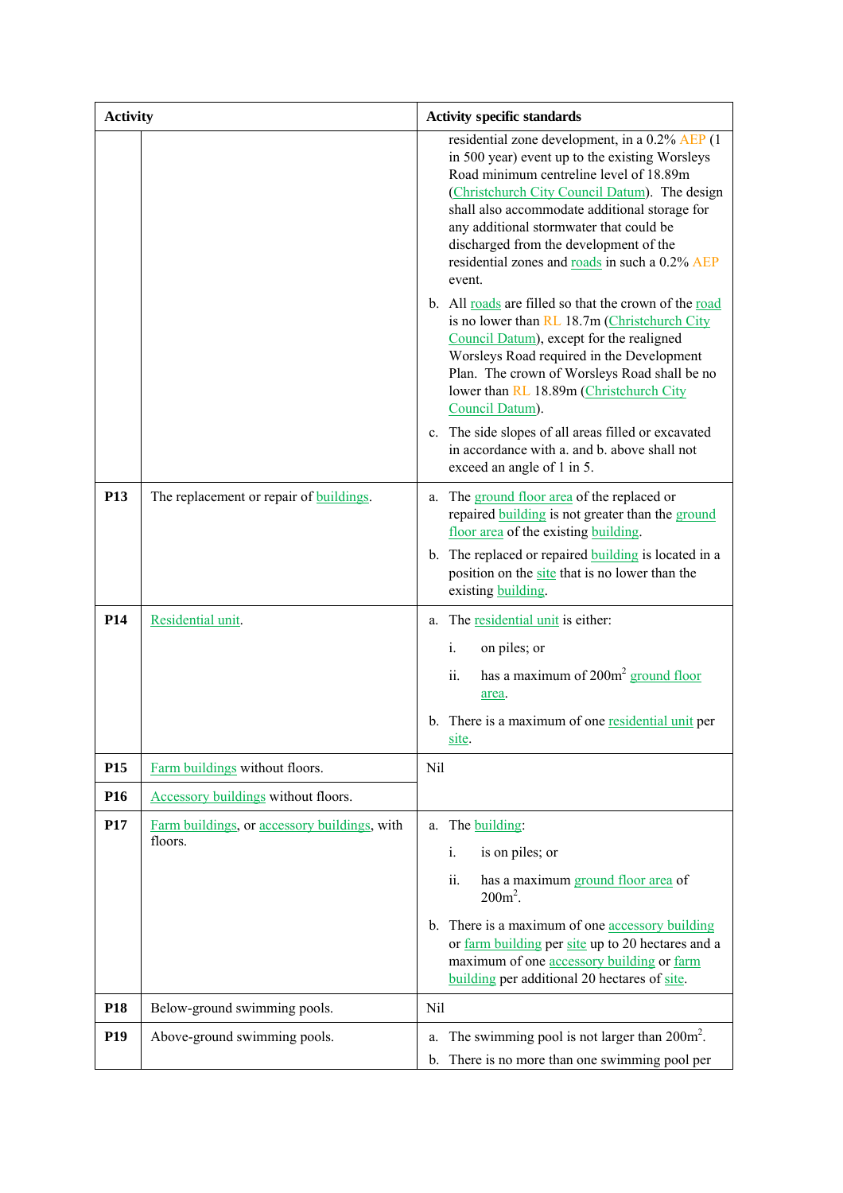| Activity | | Activity specific standards |
|---|---|---|
| | | residential zone development, in a 0.2% AEP (1 in 500 year) event up to the existing Worsleys Road minimum centreline level of 18.89m (Christchurch City Council Datum). The design shall also accommodate additional storage for any additional stormwater that could be discharged from the development of the residential zones and roads in such a 0.2% AEP event.<br><br>b. All roads are filled so that the crown of the road is no lower than RL 18.7m (Christchurch City Council Datum), except for the realigned Worsleys Road required in the Development Plan. The crown of Worsleys Road shall be no lower than RL 18.89m (Christchurch City Council Datum).<br><br>c. The side slopes of all areas filled or excavated in accordance with a. and b. above shall not exceed an angle of 1 in 5. |
| **P13** | The replacement or repair of buildings. | a. The ground floor area of the replaced or repaired building is not greater than the ground floor area of the existing building.<br><br>b. The replaced or repaired building is located in a position on the site that is no lower than the existing building. |
| **P14** | Residential unit. | a. The residential unit is either:<br><br>i. on piles; or<br><br>ii. has a maximum of 200m² ground floor area.<br><br>b. There is a maximum of one residential unit per site. |
| **P15** | Farm buildings without floors. | Nil |
| **P16** | Accessory buildings without floors. | |
| **P17** | Farm buildings, or accessory buildings, with floors. | a. The building:<br><br>i. is on piles; or<br><br>ii. has a maximum ground floor area of 200m².<br><br>b. There is a maximum of one accessory building or farm building per site up to 20 hectares and a maximum of one accessory building or farm building per additional 20 hectares of site. |
| **P18** | Below-ground swimming pools. | Nil |
| **P19** | Above-ground swimming pools. | a. The swimming pool is not larger than 200m².<br><br>b. There is no more than one swimming pool per |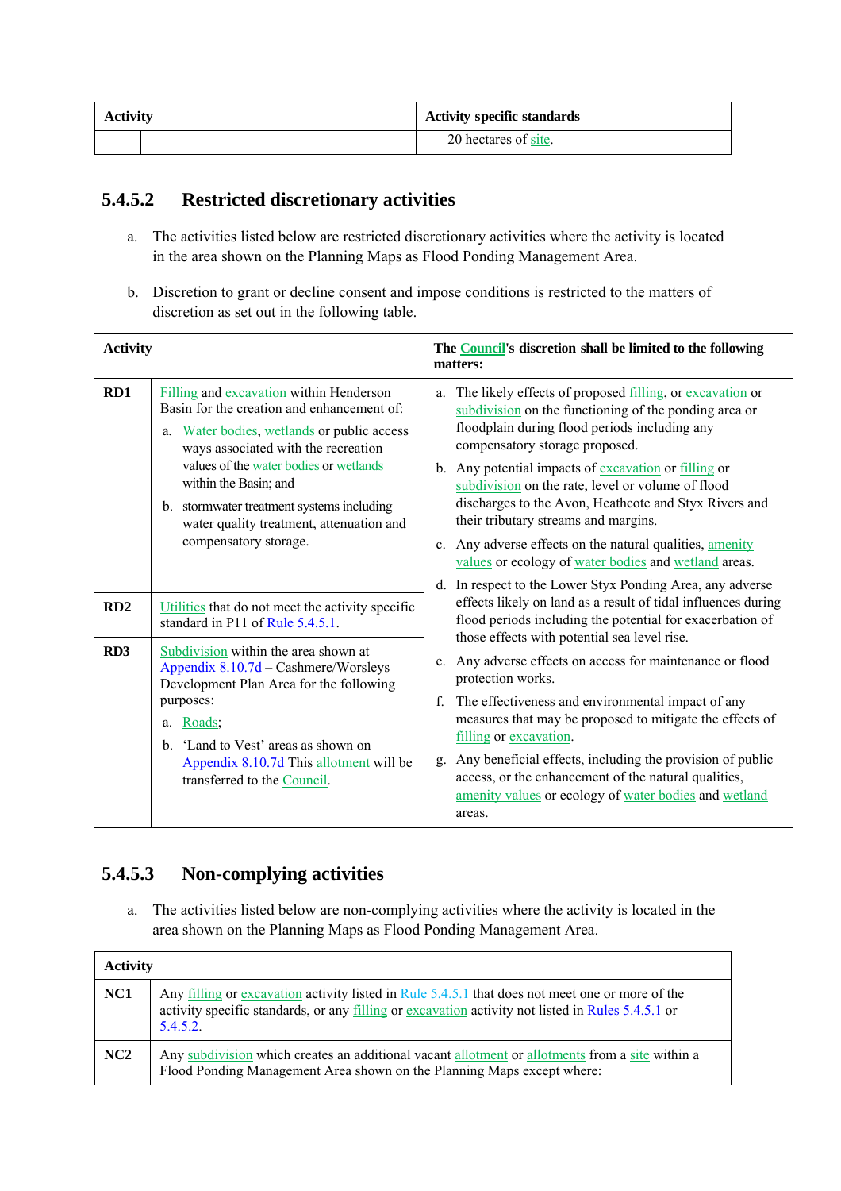| Activity | | Activity specific standards |
|---|---|---|
| | | 20 hectares of site. |

### 5.4.5.2 Restricted discretionary activities

a. The activities listed below are restricted discretionary activities where the activity is located in the area shown on the Planning Maps as Flood Ponding Management Area.

b. Discretion to grant or decline consent and impose conditions is restricted to the matters of discretion as set out in the following table.

| Activity | | The Council's discretion shall be limited to the following matters: |
|---|---|---|
| RD1 | Filling and excavation within Henderson Basin for the creation and enhancement of:<br>a. Water bodies, wetlands or public access ways associated with the recreation values of the water bodies or wetlands within the Basin; and<br>b. stormwater treatment systems including water quality treatment, attenuation and compensatory storage. | a. The likely effects of proposed filling, or excavation or subdivision on the functioning of the ponding area or floodplain during flood periods including any compensatory storage proposed.<br>b. Any potential impacts of excavation or filling or subdivision on the rate, level or volume of flood discharges to the Avon, Heathcote and Styx Rivers and their tributary streams and margins.<br>c. Any adverse effects on the natural qualities, amenity values or ecology of water bodies and wetland areas.<br>d. In respect to the Lower Styx Ponding Area, any adverse effects likely on land as a result of tidal influences during flood periods including the potential for exacerbation of those effects with potential sea level rise.<br>e. Any adverse effects on access for maintenance or flood protection works.<br>f. The effectiveness and environmental impact of any measures that may be proposed to mitigate the effects of filling or excavation.<br>g. Any beneficial effects, including the provision of public access, or the enhancement of the natural qualities, amenity values or ecology of water bodies and wetland areas. |
| RD2 | Utilities that do not meet the activity specific standard in P11 of Rule 5.4.5.1. | |
| RD3 | Subdivision within the area shown at Appendix 8.10.7d – Cashmere/Worsleys Development Plan Area for the following purposes:<br>a. Roads;<br>b. 'Land to Vest' areas as shown on Appendix 8.10.7d This allotment will be transferred to the Council. | |

### 5.4.5.3 Non-complying activities

a. The activities listed below are non-complying activities where the activity is located in the area shown on the Planning Maps as Flood Ponding Management Area.

| Activity | |
|---|---|
| NC1 | Any filling or excavation activity listed in Rule 5.4.5.1 that does not meet one or more of the activity specific standards, or any filling or excavation activity not listed in Rules 5.4.5.1 or 5.4.5.2. |
| NC2 | Any subdivision which creates an additional vacant allotment or allotments from a site within a Flood Ponding Management Area shown on the Planning Maps except where: |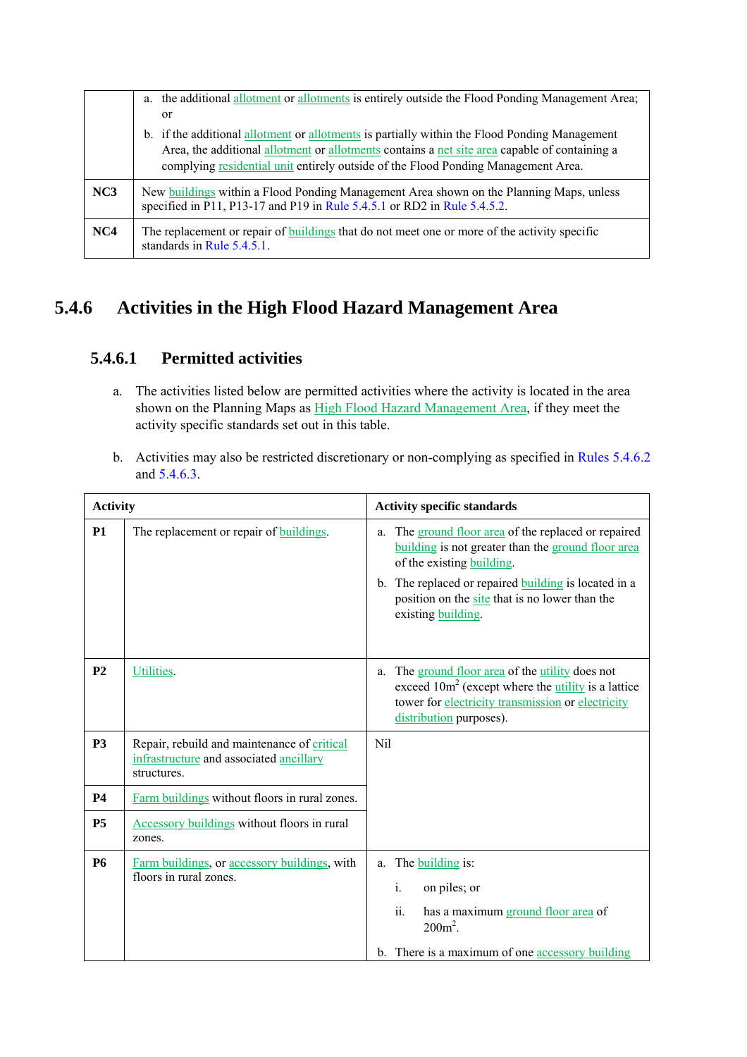| | |
|---|---|
| | a. the additional allotment or allotments is entirely outside the Flood Ponding Management Area; or<br><br>b. if the additional allotment or allotments is partially within the Flood Ponding Management Area, the additional allotment or allotments contains a net site area capable of containing a complying residential unit entirely outside of the Flood Ponding Management Area. |
| **NC3** | New buildings within a Flood Ponding Management Area shown on the Planning Maps, unless specified in P11, P13-17 and P19 in Rule 5.4.5.1 or RD2 in Rule 5.4.5.2. |
| **NC4** | The replacement or repair of buildings that do not meet one or more of the activity specific standards in Rule 5.4.5.1. |

## 5.4.6 Activities in the High Flood Hazard Management Area

### 5.4.6.1 Permitted activities

a. The activities listed below are permitted activities where the activity is located in the area shown on the Planning Maps as High Flood Hazard Management Area, if they meet the activity specific standards set out in this table.

b. Activities may also be restricted discretionary or non-complying as specified in Rules 5.4.6.2 and 5.4.6.3.

| **Activity** | | **Activity specific standards** |
|---|---|---|
| **P1** | The replacement or repair of buildings. | a. The ground floor area of the replaced or repaired building is not greater than the ground floor area of the existing building.<br><br>b. The replaced or repaired building is located in a position on the site that is no lower than the existing building. |
| **P2** | Utilities. | a. The ground floor area of the utility does not exceed $10m^2$ (except where the utility is a lattice tower for electricity transmission or electricity distribution purposes). |
| **P3** | Repair, rebuild and maintenance of critical infrastructure and associated ancillary structures. | Nil |
| **P4** | Farm buildings without floors in rural zones. | |
| **P5** | Accessory buildings without floors in rural zones. | |
| **P6** | Farm buildings, or accessory buildings, with floors in rural zones. | a. The building is:<br><br>i. on piles; or<br><br>ii. has a maximum ground floor area of $200m^2$.<br><br>b. There is a maximum of one accessory building |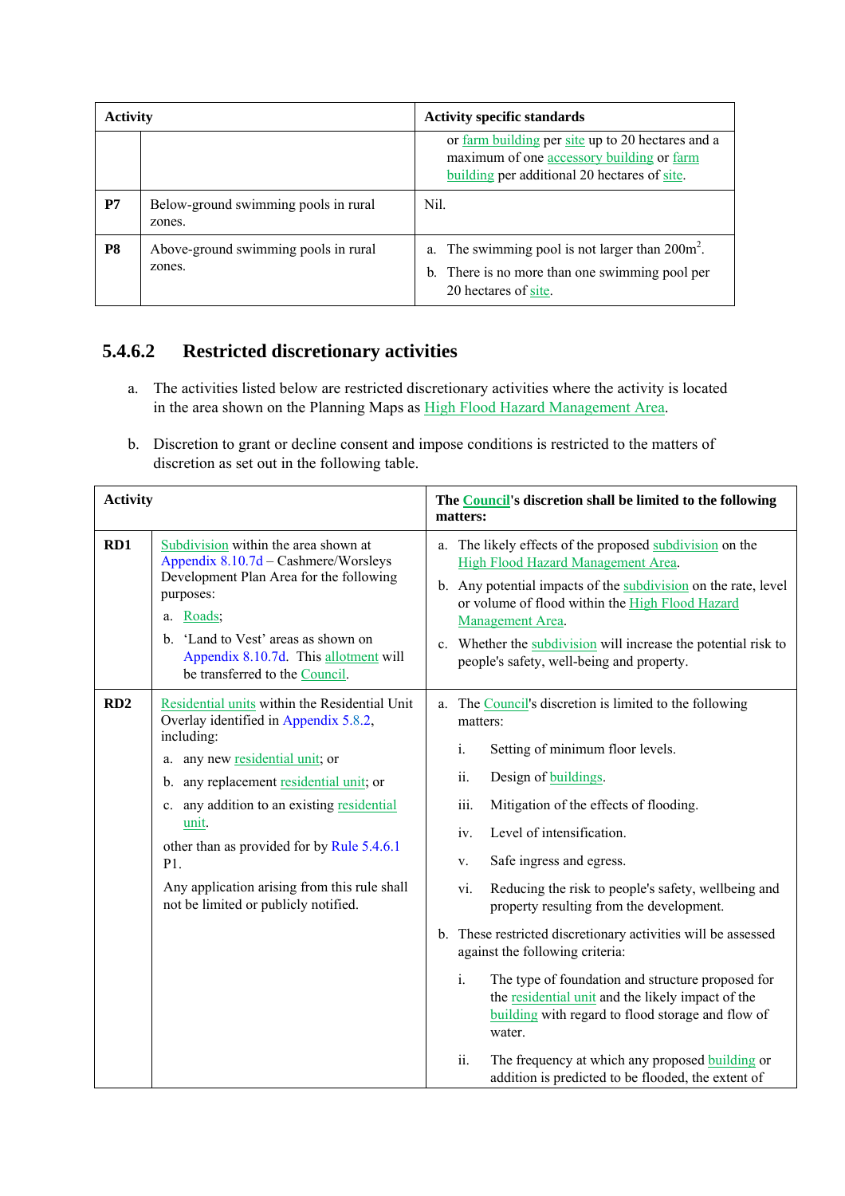| Activity | | Activity specific standards |
|---|---|---|
| | | or farm building per site up to 20 hectares and a maximum of one accessory building or farm building per additional 20 hectares of site. |
| **P7** | Below-ground swimming pools in rural zones. | Nil. |
| **P8** | Above-ground swimming pools in rural zones. | a. The swimming pool is not larger than $200m^2$.<br>b. There is no more than one swimming pool per 20 hectares of site. |

## 5.4.6.2 Restricted discretionary activities

a. The activities listed below are restricted discretionary activities where the activity is located in the area shown on the Planning Maps as High Flood Hazard Management Area.

b. Discretion to grant or decline consent and impose conditions is restricted to the matters of discretion as set out in the following table.

| Activity | | The Council's discretion shall be limited to the following matters: |
|---|---|---|
| **RD1** | Subdivision within the area shown at Appendix 8.10.7d – Cashmere/Worsleys Development Plan Area for the following purposes:<br>a. Roads;<br>b. 'Land to Vest' areas as shown on Appendix 8.10.7d. This allotment will be transferred to the Council. | a. The likely effects of the proposed subdivision on the High Flood Hazard Management Area.<br>b. Any potential impacts of the subdivision on the rate, level or volume of flood within the High Flood Hazard Management Area.<br>c. Whether the subdivision will increase the potential risk to people's safety, well-being and property. |
| **RD2** | Residential units within the Residential Unit Overlay identified in Appendix 5.8.2, including:<br>a. any new residential unit; or<br>b. any replacement residential unit; or<br>c. any addition to an existing residential unit.<br>other than as provided for by Rule 5.4.6.1 P1.<br>Any application arising from this rule shall not be limited or publicly notified. | a. The Council's discretion is limited to the following matters:<br>i. Setting of minimum floor levels.<br>ii. Design of buildings.<br>iii. Mitigation of the effects of flooding.<br>iv. Level of intensification.<br>v. Safe ingress and egress.<br>vi. Reducing the risk to people's safety, wellbeing and property resulting from the development.<br>b. These restricted discretionary activities will be assessed against the following criteria:<br>i. The type of foundation and structure proposed for the residential unit and the likely impact of the building with regard to flood storage and flow of water.<br>ii. The frequency at which any proposed building or addition is predicted to be flooded, the extent of |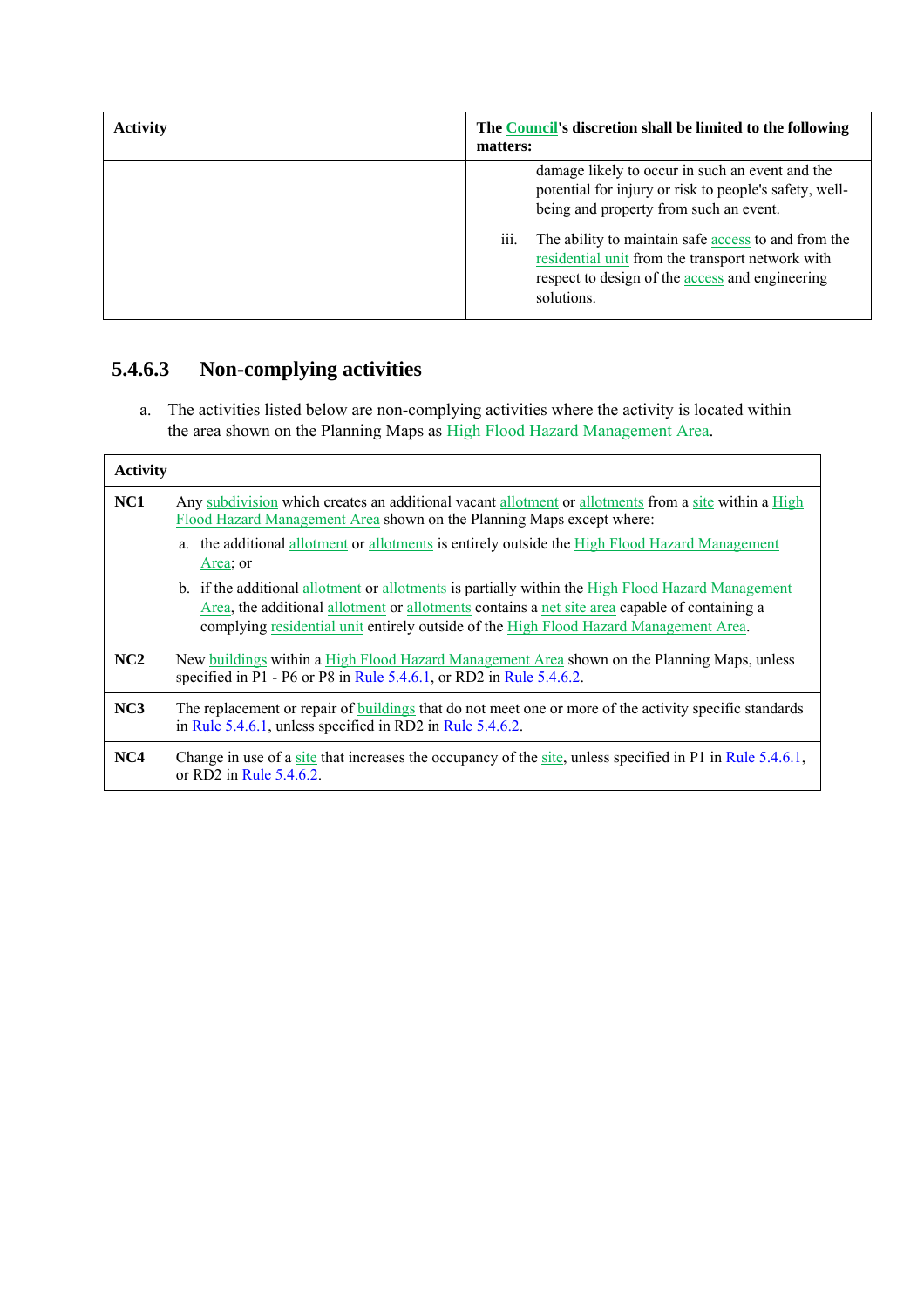| Activity | | The Council's discretion shall be limited to the following matters: |
|---|---|---|
| | | damage likely to occur in such an event and the potential for injury or risk to people's safety, well-being and property from such an event.<br><br>iii. The ability to maintain safe access to and from the residential unit from the transport network with respect to design of the access and engineering solutions. |

### 5.4.6.3 Non-complying activities

a. The activities listed below are non-complying activities where the activity is located within the area shown on the Planning Maps as High Flood Hazard Management Area.

| Activity | |
|---|---|
| **NC1** | Any subdivision which creates an additional vacant allotment or allotments from a site within a High Flood Hazard Management Area shown on the Planning Maps except where:<br>a. the additional allotment or allotments is entirely outside the High Flood Hazard Management Area; or<br>b. if the additional allotment or allotments is partially within the High Flood Hazard Management Area, the additional allotment or allotments contains a net site area capable of containing a complying residential unit entirely outside of the High Flood Hazard Management Area. |
| **NC2** | New buildings within a High Flood Hazard Management Area shown on the Planning Maps, unless specified in P1 - P6 or P8 in Rule 5.4.6.1, or RD2 in Rule 5.4.6.2. |
| **NC3** | The replacement or repair of buildings that do not meet one or more of the activity specific standards in Rule 5.4.6.1, unless specified in RD2 in Rule 5.4.6.2. |
| **NC4** | Change in use of a site that increases the occupancy of the site, unless specified in P1 in Rule 5.4.6.1, or RD2 in Rule 5.4.6.2. |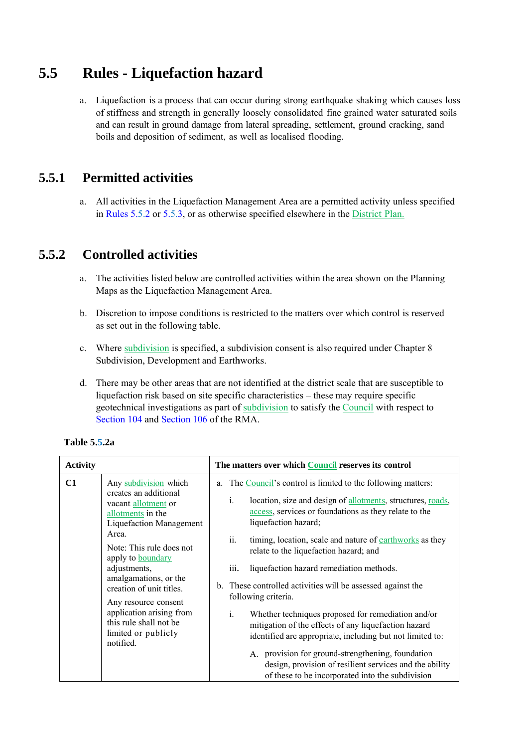# 5.5 Rules - Liquefaction hazard

a. Liquefaction is a process that can occur during strong earthquake shaking which causes loss of stiffness and strength in generally loosely consolidated fine grained water saturated soils and can result in ground damage from lateral spreading, settlement, ground cracking, sand boils and deposition of sediment, as well as localised flooding.

## 5.5.1 Permitted activities

a. All activities in the Liquefaction Management Area are a permitted activity unless specified in Rules 5.5.2 or 5.5.3, or as otherwise specified elsewhere in the District Plan.

## 5.5.2 Controlled activities

a. The activities listed below are controlled activities within the area shown on the Planning Maps as the Liquefaction Management Area.

b. Discretion to impose conditions is restricted to the matters over which control is reserved as set out in the following table.

c. Where subdivision is specified, a subdivision consent is also required under Chapter 8 Subdivision, Development and Earthworks.

d. There may be other areas that are not identified at the district scale that are susceptible to liquefaction risk based on site specific characteristics – these may require specific geotechnical investigations as part of subdivision to satisfy the Council with respect to Section 104 and Section 106 of the RMA.

**Table 5.5.2a**

| Activity | | The matters over which Council reserves its control |
|---|---|---|
| C1 | Any subdivision which creates an additional vacant allotment or allotments in the Liquefaction Management Area.<br><br>Note: This rule does not apply to boundary adjustments, amalgamations, or the creation of unit titles.<br><br>Any resource consent application arising from this rule shall not be limited or publicly notified. | a. The Council's control is limited to the following matters:<br><br>i. location, size and design of allotments, structures, roads, access, services or foundations as they relate to the liquefaction hazard;<br><br>ii. timing, location, scale and nature of earthworks as they relate to the liquefaction hazard; and<br><br>iii. liquefaction hazard remediation methods.<br><br>b. These controlled activities will be assessed against the following criteria.<br><br>i. Whether techniques proposed for remediation and/or mitigation of the effects of any liquefaction hazard identified are appropriate, including but not limited to:<br><br>A. provision for ground-strengthening, foundation design, provision of resilient services and the ability of these to be incorporated into the subdivision |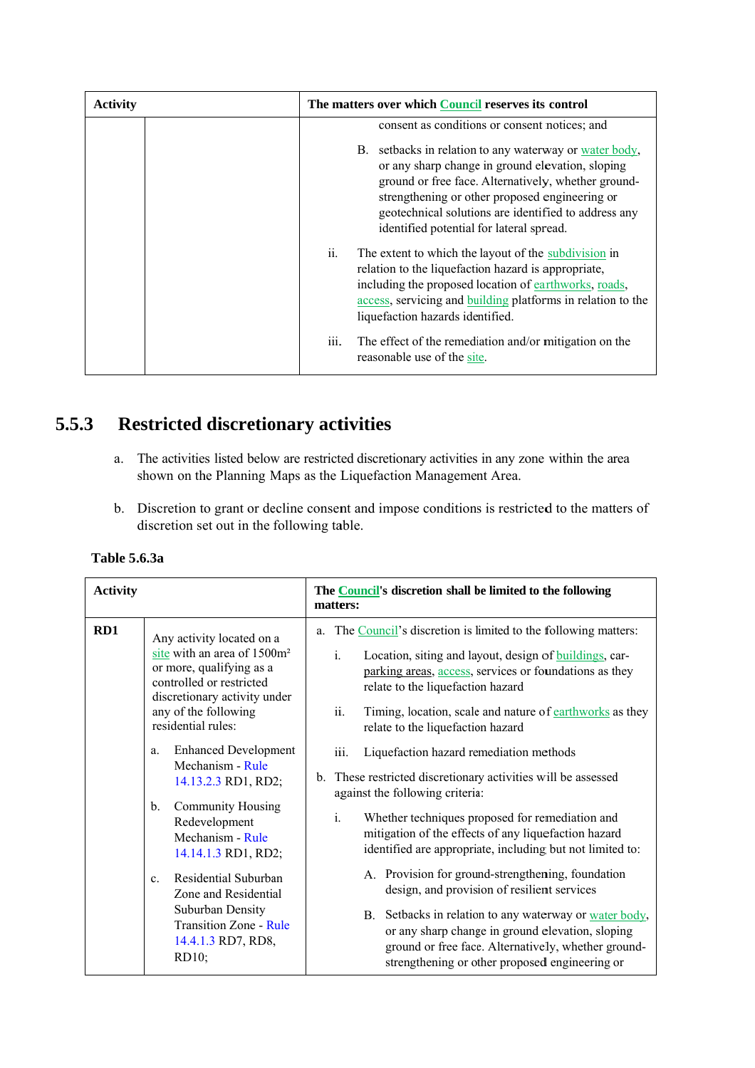| Activity | | The matters over which Council reserves its control |
| --- | --- | --- |
| | | consent as conditions or consent notices; and<br><br>B. setbacks in relation to any waterway or water body, or any sharp change in ground elevation, sloping ground or free face. Alternatively, whether ground-strengthening or other proposed engineering or geotechnical solutions are identified to address any identified potential for lateral spread.<br><br>ii. The extent to which the layout of the subdivision in relation to the liquefaction hazard is appropriate, including the proposed location of earthworks, roads, access, servicing and building platforms in relation to the liquefaction hazards identified.<br><br>iii. The effect of the remediation and/or mitigation on the reasonable use of the site. |

## 5.5.3 Restricted discretionary activities

a. The activities listed below are restricted discretionary activities in any zone within the area shown on the Planning Maps as the Liquefaction Management Area.

b. Discretion to grant or decline consent and impose conditions is restricted to the matters of discretion set out in the following table.

**Table 5.6.3a**

| Activity | | The Council's discretion shall be limited to the following matters: |
| --- | --- | --- |
| **RD1** | Any activity located on a site with an area of 1500m² or more, qualifying as a controlled or restricted discretionary activity under any of the following residential rules:<br><br>a. Enhanced Development Mechanism - Rule 14.13.2.3 RD1, RD2;<br><br>b. Community Housing Redevelopment Mechanism - Rule 14.14.1.3 RD1, RD2;<br><br>c. Residential Suburban Zone and Residential Suburban Density Transition Zone - Rule 14.4.1.3 RD7, RD8, RD10; | a. The Council's discretion is limited to the following matters:<br><br>i. Location, siting and layout, design of buildings, car-parking areas, access, services or foundations as they relate to the liquefaction hazard<br><br>ii. Timing, location, scale and nature of earthworks as they relate to the liquefaction hazard<br><br>iii. Liquefaction hazard remediation methods<br><br>b. These restricted discretionary activities will be assessed against the following criteria:<br><br>i. Whether techniques proposed for remediation and mitigation of the effects of any liquefaction hazard identified are appropriate, including but not limited to:<br><br>A. Provision for ground-strengthening, foundation design, and provision of resilient services<br><br>B. Setbacks in relation to any waterway or water body, or any sharp change in ground elevation, sloping ground or free face. Alternatively, whether ground-strengthening or other proposed engineering or |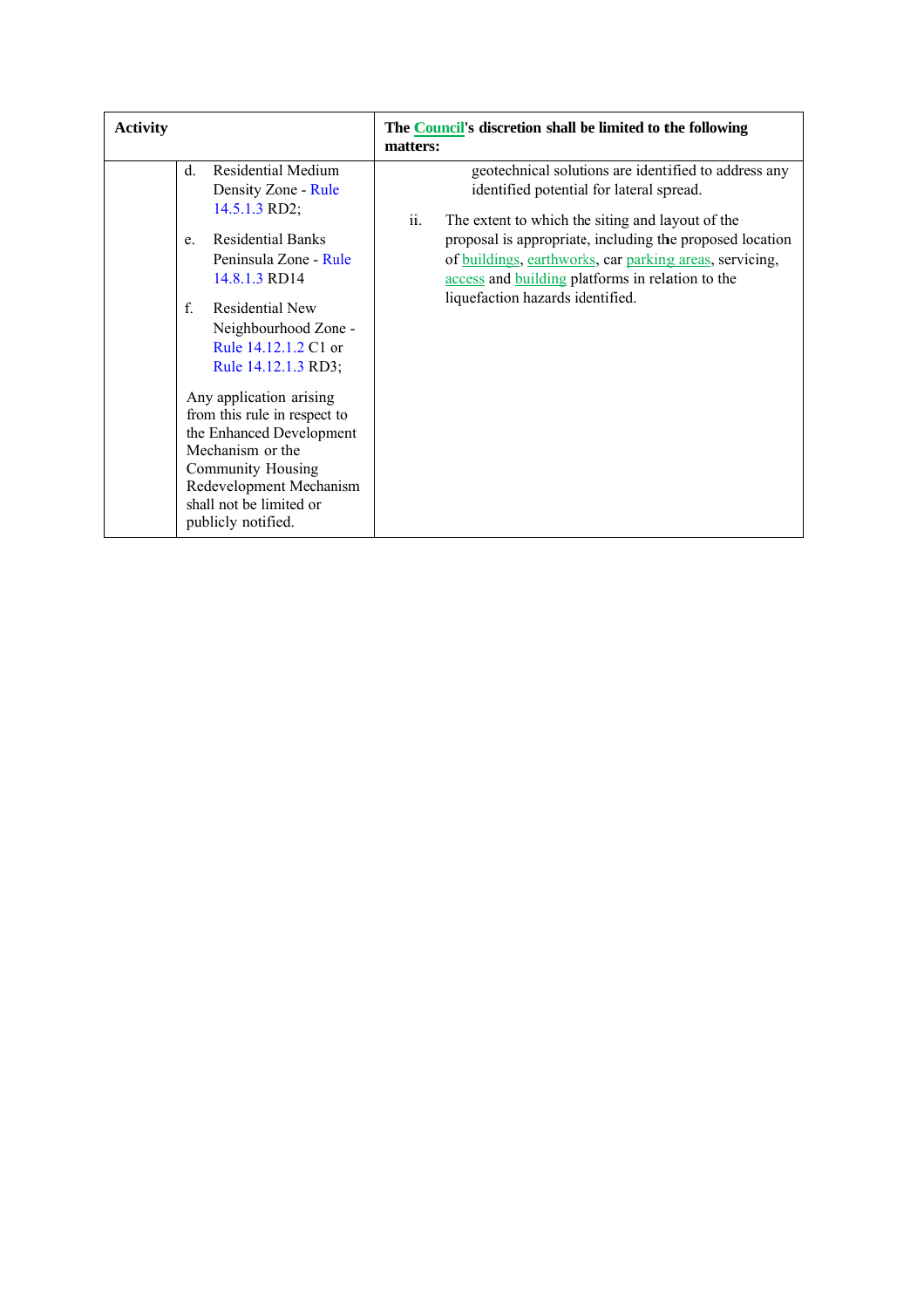| Activity | | The Council's discretion shall be limited to the following matters: |
|---|---|---|
| | d. Residential Medium Density Zone - Rule 14.5.1.3 RD2;<br><br>e. Residential Banks Peninsula Zone - Rule 14.8.1.3 RD14<br><br>f. Residential New Neighbourhood Zone - Rule 14.12.1.2 C1 or Rule 14.12.1.3 RD3;<br><br>Any application arising from this rule in respect to the Enhanced Development Mechanism or the Community Housing Redevelopment Mechanism shall not be limited or publicly notified. | geotechnical solutions are identified to address any identified potential for lateral spread.<br><br>ii. The extent to which the siting and layout of the proposal is appropriate, including the proposed location of buildings, earthworks, car parking areas, servicing, access and building platforms in relation to the liquefaction hazards identified. |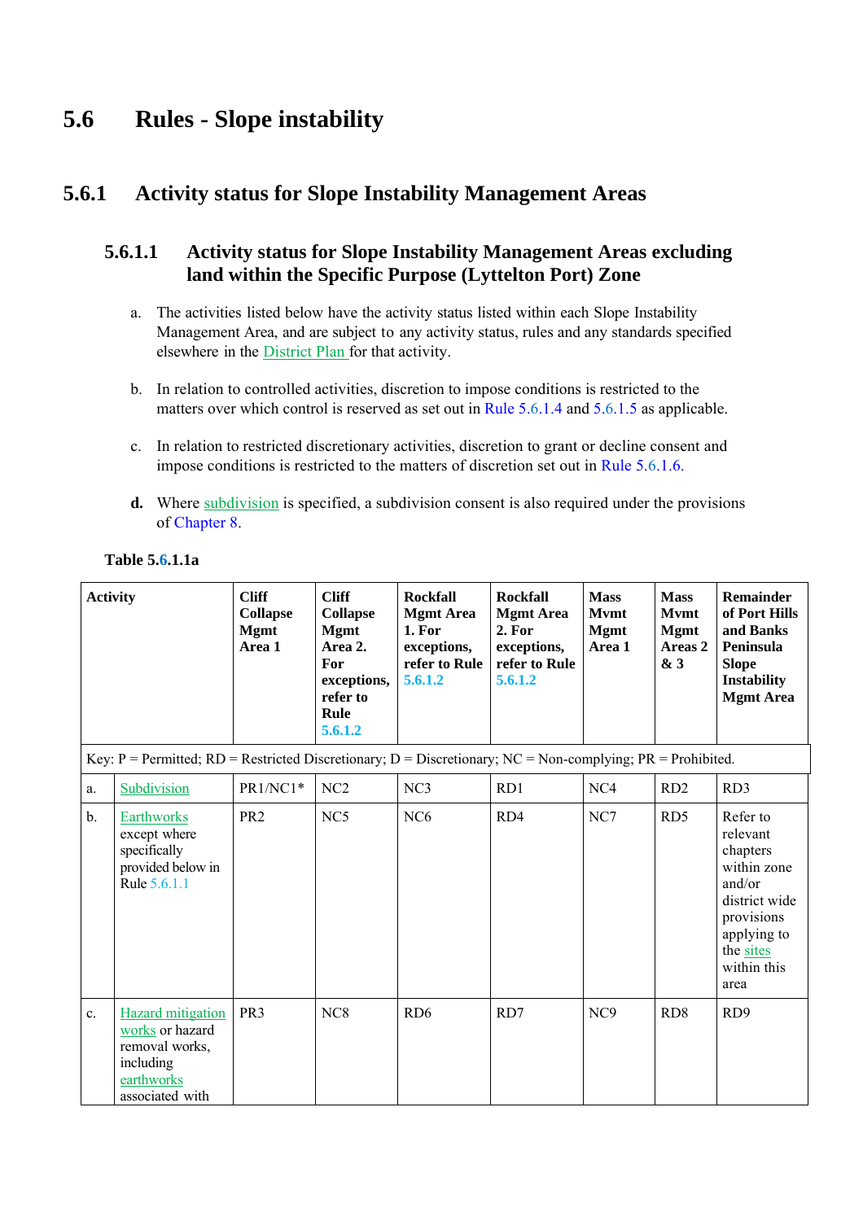# 5.6 Rules - Slope instability

## 5.6.1 Activity status for Slope Instability Management Areas

### 5.6.1.1 Activity status for Slope Instability Management Areas excluding land within the Specific Purpose (Lyttelton Port) Zone

a. The activities listed below have the activity status listed within each Slope Instability Management Area, and are subject to any activity status, rules and any standards specified elsewhere in the District Plan for that activity.

b. In relation to controlled activities, discretion to impose conditions is restricted to the matters over which control is reserved as set out in Rule 5.6.1.4 and 5.6.1.5 as applicable.

c. In relation to restricted discretionary activities, discretion to grant or decline consent and impose conditions is restricted to the matters of discretion set out in Rule 5.6.1.6.

**d.** Where subdivision is specified, a subdivision consent is also required under the provisions of Chapter 8.

**Table 5.6.1.1a**

| | Activity | Cliff Collapse Mgmt Area 1 | Cliff Collapse Mgmt Area 2. For exceptions, refer to Rule 5.6.1.2 | Rockfall Mgmt Area 1. For exceptions, refer to Rule 5.6.1.2 | Rockfall Mgmt Area 2. For exceptions, refer to Rule 5.6.1.2 | Mass Mvmt Mgmt Area 1 | Mass Mvmt Mgmt Areas 2 & 3 | Remainder of Port Hills and Banks Peninsula Slope Instability Mgmt Area |
|---|---|---|---|---|---|---|---|---|
| Key: P = Permitted; RD = Restricted Discretionary; D = Discretionary; NC = Non-complying; PR = Prohibited. | | | | | | | | |
| a. | Subdivision | PR1/NC1* | NC2 | NC3 | RD1 | NC4 | RD2 | RD3 |
| b. | Earthworks except where specifically provided below in Rule 5.6.1.1 | PR2 | NC5 | NC6 | RD4 | NC7 | RD5 | Refer to relevant chapters within zone and/or district wide provisions applying to the sites within this area |
| c. | Hazard mitigation works or hazard removal works, including earthworks associated with | PR3 | NC8 | RD6 | RD7 | NC9 | RD8 | RD9 |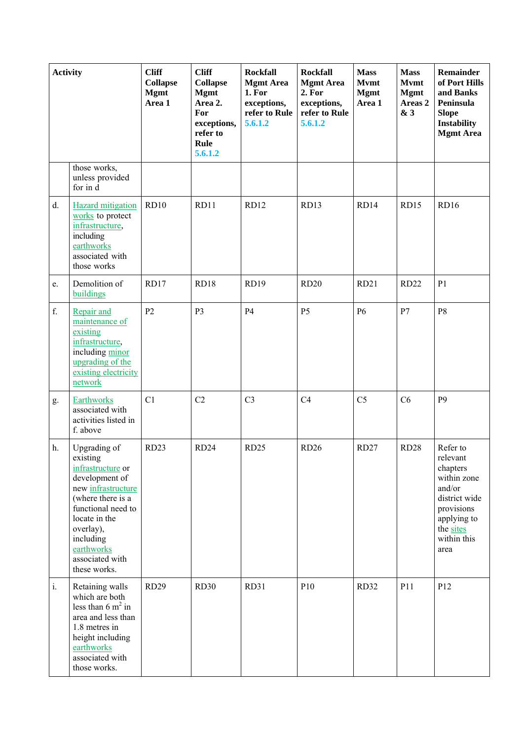| Activity | | Cliff Collapse Mgmt Area 1 | Cliff Collapse Mgmt Area 2. For exceptions, refer to Rule 5.6.1.2 | Rockfall Mgmt Area 1. For exceptions, refer to Rule 5.6.1.2 | Rockfall Mgmt Area 2. For exceptions, refer to Rule 5.6.1.2 | Mass Mvmt Mgmt Area 1 | Mass Mvmt Mgmt Areas 2 & 3 | Remainder of Port Hills and Banks Peninsula Slope Instability Mgmt Area |
|---|---|---|---|---|---|---|---|---|
| | those works, unless provided for in d | | | | | | | |
| d. | Hazard mitigation works to protect infrastructure, including earthworks associated with those works | RD10 | RD11 | RD12 | RD13 | RD14 | RD15 | RD16 |
| e. | Demolition of buildings | RD17 | RD18 | RD19 | RD20 | RD21 | RD22 | P1 |
| f. | Repair and maintenance of existing infrastructure, including minor upgrading of the existing electricity network | P2 | P3 | P4 | P5 | P6 | P7 | P8 |
| g. | Earthworks associated with activities listed in f. above | C1 | C2 | C3 | C4 | C5 | C6 | P9 |
| h. | Upgrading of existing infrastructure or development of new infrastructure (where there is a functional need to locate in the overlay), including earthworks associated with these works. | RD23 | RD24 | RD25 | RD26 | RD27 | RD28 | Refer to relevant chapters within zone and/or district wide provisions applying to the sites within this area |
| i. | Retaining walls which are both less than 6 $m^2$ in area and less than 1.8 metres in height including earthworks associated with those works. | RD29 | RD30 | RD31 | P10 | RD32 | P11 | P12 |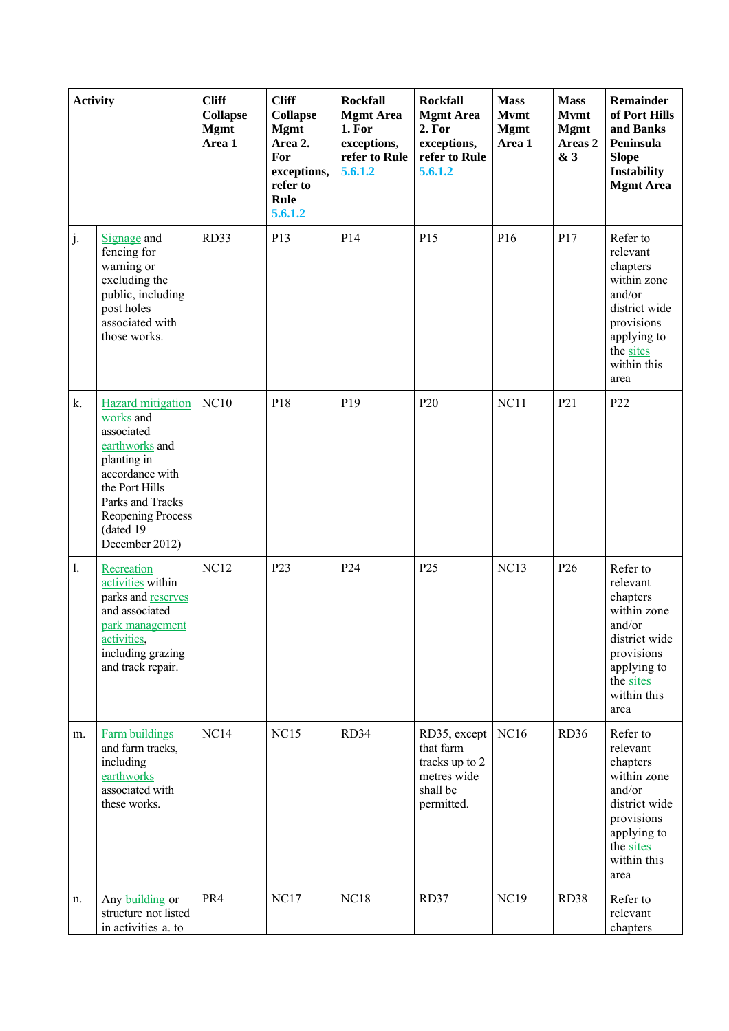| Activity | | Cliff Collapse Mgmt Area 1 | Cliff Collapse Mgmt Area 2. For exceptions, refer to Rule 5.6.1.2 | Rockfall Mgmt Area 1. For exceptions, refer to Rule 5.6.1.2 | Rockfall Mgmt Area 2. For exceptions, refer to Rule 5.6.1.2 | Mass Mvmt Mgmt Area 1 | Mass Mvmt Mgmt Areas 2 & 3 | Remainder of Port Hills and Banks Peninsula Slope Instability Mgmt Area |
|---|---|---|---|---|---|---|---|---|
| j. | Signage and fencing for warning or excluding the public, including post holes associated with those works. | RD33 | P13 | P14 | P15 | P16 | P17 | Refer to relevant chapters within zone and/or district wide provisions applying to the sites within this area |
| k. | Hazard mitigation works and associated earthworks and planting in accordance with the Port Hills Parks and Tracks Reopening Process (dated 19 December 2012) | NC10 | P18 | P19 | P20 | NC11 | P21 | P22 |
| l. | Recreation activities within parks and reserves and associated park management activities, including grazing and track repair. | NC12 | P23 | P24 | P25 | NC13 | P26 | Refer to relevant chapters within zone and/or district wide provisions applying to the sites within this area |
| m. | Farm buildings and farm tracks, including earthworks associated with these works. | NC14 | NC15 | RD34 | RD35, except that farm tracks up to 2 metres wide shall be permitted. | NC16 | RD36 | Refer to relevant chapters within zone and/or district wide provisions applying to the sites within this area |
| n. | Any building or structure not listed in activities a. to | PR4 | NC17 | NC18 | RD37 | NC19 | RD38 | Refer to relevant chapters |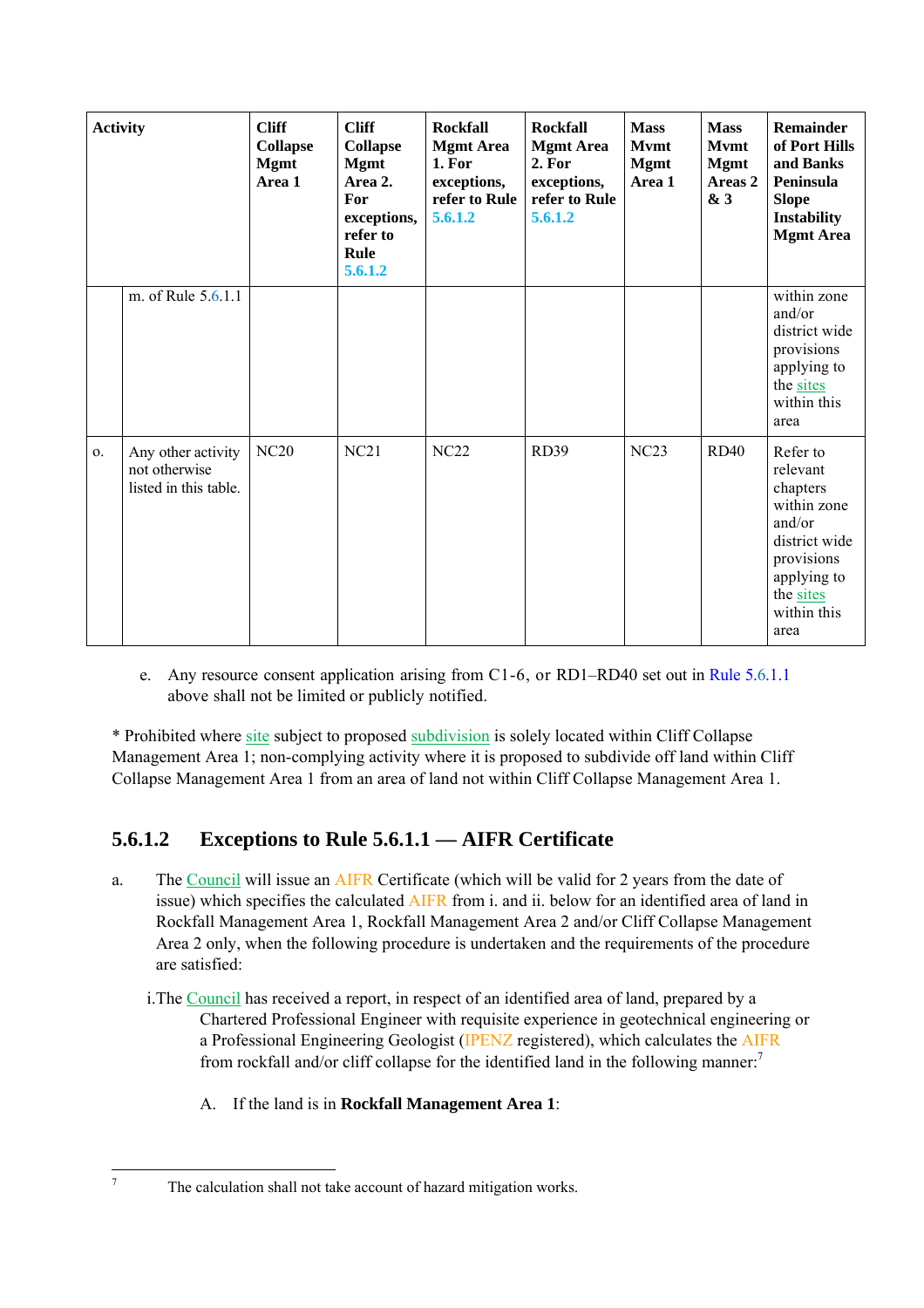| | Activity | Cliff Collapse Mgmt Area 1 | Cliff Collapse Mgmt Area 2. For exceptions, refer to Rule 5.6.1.2 | Rockfall Mgmt Area 1. For exceptions, refer to Rule 5.6.1.2 | Rockfall Mgmt Area 2. For exceptions, refer to Rule 5.6.1.2 | Mass Mvmt Mgmt Area 1 | Mass Mvmt Mgmt Areas 2 & 3 | Remainder of Port Hills and Banks Peninsula Slope Instability Mgmt Area |
|---|---|---|---|---|---|---|---|---|
| | m. of Rule 5.6.1.1 | | | | | | | within zone and/or district wide provisions applying to the sites within this area |
| o. | Any other activity not otherwise listed in this table. | NC20 | NC21 | NC22 | RD39 | NC23 | RD40 | Refer to relevant chapters within zone and/or district wide provisions applying to the sites within this area |

e. Any resource consent application arising from C1-6, or RD1–RD40 set out in Rule 5.6.1.1 above shall not be limited or publicly notified.

* Prohibited where site subject to proposed subdivision is solely located within Cliff Collapse Management Area 1; non-complying activity where it is proposed to subdivide off land within Cliff Collapse Management Area 1 from an area of land not within Cliff Collapse Management Area 1.

### 5.6.1.2 Exceptions to Rule 5.6.1.1 — AIFR Certificate

a. The Council will issue an AIFR Certificate (which will be valid for 2 years from the date of issue) which specifies the calculated AIFR from i. and ii. below for an identified area of land in Rockfall Management Area 1, Rockfall Management Area 2 and/or Cliff Collapse Management Area 2 only, when the following procedure is undertaken and the requirements of the procedure are satisfied:

   i. The Council has received a report, in respect of an identified area of land, prepared by a Chartered Professional Engineer with requisite experience in geotechnical engineering or a Professional Engineering Geologist (IPENZ registered), which calculates the AIFR from rockfall and/or cliff collapse for the identified land in the following manner:[7]

      A. If the land is in **Rockfall Management Area 1**:

[7] The calculation shall not take account of hazard mitigation works.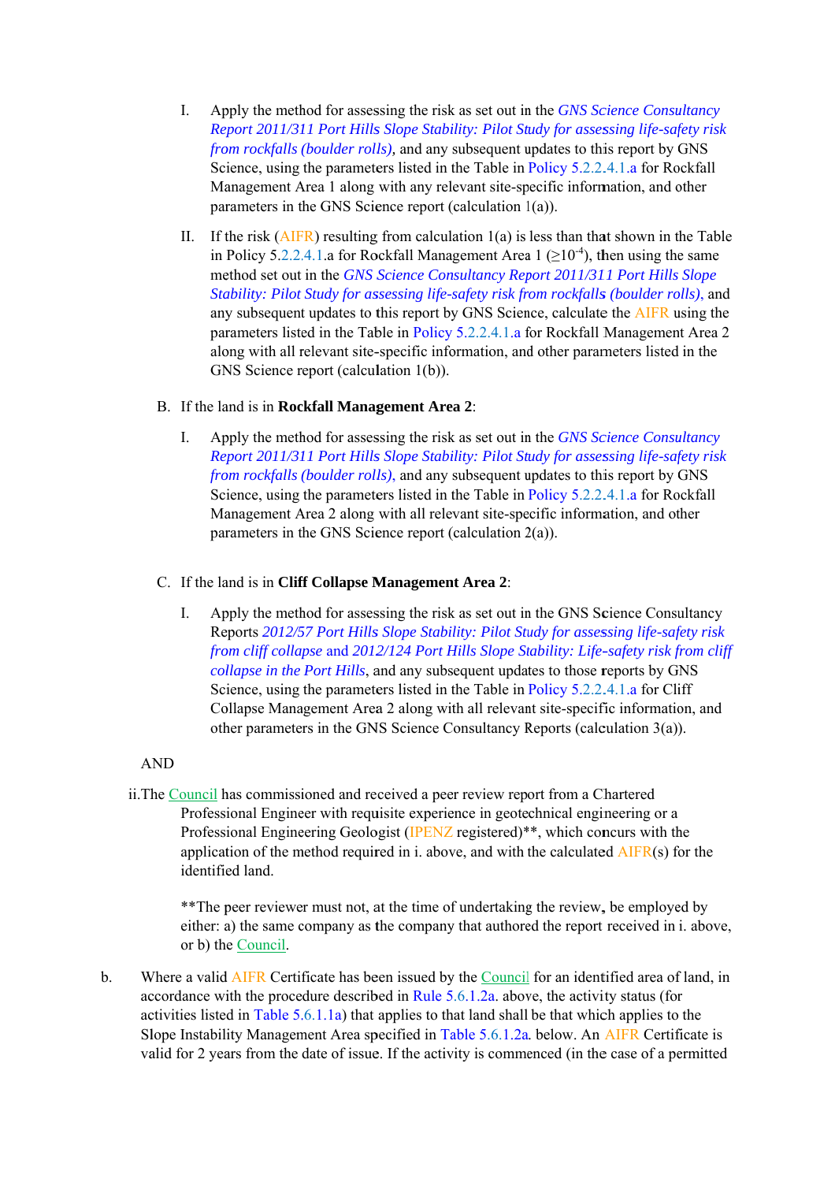I. Apply the method for assessing the risk as set out in the *GNS Science Consultancy Report 2011/311 Port Hills Slope Stability: Pilot Study for assessing life-safety risk from rockfalls (boulder rolls)*, and any subsequent updates to this report by GNS Science, using the parameters listed in the Table in Policy 5.2.2.4.1.a for Rockfall Management Area 1 along with any relevant site-specific information, and other parameters in the GNS Science report (calculation 1(a)).

II. If the risk (AIFR) resulting from calculation 1(a) is less than that shown in the Table in Policy 5.2.2.4.1.a for Rockfall Management Area 1 ($\geq 10^{-4}$), then using the same method set out in the *GNS Science Consultancy Report 2011/311 Port Hills Slope Stability: Pilot Study for assessing life-safety risk from rockfalls (boulder rolls)*, and any subsequent updates to this report by GNS Science, calculate the AIFR using the parameters listed in the Table in Policy 5.2.2.4.1.a for Rockfall Management Area 2 along with all relevant site-specific information, and other parameters listed in the GNS Science report (calculation 1(b)).

B. If the land is in **Rockfall Management Area 2**:

I. Apply the method for assessing the risk as set out in the *GNS Science Consultancy Report 2011/311 Port Hills Slope Stability: Pilot Study for assessing life-safety risk from rockfalls (boulder rolls)*, and any subsequent updates to this report by GNS Science, using the parameters listed in the Table in Policy 5.2.2.4.1.a for Rockfall Management Area 2 along with all relevant site-specific information, and other parameters in the GNS Science report (calculation 2(a)).

C. If the land is in **Cliff Collapse Management Area 2**:

I. Apply the method for assessing the risk as set out in the GNS Science Consultancy Reports *2012/57 Port Hills Slope Stability: Pilot Study for assessing life-safety risk from cliff collapse* and *2012/124 Port Hills Slope Stability: Life-safety risk from cliff collapse in the Port Hills*, and any subsequent updates to those reports by GNS Science, using the parameters listed in the Table in Policy 5.2.2.4.1.a for Cliff Collapse Management Area 2 along with all relevant site-specific information, and other parameters in the GNS Science Consultancy Reports (calculation 3(a)).

AND

ii. The Council has commissioned and received a peer review report from a Chartered Professional Engineer with requisite experience in geotechnical engineering or a Professional Engineering Geologist (IPENZ registered)**, which concurs with the application of the method required in i. above, and with the calculated AIFR(s) for the identified land.

**The peer reviewer must not, at the time of undertaking the review, be employed by either: a) the same company as the company that authored the report received in i. above, or b) the Council.

b. Where a valid AIFR Certificate has been issued by the Council for an identified area of land, in accordance with the procedure described in Rule 5.6.1.2a. above, the activity status (for activities listed in Table 5.6.1.1a) that applies to that land shall be that which applies to the Slope Instability Management Area specified in Table 5.6.1.2a. below. An AIFR Certificate is valid for 2 years from the date of issue. If the activity is commenced (in the case of a permitted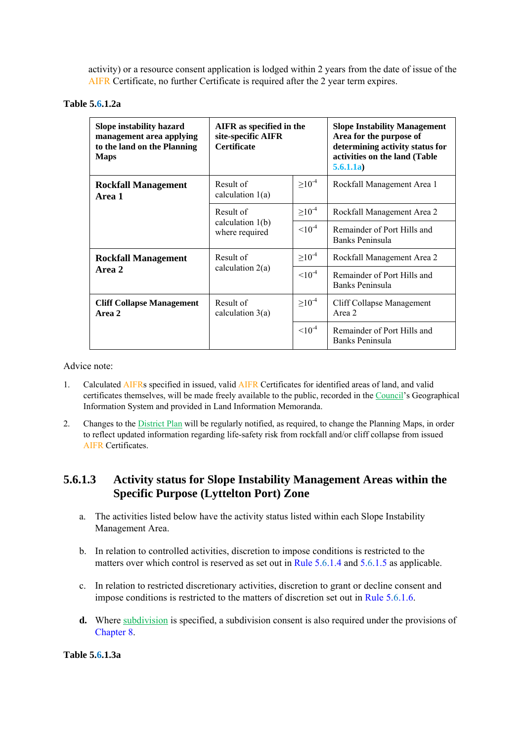activity) or a resource consent application is lodged within 2 years from the date of issue of the AIFR Certificate, no further Certificate is required after the 2 year term expires.

**Table 5.6.1.2a**

| Slope instability hazard management area applying to the land on the Planning Maps | AIFR as specified in the site-specific AIFR Certificate | | Slope Instability Management Area for the purpose of determining activity status for activities on the land (Table 5.6.1.1a) |
|---|---|---|---|
| **Rockfall Management Area 1** | Result of calculation 1(a) | $\geq 10^{-4}$ | Rockfall Management Area 1 |
| | Result of calculation 1(b) where required | $\geq 10^{-4}$ | Rockfall Management Area 2 |
| | | $< 10^{-4}$ | Remainder of Port Hills and Banks Peninsula |
| **Rockfall Management Area 2** | Result of calculation 2(a) | $\geq 10^{-4}$ | Rockfall Management Area 2 |
| | | $< 10^{-4}$ | Remainder of Port Hills and Banks Peninsula |
| **Cliff Collapse Management Area 2** | Result of calculation 3(a) | $\geq 10^{-4}$ | Cliff Collapse Management Area 2 |
| | | $< 10^{-4}$ | Remainder of Port Hills and Banks Peninsula |

Advice note:

1. Calculated AIFRs specified in issued, valid AIFR Certificates for identified areas of land, and valid certificates themselves, will be made freely available to the public, recorded in the Council's Geographical Information System and provided in Land Information Memoranda.

2. Changes to the District Plan will be regularly notified, as required, to change the Planning Maps, in order to reflect updated information regarding life-safety risk from rockfall and/or cliff collapse from issued AIFR Certificates.

## 5.6.1.3 Activity status for Slope Instability Management Areas within the Specific Purpose (Lyttelton Port) Zone

a. The activities listed below have the activity status listed within each Slope Instability Management Area.

b. In relation to controlled activities, discretion to impose conditions is restricted to the matters over which control is reserved as set out in Rule 5.6.1.4 and 5.6.1.5 as applicable.

c. In relation to restricted discretionary activities, discretion to grant or decline consent and impose conditions is restricted to the matters of discretion set out in Rule 5.6.1.6.

**d.** Where subdivision is specified, a subdivision consent is also required under the provisions of Chapter 8.

**Table 5.6.1.3a**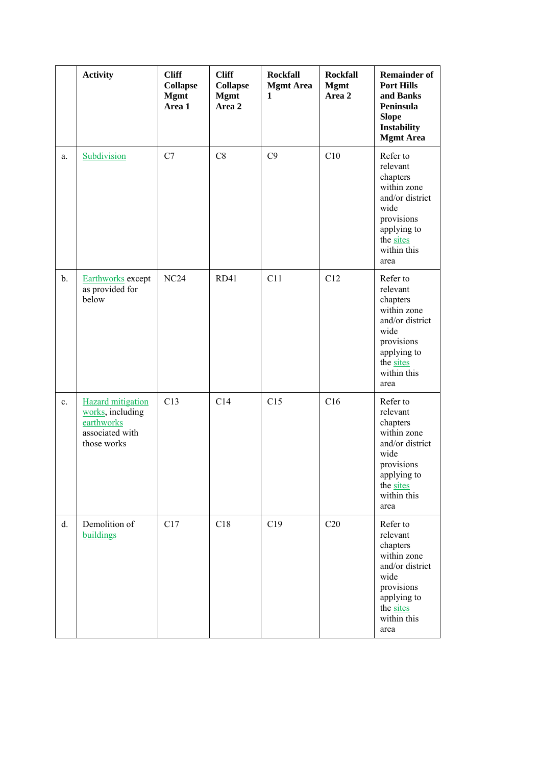| | Activity | Cliff Collapse Mgmt Area 1 | Cliff Collapse Mgmt Area 2 | Rockfall Mgmt Area 1 | Rockfall Mgmt Area 2 | Remainder of Port Hills and Banks Peninsula Slope Instability Mgmt Area |
|---|---|---|---|---|---|---|
| a. | Subdivision | C7 | C8 | C9 | C10 | Refer to relevant chapters within zone and/or district wide provisions applying to the sites within this area |
| b. | Earthworks except as provided for below | NC24 | RD41 | C11 | C12 | Refer to relevant chapters within zone and/or district wide provisions applying to the sites within this area |
| c. | Hazard mitigation works, including earthworks associated with those works | C13 | C14 | C15 | C16 | Refer to relevant chapters within zone and/or district wide provisions applying to the sites within this area |
| d. | Demolition of buildings | C17 | C18 | C19 | C20 | Refer to relevant chapters within zone and/or district wide provisions applying to the sites within this area |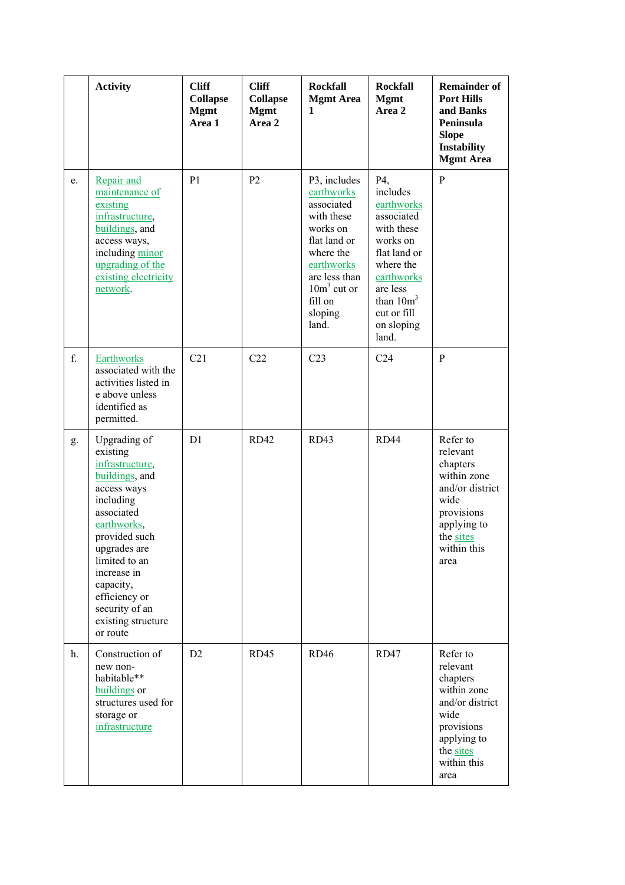| | Activity | Cliff Collapse Mgmt Area 1 | Cliff Collapse Mgmt Area 2 | Rockfall Mgmt Area 1 | Rockfall Mgmt Area 2 | Remainder of Port Hills and Banks Peninsula Slope Instability Mgmt Area |
|---|---|---|---|---|---|---|
| e. | Repair and maintenance of existing infrastructure, buildings, and access ways, including minor upgrading of the existing electricity network. | P1 | P2 | P3, includes earthworks associated with these works on flat land or where the earthworks are less than 10m$^3$ cut or fill on sloping land. | P4, includes earthworks associated with these works on flat land or where the earthworks are less than 10m$^3$ cut or fill on sloping land. | P |
| f. | Earthworks associated with the activities listed in e above unless identified as permitted. | C21 | C22 | C23 | C24 | P |
| g. | Upgrading of existing infrastructure, buildings, and access ways including associated earthworks, provided such upgrades are limited to an increase in capacity, efficiency or security of an existing structure or route | D1 | RD42 | RD43 | RD44 | Refer to relevant chapters within zone and/or district wide provisions applying to the sites within this area |
| h. | Construction of new non-habitable** buildings or structures used for storage or infrastructure | D2 | RD45 | RD46 | RD47 | Refer to relevant chapters within zone and/or district wide provisions applying to the sites within this area |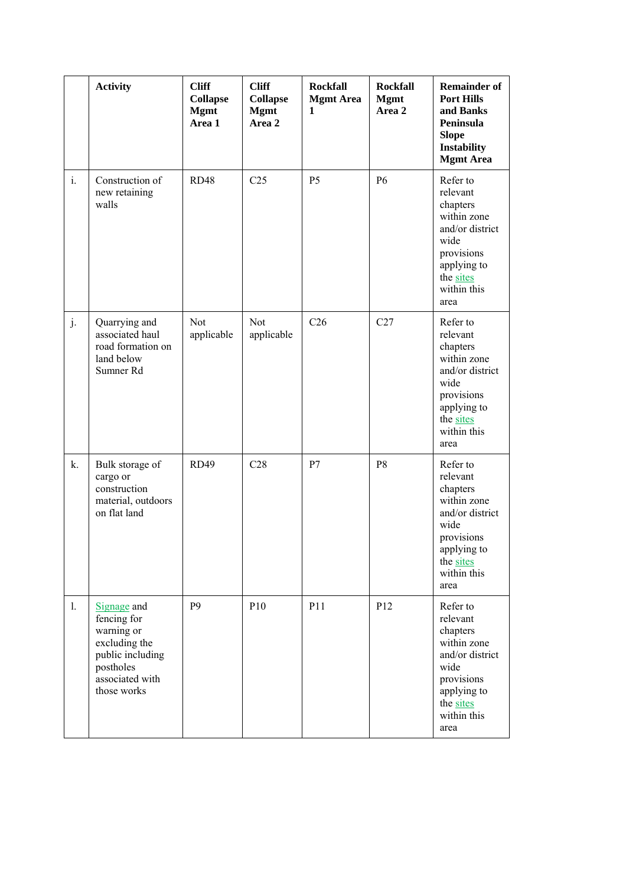| | Activity | Cliff Collapse Mgmt Area 1 | Cliff Collapse Mgmt Area 2 | Rockfall Mgmt Area 1 | Rockfall Mgmt Area 2 | Remainder of Port Hills and Banks Peninsula Slope Instability Mgmt Area |
|---|---|---|---|---|---|---|
| i. | Construction of new retaining walls | RD48 | C25 | P5 | P6 | Refer to relevant chapters within zone and/or district wide provisions applying to the sites within this area |
| j. | Quarrying and associated haul road formation on land below Sumner Rd | Not applicable | Not applicable | C26 | C27 | Refer to relevant chapters within zone and/or district wide provisions applying to the sites within this area |
| k. | Bulk storage of cargo or construction material, outdoors on flat land | RD49 | C28 | P7 | P8 | Refer to relevant chapters within zone and/or district wide provisions applying to the sites within this area |
| l. | Signage and fencing for warning or excluding the public including postholes associated with those works | P9 | P10 | P11 | P12 | Refer to relevant chapters within zone and/or district wide provisions applying to the sites within this area |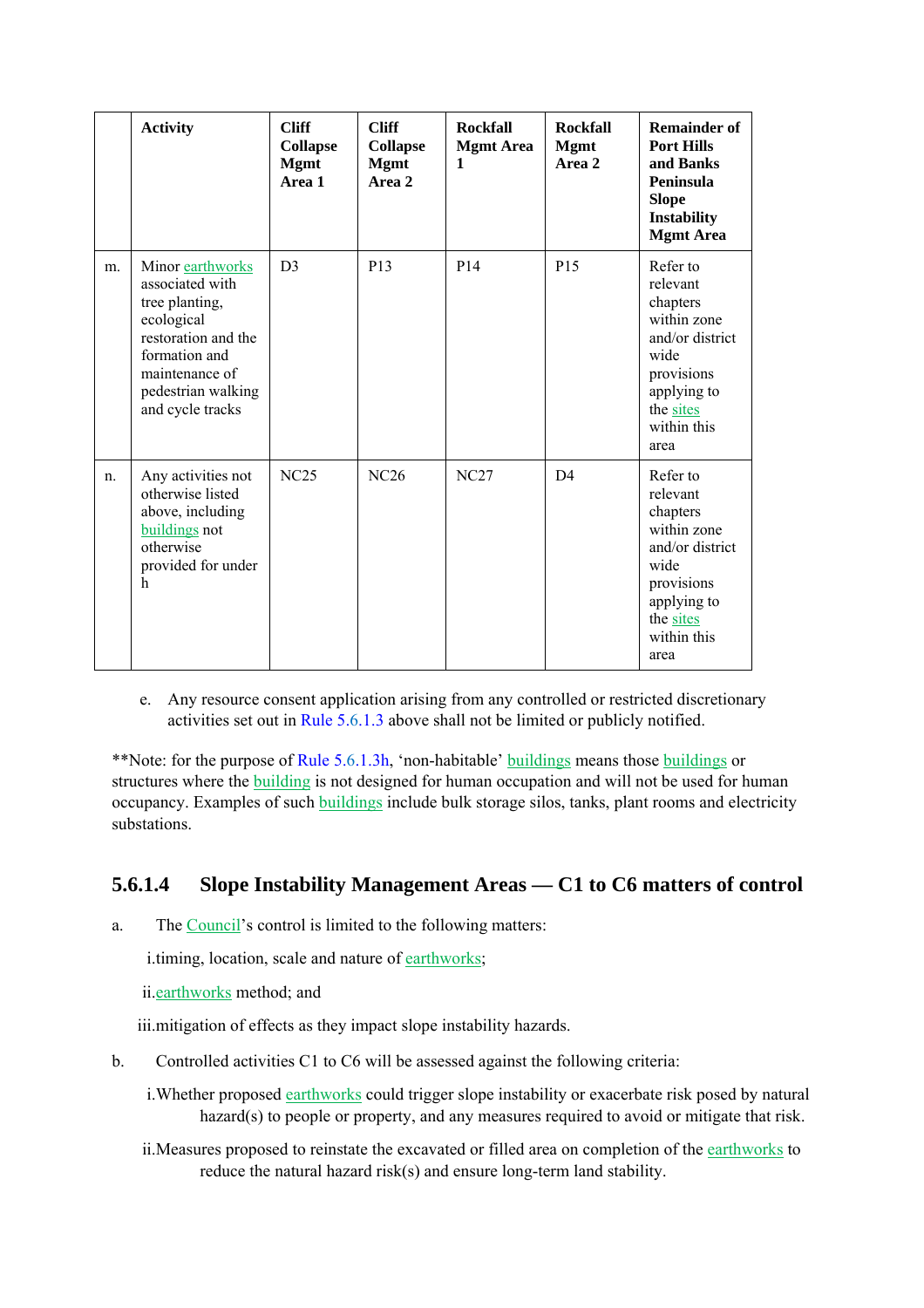| | Activity | Cliff Collapse Mgmt Area 1 | Cliff Collapse Mgmt Area 2 | Rockfall Mgmt Area 1 | Rockfall Mgmt Area 2 | Remainder of Port Hills and Banks Peninsula Slope Instability Mgmt Area |
|---|---|---|---|---|---|---|
| m. | Minor earthworks associated with tree planting, ecological restoration and the formation and maintenance of pedestrian walking and cycle tracks | D3 | P13 | P14 | P15 | Refer to relevant chapters within zone and/or district wide provisions applying to the sites within this area |
| n. | Any activities not otherwise listed above, including buildings not otherwise provided for under h | NC25 | NC26 | NC27 | D4 | Refer to relevant chapters within zone and/or district wide provisions applying to the sites within this area |

e. Any resource consent application arising from any controlled or restricted discretionary activities set out in Rule 5.6.1.3 above shall not be limited or publicly notified.

**Note: for the purpose of Rule 5.6.1.3h, 'non-habitable' buildings means those buildings or structures where the building is not designed for human occupation and will not be used for human occupancy. Examples of such buildings include bulk storage silos, tanks, plant rooms and electricity substations.

### 5.6.1.4 Slope Instability Management Areas — C1 to C6 matters of control

a. The Council's control is limited to the following matters:

i. timing, location, scale and nature of earthworks;

ii. earthworks method; and

iii. mitigation of effects as they impact slope instability hazards.

b. Controlled activities C1 to C6 will be assessed against the following criteria:

i. Whether proposed earthworks could trigger slope instability or exacerbate risk posed by natural hazard(s) to people or property, and any measures required to avoid or mitigate that risk.

ii. Measures proposed to reinstate the excavated or filled area on completion of the earthworks to reduce the natural hazard risk(s) and ensure long-term land stability.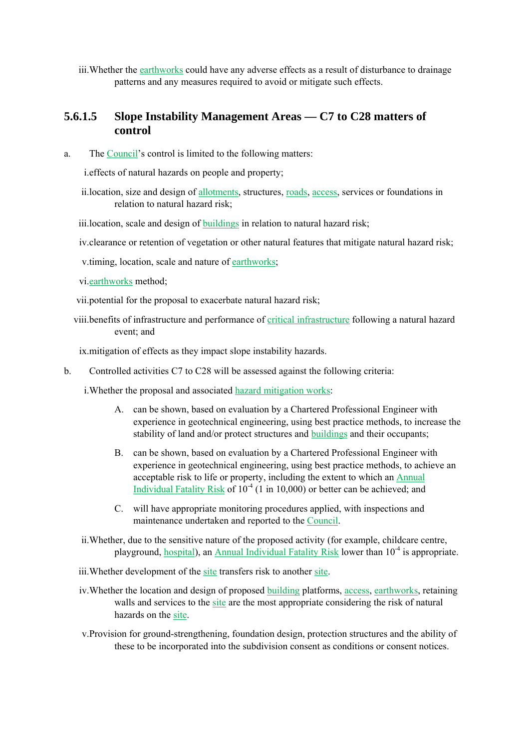iii. Whether the earthworks could have any adverse effects as a result of disturbance to drainage patterns and any measures required to avoid or mitigate such effects.

#### 5.6.1.5 Slope Instability Management Areas — C7 to C28 matters of control

a. The Council's control is limited to the following matters:

i. effects of natural hazards on people and property;

ii. location, size and design of allotments, structures, roads, access, services or foundations in relation to natural hazard risk;

iii. location, scale and design of buildings in relation to natural hazard risk;

iv. clearance or retention of vegetation or other natural features that mitigate natural hazard risk;

v. timing, location, scale and nature of earthworks;

vi. earthworks method;

vii. potential for the proposal to exacerbate natural hazard risk;

viii. benefits of infrastructure and performance of critical infrastructure following a natural hazard event; and

ix. mitigation of effects as they impact slope instability hazards.

b. Controlled activities C7 to C28 will be assessed against the following criteria:

i. Whether the proposal and associated hazard mitigation works:

A. can be shown, based on evaluation by a Chartered Professional Engineer with experience in geotechnical engineering, using best practice methods, to increase the stability of land and/or protect structures and buildings and their occupants;

B. can be shown, based on evaluation by a Chartered Professional Engineer with experience in geotechnical engineering, using best practice methods, to achieve an acceptable risk to life or property, including the extent to which an Annual Individual Fatality Risk of $10^{-4}$ (1 in 10,000) or better can be achieved; and

C. will have appropriate monitoring procedures applied, with inspections and maintenance undertaken and reported to the Council.

ii. Whether, due to the sensitive nature of the proposed activity (for example, childcare centre, playground, hospital), an Annual Individual Fatality Risk lower than $10^{-4}$ is appropriate.

iii. Whether development of the site transfers risk to another site.

iv. Whether the location and design of proposed building platforms, access, earthworks, retaining walls and services to the site are the most appropriate considering the risk of natural hazards on the site.

v. Provision for ground-strengthening, foundation design, protection structures and the ability of these to be incorporated into the subdivision consent as conditions or consent notices.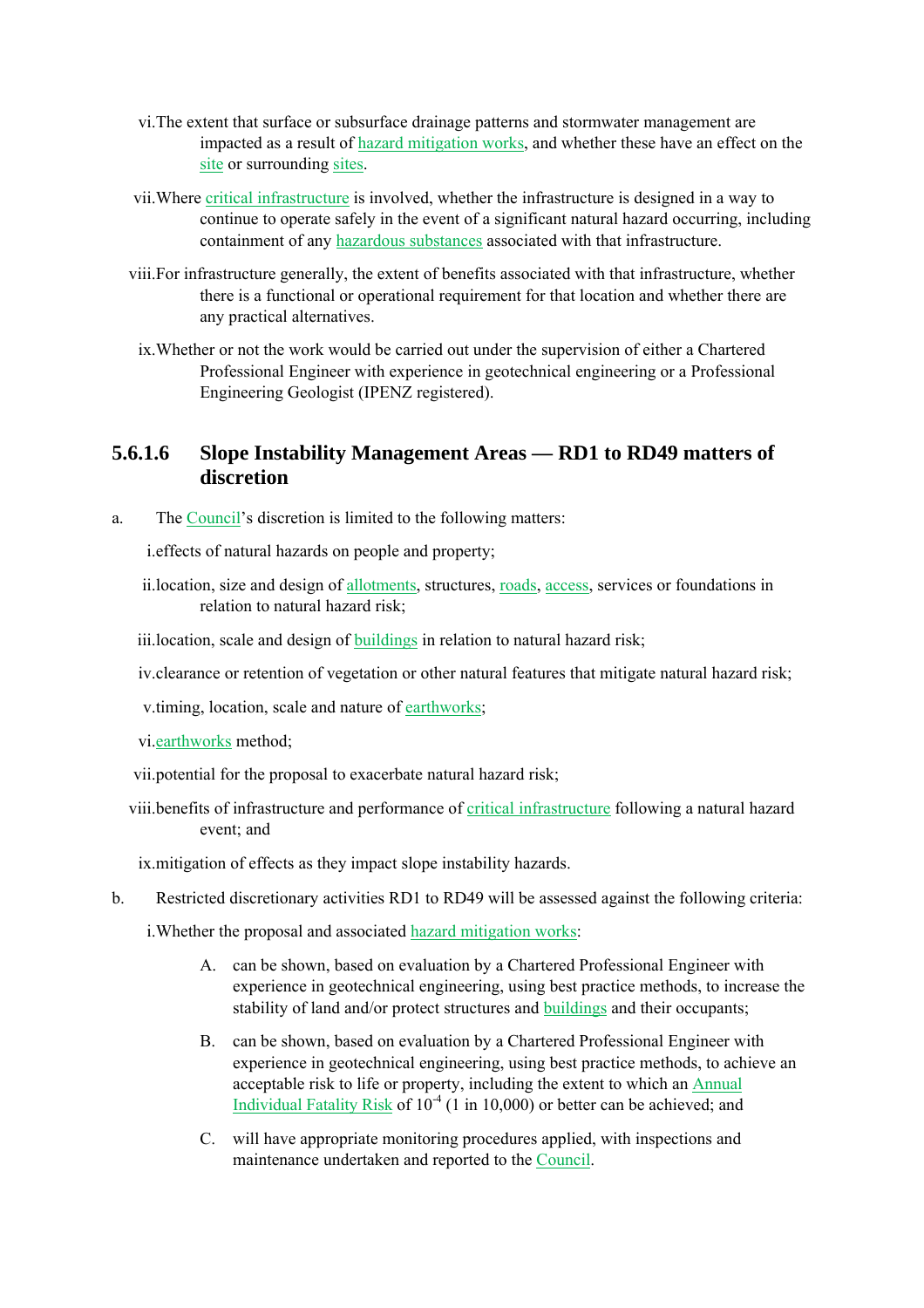vi. The extent that surface or subsurface drainage patterns and stormwater management are impacted as a result of hazard mitigation works, and whether these have an effect on the site or surrounding sites.

vii. Where critical infrastructure is involved, whether the infrastructure is designed in a way to continue to operate safely in the event of a significant natural hazard occurring, including containment of any hazardous substances associated with that infrastructure.

viii. For infrastructure generally, the extent of benefits associated with that infrastructure, whether there is a functional or operational requirement for that location and whether there are any practical alternatives.

ix. Whether or not the work would be carried out under the supervision of either a Chartered Professional Engineer with experience in geotechnical engineering or a Professional Engineering Geologist (IPENZ registered).

### 5.6.1.6 Slope Instability Management Areas — RD1 to RD49 matters of discretion

a. The Council's discretion is limited to the following matters:

i. effects of natural hazards on people and property;

ii. location, size and design of allotments, structures, roads, access, services or foundations in relation to natural hazard risk;

iii. location, scale and design of buildings in relation to natural hazard risk;

iv. clearance or retention of vegetation or other natural features that mitigate natural hazard risk;

v. timing, location, scale and nature of earthworks;

vi. earthworks method;

vii. potential for the proposal to exacerbate natural hazard risk;

viii. benefits of infrastructure and performance of critical infrastructure following a natural hazard event; and

ix. mitigation of effects as they impact slope instability hazards.

b. Restricted discretionary activities RD1 to RD49 will be assessed against the following criteria:

i. Whether the proposal and associated hazard mitigation works:

A. can be shown, based on evaluation by a Chartered Professional Engineer with experience in geotechnical engineering, using best practice methods, to increase the stability of land and/or protect structures and buildings and their occupants;

B. can be shown, based on evaluation by a Chartered Professional Engineer with experience in geotechnical engineering, using best practice methods, to achieve an acceptable risk to life or property, including the extent to which an Annual Individual Fatality Risk of $10^{-4}$ (1 in 10,000) or better can be achieved; and

C. will have appropriate monitoring procedures applied, with inspections and maintenance undertaken and reported to the Council.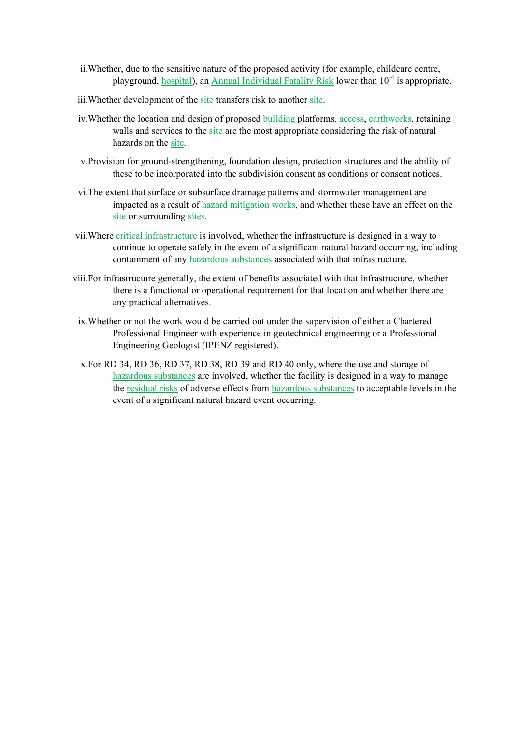ii. Whether, due to the sensitive nature of the proposed activity (for example, childcare centre, playground, hospital), an Annual Individual Fatality Risk lower than $10^{-4}$ is appropriate.

iii. Whether development of the site transfers risk to another site.

iv. Whether the location and design of proposed building platforms, access, earthworks, retaining walls and services to the site are the most appropriate considering the risk of natural hazards on the site.

v. Provision for ground-strengthening, foundation design, protection structures and the ability of these to be incorporated into the subdivision consent as conditions or consent notices.

vi. The extent that surface or subsurface drainage patterns and stormwater management are impacted as a result of hazard mitigation works, and whether these have an effect on the site or surrounding sites.

vii. Where critical infrastructure is involved, whether the infrastructure is designed in a way to continue to operate safely in the event of a significant natural hazard occurring, including containment of any hazardous substances associated with that infrastructure.

viii. For infrastructure generally, the extent of benefits associated with that infrastructure, whether there is a functional or operational requirement for that location and whether there are any practical alternatives.

ix. Whether or not the work would be carried out under the supervision of either a Chartered Professional Engineer with experience in geotechnical engineering or a Professional Engineering Geologist (IPENZ registered).

x. For RD 34, RD 36, RD 37, RD 38, RD 39 and RD 40 only, where the use and storage of hazardous substances are involved, whether the facility is designed in a way to manage the residual risks of adverse effects from hazardous substances to acceptable levels in the event of a significant natural hazard event occurring.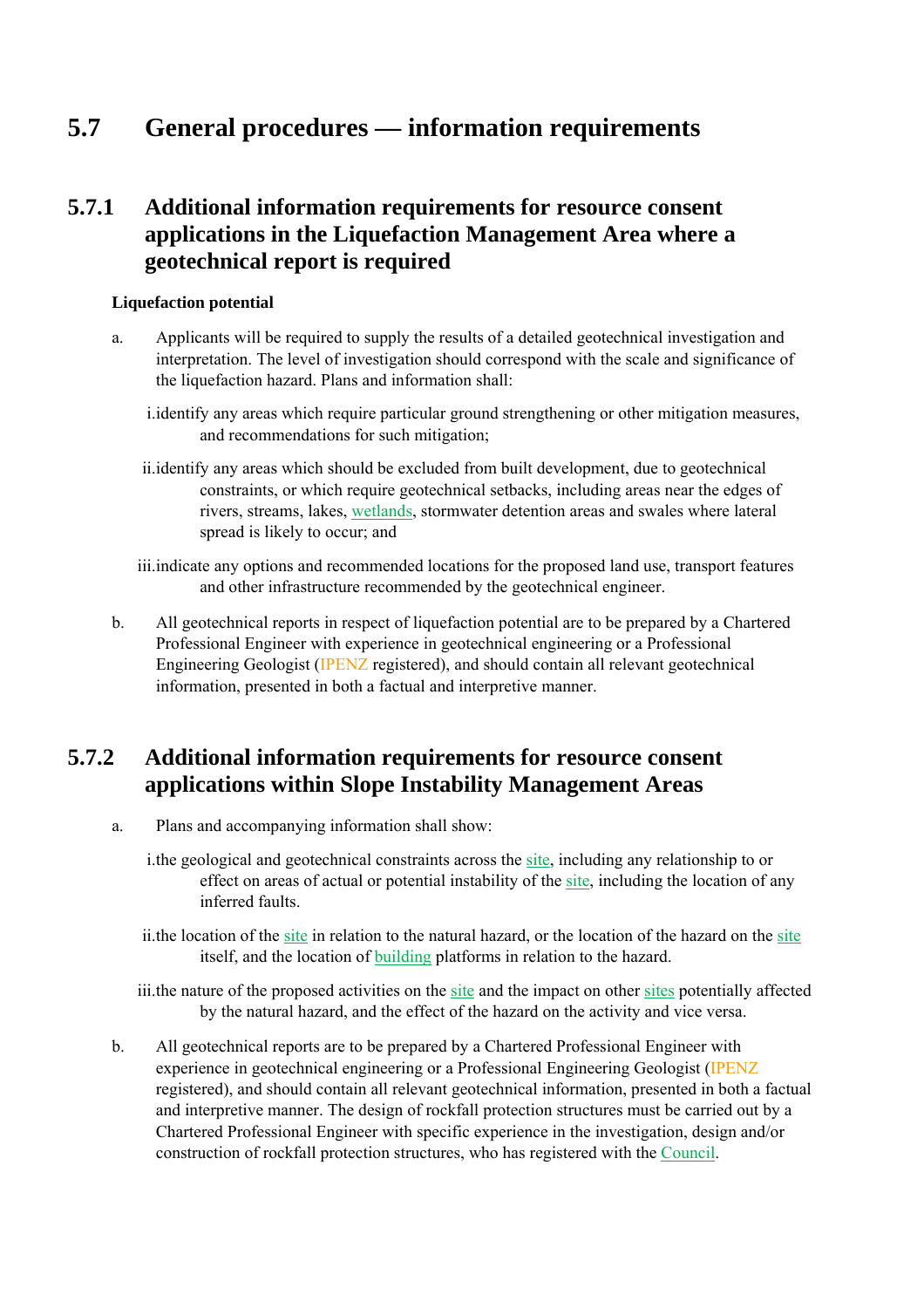## 5.7 General procedures — information requirements

### 5.7.1 Additional information requirements for resource consent applications in the Liquefaction Management Area where a geotechnical report is required

**Liquefaction potential**

a. Applicants will be required to supply the results of a detailed geotechnical investigation and interpretation. The level of investigation should correspond with the scale and significance of the liquefaction hazard. Plans and information shall:

   i. identify any areas which require particular ground strengthening or other mitigation measures, and recommendations for such mitigation;

   ii. identify any areas which should be excluded from built development, due to geotechnical constraints, or which require geotechnical setbacks, including areas near the edges of rivers, streams, lakes, wetlands, stormwater detention areas and swales where lateral spread is likely to occur; and

   iii. indicate any options and recommended locations for the proposed land use, transport features and other infrastructure recommended by the geotechnical engineer.

b. All geotechnical reports in respect of liquefaction potential are to be prepared by a Chartered Professional Engineer with experience in geotechnical engineering or a Professional Engineering Geologist (IPENZ registered), and should contain all relevant geotechnical information, presented in both a factual and interpretive manner.

### 5.7.2 Additional information requirements for resource consent applications within Slope Instability Management Areas

a. Plans and accompanying information shall show:

   i. the geological and geotechnical constraints across the site, including any relationship to or effect on areas of actual or potential instability of the site, including the location of any inferred faults.

   ii. the location of the site in relation to the natural hazard, or the location of the hazard on the site itself, and the location of building platforms in relation to the hazard.

   iii. the nature of the proposed activities on the site and the impact on other sites potentially affected by the natural hazard, and the effect of the hazard on the activity and vice versa.

b. All geotechnical reports are to be prepared by a Chartered Professional Engineer with experience in geotechnical engineering or a Professional Engineering Geologist (IPENZ registered), and should contain all relevant geotechnical information, presented in both a factual and interpretive manner. The design of rockfall protection structures must be carried out by a Chartered Professional Engineer with specific experience in the investigation, design and/or construction of rockfall protection structures, who has registered with the Council.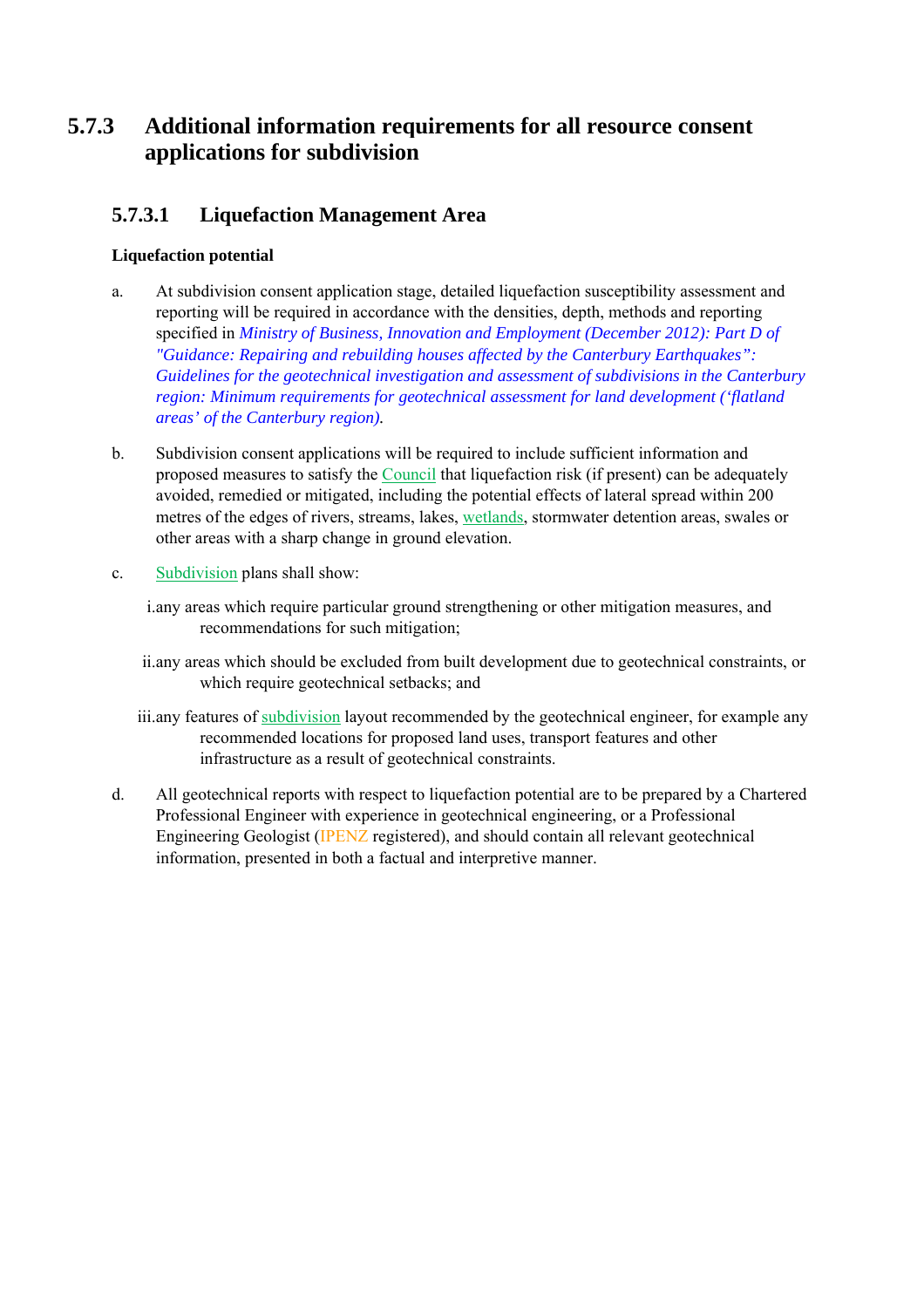## 5.7.3 Additional information requirements for all resource consent applications for subdivision

### 5.7.3.1 Liquefaction Management Area

**Liquefaction potential**

a. At subdivision consent application stage, detailed liquefaction susceptibility assessment and reporting will be required in accordance with the densities, depth, methods and reporting specified in *Ministry of Business, Innovation and Employment (December 2012): Part D of "Guidance: Repairing and rebuilding houses affected by the Canterbury Earthquakes": Guidelines for the geotechnical investigation and assessment of subdivisions in the Canterbury region: Minimum requirements for geotechnical assessment for land development ('flatland areas' of the Canterbury region).*

b. Subdivision consent applications will be required to include sufficient information and proposed measures to satisfy the Council that liquefaction risk (if present) can be adequately avoided, remedied or mitigated, including the potential effects of lateral spread within 200 metres of the edges of rivers, streams, lakes, wetlands, stormwater detention areas, swales or other areas with a sharp change in ground elevation.

c. Subdivision plans shall show:

   i. any areas which require particular ground strengthening or other mitigation measures, and recommendations for such mitigation;

   ii. any areas which should be excluded from built development due to geotechnical constraints, or which require geotechnical setbacks; and

   iii. any features of subdivision layout recommended by the geotechnical engineer, for example any recommended locations for proposed land uses, transport features and other infrastructure as a result of geotechnical constraints.

d. All geotechnical reports with respect to liquefaction potential are to be prepared by a Chartered Professional Engineer with experience in geotechnical engineering, or a Professional Engineering Geologist (IPENZ registered), and should contain all relevant geotechnical information, presented in both a factual and interpretive manner.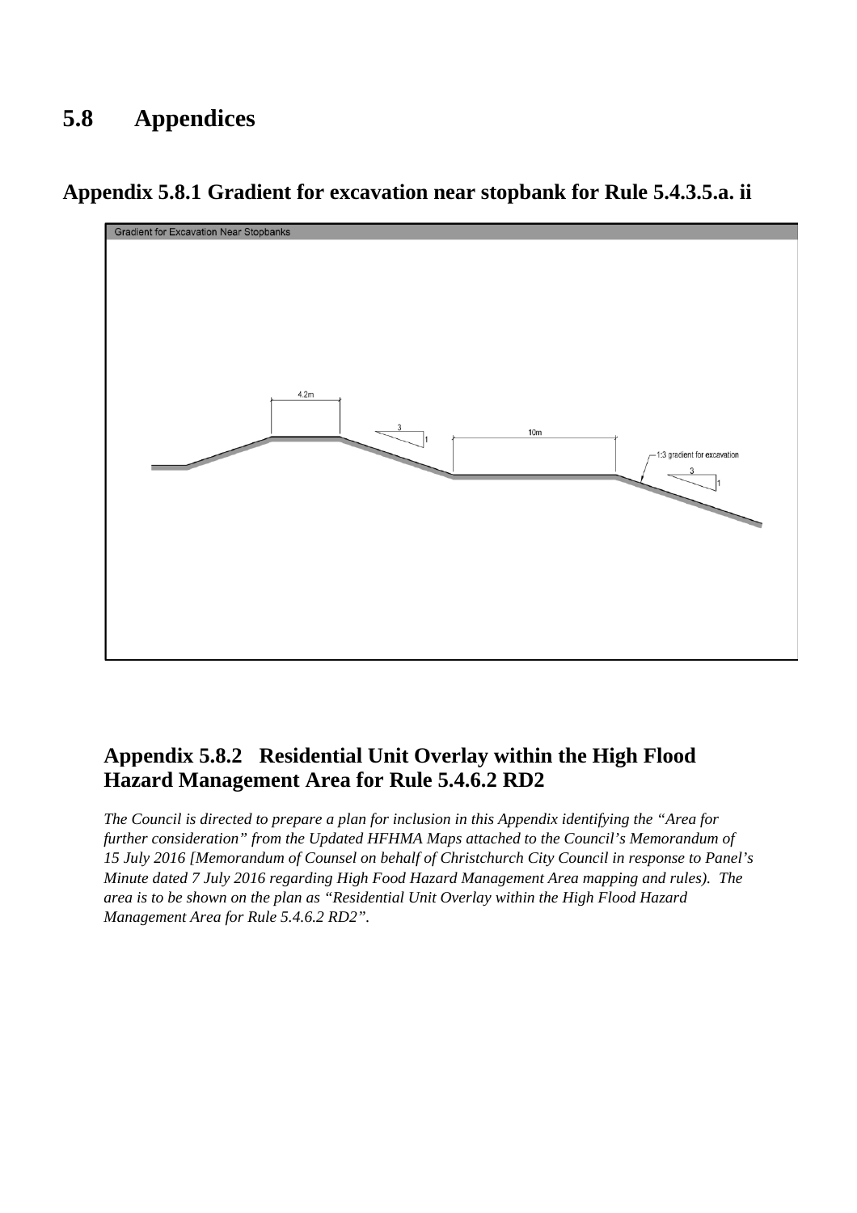## 5.8 Appendices

### Appendix 5.8.1 Gradient for excavation near stopbank for Rule 5.4.3.5.a. ii

Gradient for Excavation Near Stopbanks

4.2m

3

1

10m

1:3 gradient for excavation

3

1

### Appendix 5.8.2 Residential Unit Overlay within the High Flood Hazard Management Area for Rule 5.4.6.2 RD2

*The Council is directed to prepare a plan for inclusion in this Appendix identifying the "Area for further consideration" from the Updated HFHMA Maps attached to the Council's Memorandum of 15 July 2016 [Memorandum of Counsel on behalf of Christchurch City Council in response to Panel's Minute dated 7 July 2016 regarding High Food Hazard Management Area mapping and rules). The area is to be shown on the plan as "Residential Unit Overlay within the High Flood Hazard Management Area for Rule 5.4.6.2 RD2".*